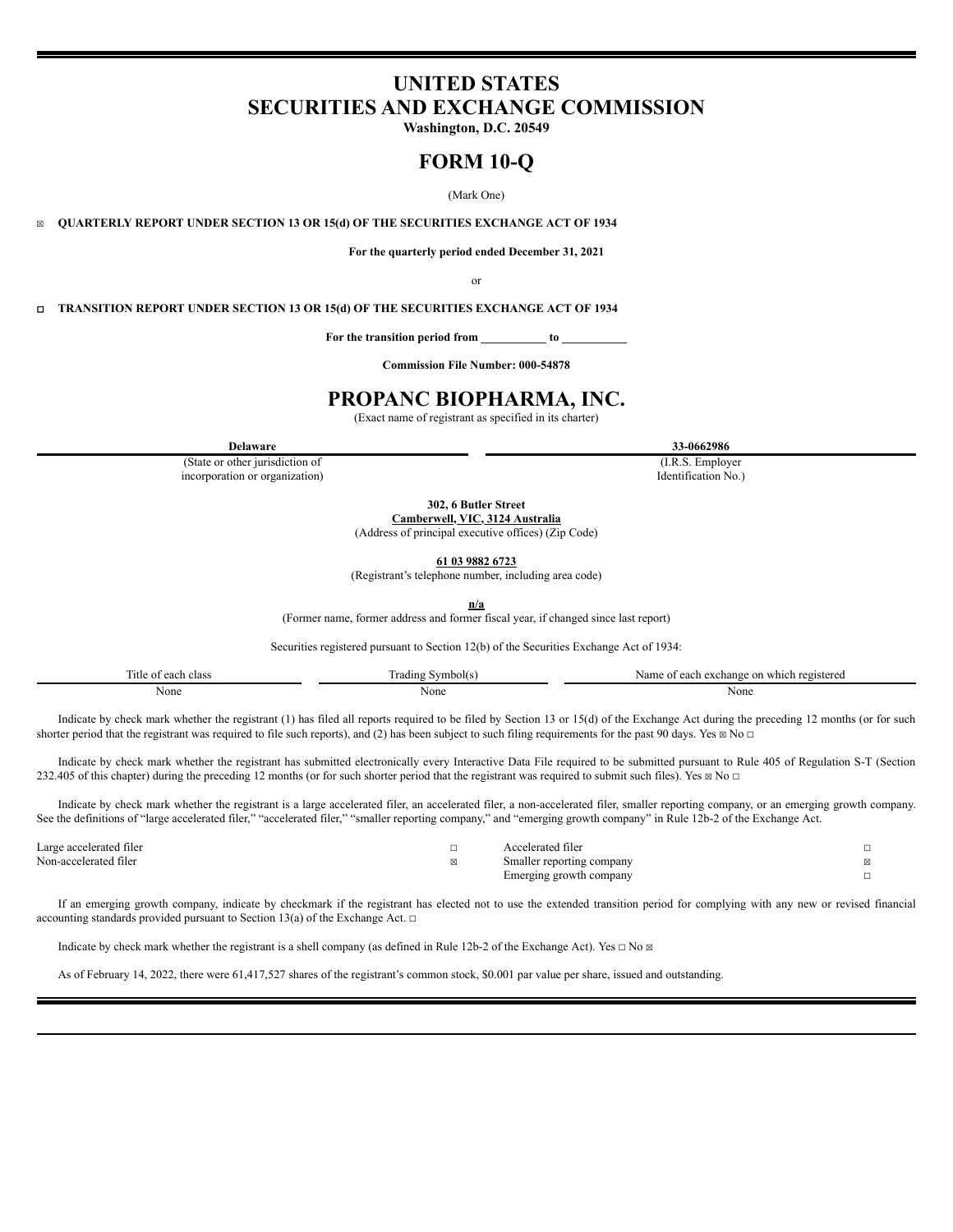# UNITED STATES
# SECURITIES AND EXCHANGE COMMISSION

**Washington, D.C. 20549**

# FORM 10-Q

(Mark One)

☒ **QUARTERLY REPORT UNDER SECTION 13 OR 15(d) OF THE SECURITIES EXCHANGE ACT OF 1934**

**For the quarterly period ended December 31, 2021**

or

☐ **TRANSITION REPORT UNDER SECTION 13 OR 15(d) OF THE SECURITIES EXCHANGE ACT OF 1934**

**For the transition period from \_\_\_\_\_\_\_\_\_\_\_ to \_\_\_\_\_\_\_\_\_\_\_**

**Commission File Number: 000-54878**

# PROPANC BIOPHARMA, INC.

(Exact name of registrant as specified in its charter)

| **Delaware** | **33-0662986** |
|---|---|
| (State or other jurisdiction of incorporation or organization) | (I.R.S. Employer Identification No.) |

**302, 6 Butler Street**
**Camberwell, VIC, 3124 Australia**
(Address of principal executive offices) (Zip Code)

**61 03 9882 6723**
(Registrant's telephone number, including area code)

**n/a**
(Former name, former address and former fiscal year, if changed since last report)

Securities registered pursuant to Section 12(b) of the Securities Exchange Act of 1934:

| Title of each class | Trading Symbol(s) | Name of each exchange on which registered |
|---|---|---|
| None | None | None |

Indicate by check mark whether the registrant (1) has filed all reports required to be filed by Section 13 or 15(d) of the Exchange Act during the preceding 12 months (or for such shorter period that the registrant was required to file such reports), and (2) has been subject to such filing requirements for the past 90 days. Yes ☒ No ☐

Indicate by check mark whether the registrant has submitted electronically every Interactive Data File required to be submitted pursuant to Rule 405 of Regulation S-T (Section 232.405 of this chapter) during the preceding 12 months (or for such shorter period that the registrant was required to submit such files). Yes ☒ No ☐

Indicate by check mark whether the registrant is a large accelerated filer, an accelerated filer, a non-accelerated filer, smaller reporting company, or an emerging growth company. See the definitions of "large accelerated filer," "accelerated filer," "smaller reporting company," and "emerging growth company" in Rule 12b-2 of the Exchange Act.

| | | | |
|---|---|---|---|
| Large accelerated filer | ☐ | Accelerated filer | ☐ |
| Non-accelerated filer | ☒ | Smaller reporting company | ☒ |
| | | Emerging growth company | ☐ |

If an emerging growth company, indicate by checkmark if the registrant has elected not to use the extended transition period for complying with any new or revised financial accounting standards provided pursuant to Section 13(a) of the Exchange Act. ☐

Indicate by check mark whether the registrant is a shell company (as defined in Rule 12b-2 of the Exchange Act). Yes ☐ No ☒

As of February 14, 2022, there were 61,417,527 shares of the registrant's common stock, $0.001 par value per share, issued and outstanding.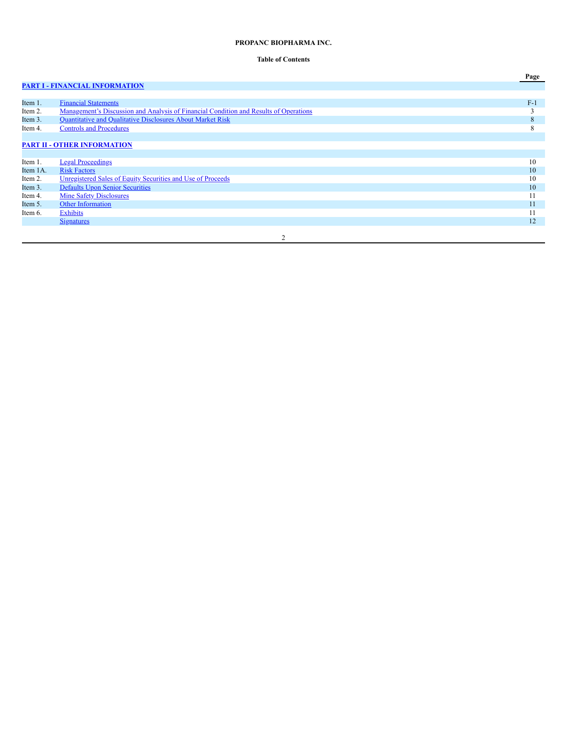**PROPANC BIOPHARMA INC.**

**Table of Contents**

| | | Page |
|---|---|---|
| **PART I - FINANCIAL INFORMATION** | | |
| Item 1. | Financial Statements | F-1 |
| Item 2. | Management's Discussion and Analysis of Financial Condition and Results of Operations | 3 |
| Item 3. | Quantitative and Qualitative Disclosures About Market Risk | 8 |
| Item 4. | Controls and Procedures | 8 |
| **PART II - OTHER INFORMATION** | | |
| Item 1. | Legal Proceedings | 10 |
| Item 1A. | Risk Factors | 10 |
| Item 2. | Unregistered Sales of Equity Securities and Use of Proceeds | 10 |
| Item 3. | Defaults Upon Senior Securities | 10 |
| Item 4. | Mine Safety Disclosures | 11 |
| Item 5. | Other Information | 11 |
| Item 6. | Exhibits | 11 |
| | Signatures | 12 |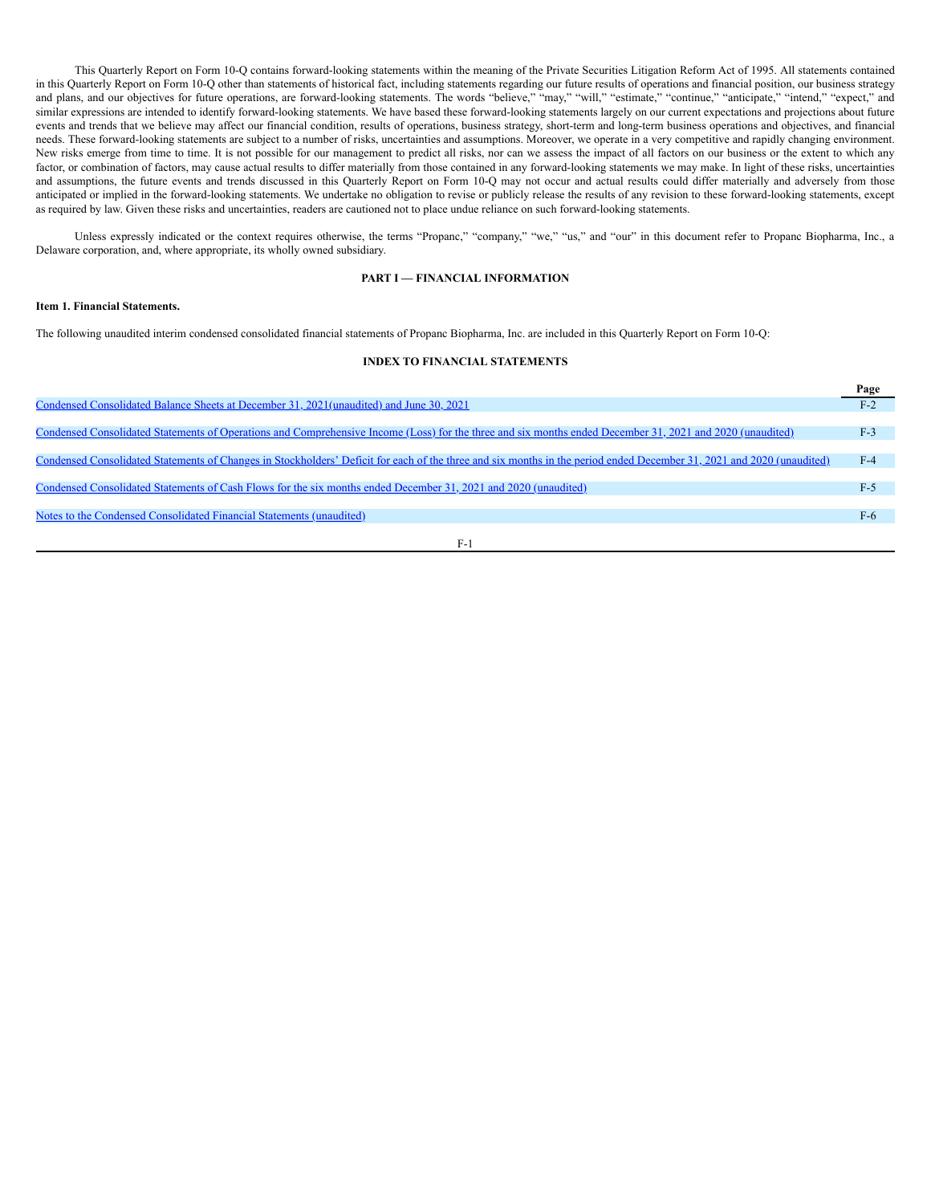This Quarterly Report on Form 10-Q contains forward-looking statements within the meaning of the Private Securities Litigation Reform Act of 1995. All statements contained in this Quarterly Report on Form 10-Q other than statements of historical fact, including statements regarding our future results of operations and financial position, our business strategy and plans, and our objectives for future operations, are forward-looking statements. The words "believe," "may," "will," "estimate," "continue," "anticipate," "intend," "expect," and similar expressions are intended to identify forward-looking statements. We have based these forward-looking statements largely on our current expectations and projections about future events and trends that we believe may affect our financial condition, results of operations, business strategy, short-term and long-term business operations and objectives, and financial needs. These forward-looking statements are subject to a number of risks, uncertainties and assumptions. Moreover, we operate in a very competitive and rapidly changing environment. New risks emerge from time to time. It is not possible for our management to predict all risks, nor can we assess the impact of all factors on our business or the extent to which any factor, or combination of factors, may cause actual results to differ materially from those contained in any forward-looking statements we may make. In light of these risks, uncertainties and assumptions, the future events and trends discussed in this Quarterly Report on Form 10-Q may not occur and actual results could differ materially and adversely from those anticipated or implied in the forward-looking statements. We undertake no obligation to revise or publicly release the results of any revision to these forward-looking statements, except as required by law. Given these risks and uncertainties, readers are cautioned not to place undue reliance on such forward-looking statements.

Unless expressly indicated or the context requires otherwise, the terms "Propanc," "company," "we," "us," and "our" in this document refer to Propanc Biopharma, Inc., a Delaware corporation, and, where appropriate, its wholly owned subsidiary.

## PART I — FINANCIAL INFORMATION

### Item 1. Financial Statements.

The following unaudited interim condensed consolidated financial statements of Propanc Biopharma, Inc. are included in this Quarterly Report on Form 10-Q:

### INDEX TO FINANCIAL STATEMENTS

| | Page |
|---|---|
| Condensed Consolidated Balance Sheets at December 31, 2021(unaudited) and June 30, 2021 | F-2 |
| Condensed Consolidated Statements of Operations and Comprehensive Income (Loss) for the three and six months ended December 31, 2021 and 2020 (unaudited) | F-3 |
| Condensed Consolidated Statements of Changes in Stockholders' Deficit for each of the three and six months in the period ended December 31, 2021 and 2020 (unaudited) | F-4 |
| Condensed Consolidated Statements of Cash Flows for the six months ended December 31, 2021 and 2020 (unaudited) | F-5 |
| Notes to the Condensed Consolidated Financial Statements (unaudited) | F-6 |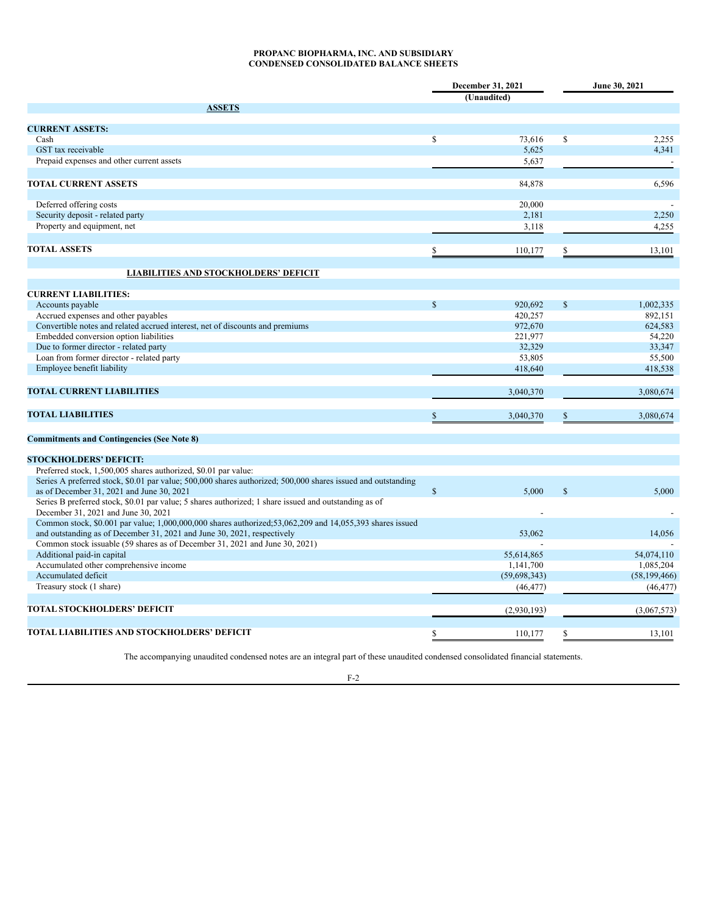**PROPANC BIOPHARMA, INC. AND SUBSIDIARY**
**CONDENSED CONSOLIDATED BALANCE SHEETS**

| | December 31, 2021 (Unaudited) | June 30, 2021 |
|---|---|---|
| **ASSETS** | | |
| **CURRENT ASSETS:** | | |
| Cash | $ 73,616 | $ 2,255 |
| GST tax receivable | 5,625 | 4,341 |
| Prepaid expenses and other current assets | 5,637 | - |
| **TOTAL CURRENT ASSETS** | 84,878 | 6,596 |
| Deferred offering costs | 20,000 | - |
| Security deposit - related party | 2,181 | 2,250 |
| Property and equipment, net | 3,118 | 4,255 |
| **TOTAL ASSETS** | $ 110,177 | $ 13,101 |
| **LIABILITIES AND STOCKHOLDERS' DEFICIT** | | |
| **CURRENT LIABILITIES:** | | |
| Accounts payable | $ 920,692 | $ 1,002,335 |
| Accrued expenses and other payables | 420,257 | 892,151 |
| Convertible notes and related accrued interest, net of discounts and premiums | 972,670 | 624,583 |
| Embedded conversion option liabilities | 221,977 | 54,220 |
| Due to former director - related party | 32,329 | 33,347 |
| Loan from former director - related party | 53,805 | 55,500 |
| Employee benefit liability | 418,640 | 418,538 |
| **TOTAL CURRENT LIABILITIES** | 3,040,370 | 3,080,674 |
| **TOTAL LIABILITIES** | $ 3,040,370 | $ 3,080,674 |
| **Commitments and Contingencies (See Note 8)** | | |
| **STOCKHOLDERS' DEFICIT:** | | |
| Preferred stock, 1,500,005 shares authorized, $0.01 par value: | | |
| Series A preferred stock, $0.01 par value; 500,000 shares authorized; 500,000 shares issued and outstanding as of December 31, 2021 and June 30, 2021 | $ 5,000 | $ 5,000 |
| Series B preferred stock, $0.01 par value; 5 shares authorized; 1 share issued and outstanding as of December 31, 2021 and June 30, 2021 | - | - |
| Common stock, $0.001 par value; 1,000,000,000 shares authorized;53,062,209 and 14,055,393 shares issued and outstanding as of December 31, 2021 and June 30, 2021, respectively | 53,062 | 14,056 |
| Common stock issuable (59 shares as of December 31, 2021 and June 30, 2021) | - | - |
| Additional paid-in capital | 55,614,865 | 54,074,110 |
| Accumulated other comprehensive income | 1,141,700 | 1,085,204 |
| Accumulated deficit | (59,698,343) | (58,199,466) |
| Treasury stock (1 share) | (46,477) | (46,477) |
| **TOTAL STOCKHOLDERS' DEFICIT** | (2,930,193) | (3,067,573) |
| **TOTAL LIABILITIES AND STOCKHOLDERS' DEFICIT** | $ 110,177 | $ 13,101 |

The accompanying unaudited condensed notes are an integral part of these unaudited condensed consolidated financial statements.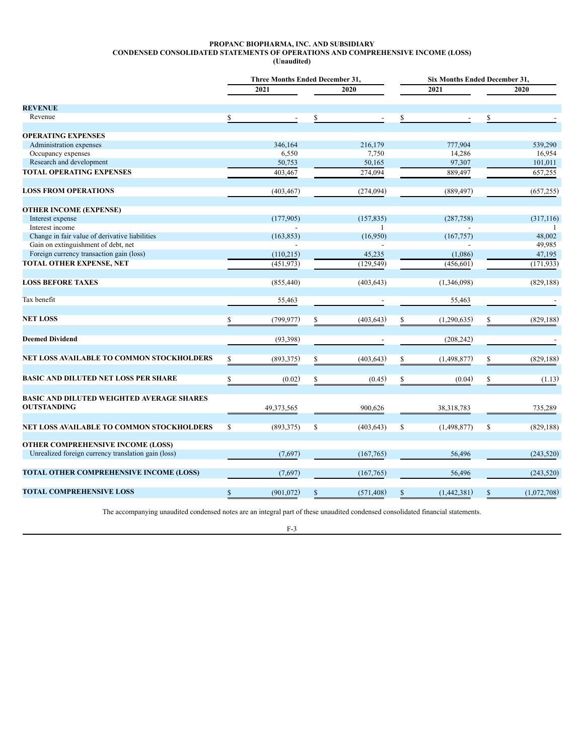**PROPANC BIOPHARMA, INC. AND SUBSIDIARY**
**CONDENSED CONSOLIDATED STATEMENTS OF OPERATIONS AND COMPREHENSIVE INCOME (LOSS)**
**(Unaudited)**

| | Three Months Ended December 31, | | Six Months Ended December 31, | |
|---|---|---|---|---|
| | 2021 | 2020 | 2021 | 2020 |
| **REVENUE** | | | | |
| Revenue | $ - | $ - | $ - | $ - |
| **OPERATING EXPENSES** | | | | |
| Administration expenses | 346,164 | 216,179 | 777,904 | 539,290 |
| Occupancy expenses | 6,550 | 7,750 | 14,286 | 16,954 |
| Research and development | 50,753 | 50,165 | 97,307 | 101,011 |
| **TOTAL OPERATING EXPENSES** | 403,467 | 274,094 | 889,497 | 657,255 |
| **LOSS FROM OPERATIONS** | (403,467) | (274,094) | (889,497) | (657,255) |
| **OTHER INCOME (EXPENSE)** | | | | |
| Interest expense | (177,905) | (157,835) | (287,758) | (317,116) |
| Interest income | - | 1 | - | 1 |
| Change in fair value of derivative liabilities | (163,853) | (16,950) | (167,757) | 48,002 |
| Gain on extinguishment of debt, net | - | - | - | 49,985 |
| Foreign currency transaction gain (loss) | (110,215) | 45,235 | (1,086) | 47,195 |
| **TOTAL OTHER EXPENSE, NET** | (451,973) | (129,549) | (456,601) | (171,933) |
| **LOSS BEFORE TAXES** | (855,440) | (403,643) | (1,346,098) | (829,188) |
| Tax benefit | 55,463 | - | 55,463 | - |
| **NET LOSS** | $ (799,977) | $ (403,643) | $ (1,290,635) | $ (829,188) |
| **Deemed Dividend** | (93,398) | - | (208,242) | - |
| **NET LOSS AVAILABLE TO COMMON STOCKHOLDERS** | $ (893,375) | $ (403,643) | $ (1,498,877) | $ (829,188) |
| **BASIC AND DILUTED NET LOSS PER SHARE** | $ (0.02) | $ (0.45) | $ (0.04) | $ (1.13) |
| **BASIC AND DILUTED WEIGHTED AVERAGE SHARES OUTSTANDING** | 49,373,565 | 900,626 | 38,318,783 | 735,289 |
| **NET LOSS AVAILABLE TO COMMON STOCKHOLDERS** | $ (893,375) | $ (403,643) | $ (1,498,877) | $ (829,188) |
| **OTHER COMPREHENSIVE INCOME (LOSS)** | | | | |
| Unrealized foreign currency translation gain (loss) | (7,697) | (167,765) | 56,496 | (243,520) |
| **TOTAL OTHER COMPREHENSIVE INCOME (LOSS)** | (7,697) | (167,765) | 56,496 | (243,520) |
| **TOTAL COMPREHENSIVE LOSS** | $ (901,072) | $ (571,408) | $ (1,442,381) | $ (1,072,708) |

The accompanying unaudited condensed notes are an integral part of these unaudited condensed consolidated financial statements.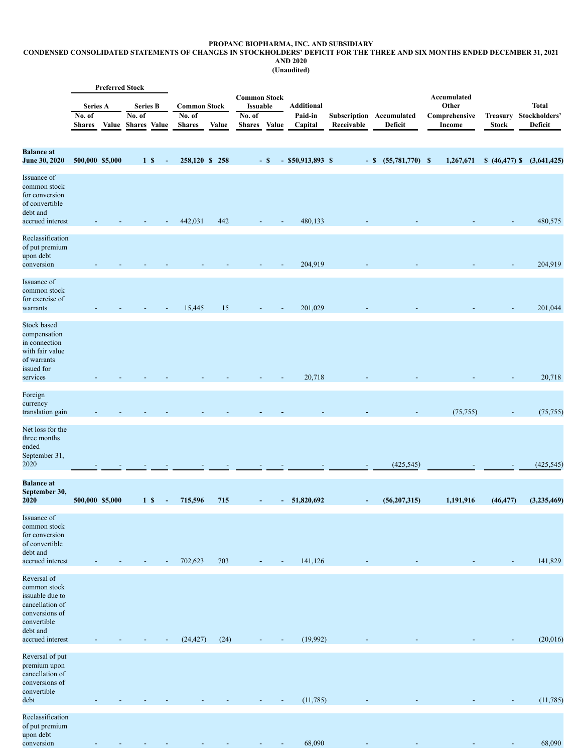**PROPANC BIOPHARMA, INC. AND SUBSIDIARY**

**CONDENSED CONSOLIDATED STATEMENTS OF CHANGES IN STOCKHOLDERS' DEFICIT FOR THE THREE AND SIX MONTHS ENDED DECEMBER 31, 2021 AND 2020**

**(Unaudited)**

| | Preferred Stock | | | | | | | | | | | | | | |
|---|---|---|---|---|---|---|---|---|---|---|---|---|---|---|---|
| | Series A | | Series B | | Common Stock | | Common Stock Issuable | | Additional | | | Accumulated Other | | Total |
| | No. of Shares | Value | No. of Shares | Value | No. of Shares | Value | No. of Shares | Value | Paid-in Capital | Subscription Receivable | Accumulated Deficit | Comprehensive Income | Treasury Stock | Stockholders' Deficit |
| **Balance at June 30, 2020** | 500,000 | $5,000 | 1 | $ - | 258,120 | $ 258 | - | $ - | $50,913,893 | $ - | $ (55,781,770) | $ 1,267,671 | $ (46,477) | $ (3,641,425) |
| Issuance of common stock for conversion of convertible debt and accrued interest | - | - | - | - | 442,031 | 442 | - | - | 480,133 | - | - | - | - | 480,575 |
| Reclassification of put premium upon debt conversion | - | - | - | - | - | - | - | - | 204,919 | - | - | - | - | 204,919 |
| Issuance of common stock for exercise of warrants | - | - | - | - | 15,445 | 15 | - | - | 201,029 | - | - | - | - | 201,044 |
| Stock based compensation in connection with fair value of warrants issued for services | - | - | - | - | - | - | - | - | 20,718 | - | - | - | - | 20,718 |
| Foreign currency translation gain | - | - | - | - | - | - | - | - | - | - | - | (75,755) | - | (75,755) |
| Net loss for the three months ended September 31, 2020 | - | - | - | - | - | - | - | - | - | - | (425,545) | - | - | (425,545) |
| **Balance at September 30, 2020** | 500,000 | $5,000 | 1 | $ - | 715,596 | 715 | - | - | 51,820,692 | - | (56,207,315) | 1,191,916 | (46,477) | (3,235,469) |
| Issuance of common stock for conversion of convertible debt and accrued interest | - | - | - | - | 702,623 | 703 | - | - | 141,126 | - | - | - | - | 141,829 |
| Reversal of common stock issuable due to cancellation of conversions of convertible debt and accrued interest | - | - | - | - | (24,427) | (24) | - | - | (19,992) | - | - | - | - | (20,016) |
| Reversal of put premium upon cancellation of conversions of convertible debt | - | - | - | - | - | - | - | - | (11,785) | - | - | - | - | (11,785) |
| Reclassification of put premium upon debt conversion | - | - | - | - | - | - | - | - | 68,090 | - | - | - | - | 68,090 |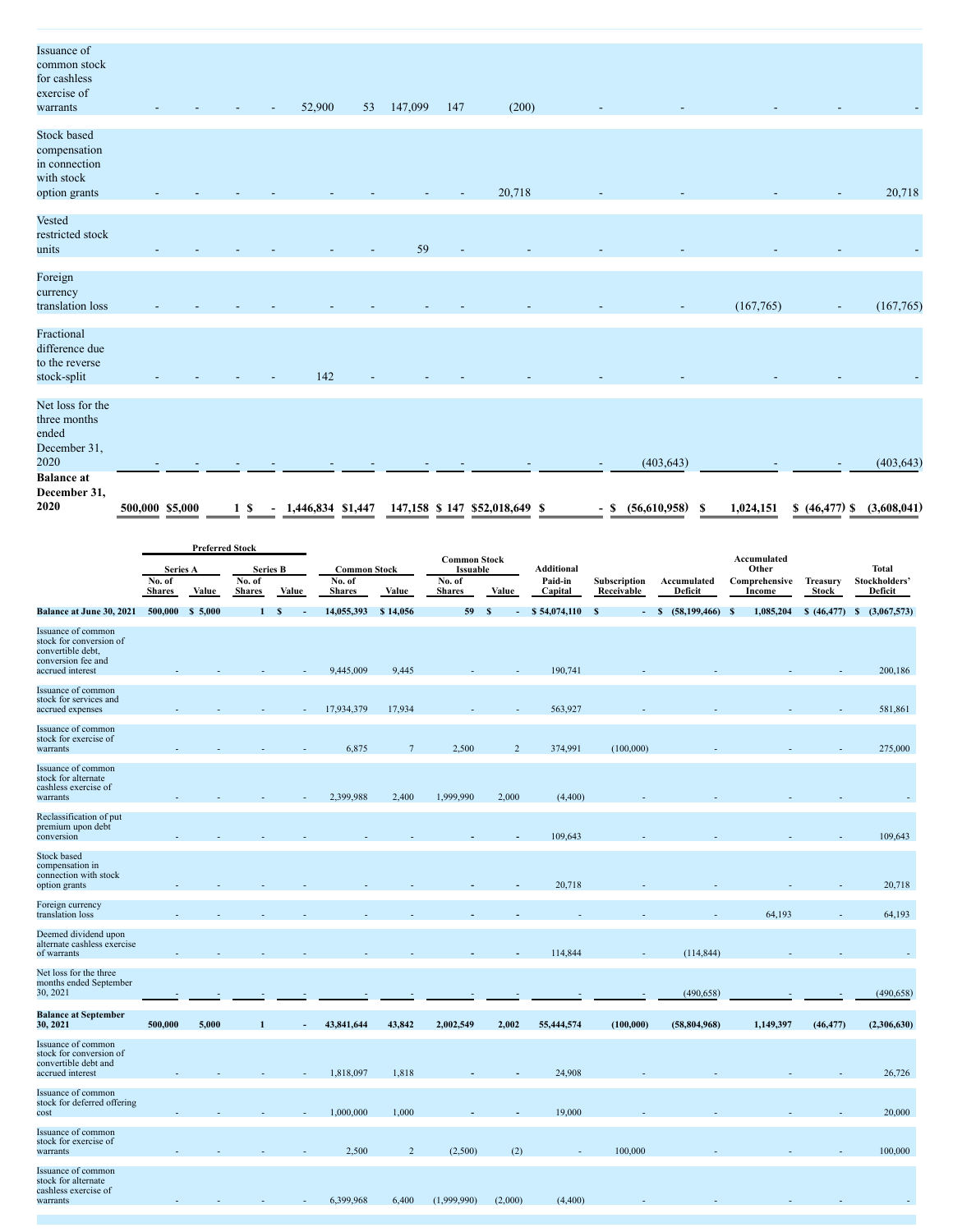| | Preferred Stock Series A No. of Shares | Value | Series B No. of Shares | Value | Common Stock No. of Shares | Value | Common Stock Issuable No. of Shares | Value | Additional Paid-in Capital | Subscription Receivable | Accumulated Deficit | Accumulated Other Comprehensive Income | Treasury Stock | Total Stockholders' Deficit |
|---|---|---|---|---|---|---|---|---|---|---|---|---|---|---|
| Issuance of common stock for cashless exercise of warrants | - | - | - | - | 52,900 | 53 | 147,099 | 147 | (200) | - | - | - | - | - |
| Stock based compensation in connection with stock option grants | - | - | - | - | - | - | - | - | 20,718 | - | - | - | - | 20,718 |
| Vested restricted stock units | - | - | - | - | - | - | 59 | - | - | - | - | - | - | - |
| Foreign currency translation loss | - | - | - | - | - | - | - | - | - | - | - | (167,765) | - | (167,765) |
| Fractional difference due to the reverse stock-split | - | - | - | - | 142 | - | - | - | - | - | - | - | - | - |
| Net loss for the three months ended December 31, 2020 | - | - | - | - | - | - | - | - | - | - | (403,643) | - | - | (403,643) |
| **Balance at December 31, 2020** | **500,000** | **$5,000** | **1** | **$ -** | **1,446,834** | **$1,447** | **147,158** | **$ 147** | **$52,018,649** | **$ -** | **$ (56,610,958)** | **$ 1,024,151** | **$ (46,477)** | **$ (3,608,041)** |

| | Preferred Stock Series A No. of Shares | Value | Series B No. of Shares | Value | Common Stock No. of Shares | Value | Common Stock Issuable No. of Shares | Value | Additional Paid-in Capital | Subscription Receivable | Accumulated Deficit | Accumulated Other Comprehensive Income | Treasury Stock | Total Stockholders' Deficit |
|---|---|---|---|---|---|---|---|---|---|---|---|---|---|---|
| **Balance at June 30, 2021** | **500,000** | **$ 5,000** | **1** | **$ -** | **14,055,393** | **$ 14,056** | **59** | **$ -** | **$ 54,074,110** | **$ -** | **$ (58,199,466)** | **$ 1,085,204** | **$ (46,477)** | **$ (3,067,573)** |
| Issuance of common stock for conversion of convertible debt, conversion fee and accrued interest | - | - | - | - | 9,445,009 | 9,445 | - | - | 190,741 | - | - | - | - | 200,186 |
| Issuance of common stock for services and accrued expenses | - | - | - | - | 17,934,379 | 17,934 | - | - | 563,927 | - | - | - | - | 581,861 |
| Issuance of common stock for exercise of warrants | - | - | - | - | 6,875 | 7 | 2,500 | 2 | 374,991 | (100,000) | - | - | - | 275,000 |
| Issuance of common stock for alternate cashless exercise of warrants | - | - | - | - | 2,399,988 | 2,400 | 1,999,990 | 2,000 | (4,400) | - | - | - | - | - |
| Reclassification of put premium upon debt conversion | - | - | - | - | - | - | - | - | 109,643 | - | - | - | - | 109,643 |
| Stock based compensation in connection with stock option grants | - | - | - | - | - | - | - | - | 20,718 | - | - | - | - | 20,718 |
| Foreign currency translation loss | - | - | - | - | - | - | - | - | - | - | - | 64,193 | - | 64,193 |
| Deemed dividend upon alternate cashless exercise of warrants | - | - | - | - | - | - | - | - | 114,844 | - | (114,844) | - | - | - |
| Net loss for the three months ended September 30, 2021 | - | - | - | - | - | - | - | - | - | - | (490,658) | - | - | (490,658) |
| **Balance at September 30, 2021** | **500,000** | **5,000** | **1** | **-** | **43,841,644** | **43,842** | **2,002,549** | **2,002** | **55,444,574** | **(100,000)** | **(58,804,968)** | **1,149,397** | **(46,477)** | **(2,306,630)** |
| Issuance of common stock for conversion of convertible debt and accrued interest | - | - | - | - | 1,818,097 | 1,818 | - | - | 24,908 | - | - | - | - | 26,726 |
| Issuance of common stock for deferred offering cost | - | - | - | - | 1,000,000 | 1,000 | - | - | 19,000 | - | - | - | - | 20,000 |
| Issuance of common stock for exercise of warrants | - | - | - | - | 2,500 | 2 | (2,500) | (2) | - | 100,000 | - | - | - | 100,000 |
| Issuance of common stock for alternate cashless exercise of warrants | - | - | - | - | 6,399,968 | 6,400 | (1,999,990) | (2,000) | (4,400) | - | - | - | - | - |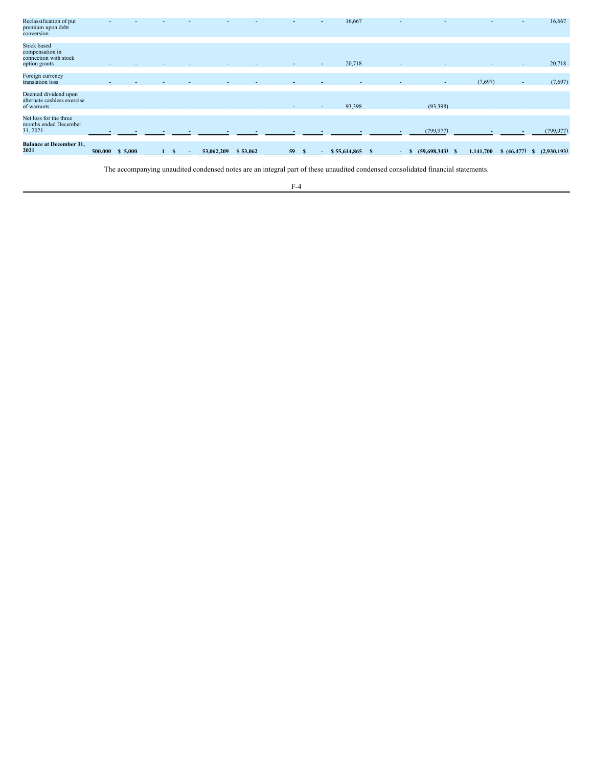| | | | | | | | | | | | | | | |
|---|---|---|---|---|---|---|---|---|---|---|---|---|---|---|
| Reclassification of put premium upon debt conversion | - | - | - | - | - | - | - | - | 16,667 | - | - | - | - | 16,667 |
| Stock based compensation in connection with stock option grants | - | - | - | - | - | - | - | - | 20,718 | - | - | - | - | 20,718 |
| Foreign currency translation loss | - | - | - | - | - | - | - | - | - | - | - | (7,697) | - | (7,697) |
| Deemed dividend upon alternate cashless exercise of warrants | - | - | - | - | - | - | - | - | 93,398 | - | (93,398) | - | - | - |
| Net loss for the three months ended December 31, 2021 | - | - | - | - | - | - | - | - | - | - | (799,977) | - | - | (799,977) |
| **Balance at December 31, 2021** | **500,000** | **$ 5,000** | **1** | **$ -** | **53,062,209** | **$ 53,062** | **59** | **$ -** | **$ 55,614,865** | **$ -** | **$ (59,698,343)** | **$ 1,141,700** | **$ (46,477)** | **$ (2,930,193)** |

The accompanying unaudited condensed notes are an integral part of these unaudited condensed consolidated financial statements.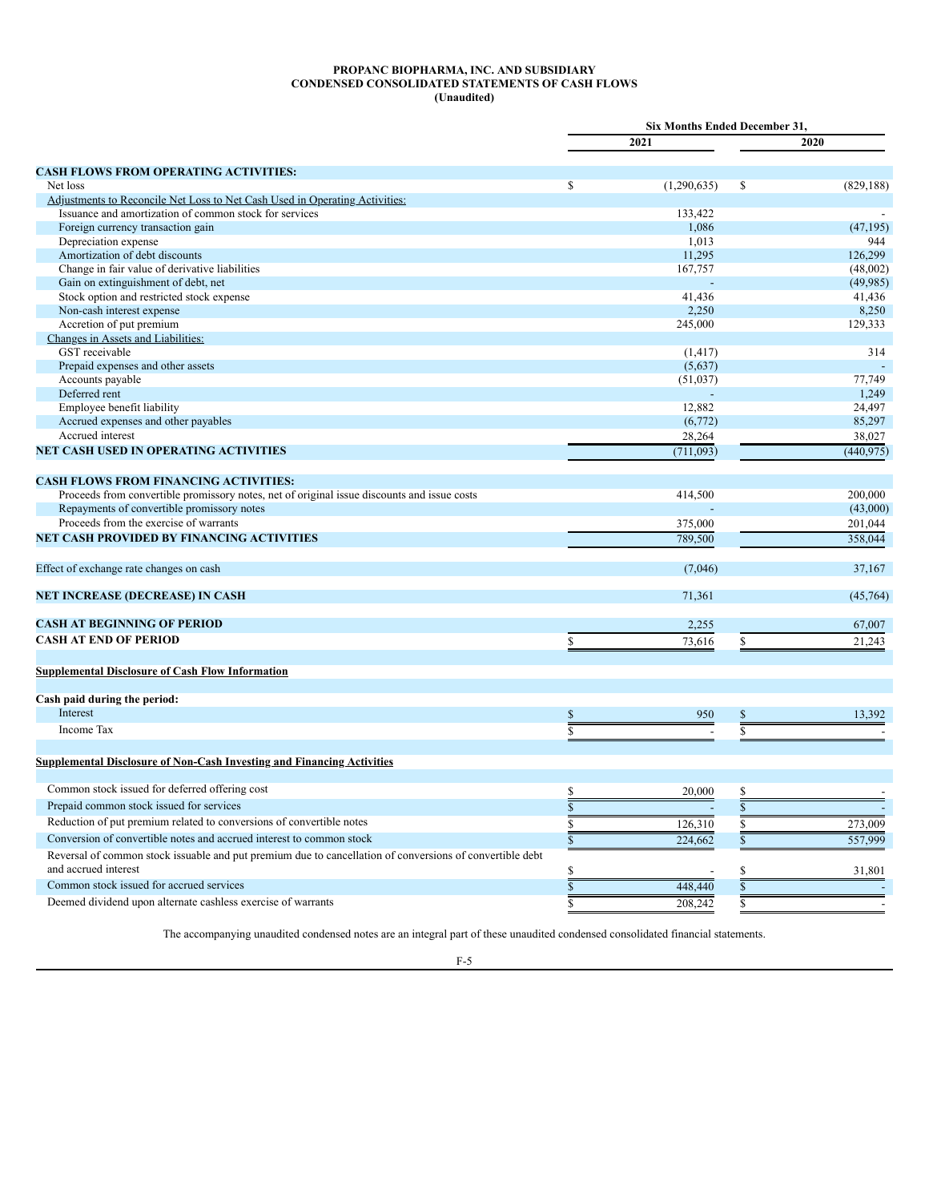**PROPANC BIOPHARMA, INC. AND SUBSIDIARY**
**CONDENSED CONSOLIDATED STATEMENTS OF CASH FLOWS**
**(Unaudited)**

| | Six Months Ended December 31, | |
|---|---|---|
| | 2021 | 2020 |
| **CASH FLOWS FROM OPERATING ACTIVITIES:** | | |
| Net loss | $ (1,290,635) | $ (829,188) |
| Adjustments to Reconcile Net Loss to Net Cash Used in Operating Activities: | | |
| Issuance and amortization of common stock for services | 133,422 | - |
| Foreign currency transaction gain | 1,086 | (47,195) |
| Depreciation expense | 1,013 | 944 |
| Amortization of debt discounts | 11,295 | 126,299 |
| Change in fair value of derivative liabilities | 167,757 | (48,002) |
| Gain on extinguishment of debt, net | - | (49,985) |
| Stock option and restricted stock expense | 41,436 | 41,436 |
| Non-cash interest expense | 2,250 | 8,250 |
| Accretion of put premium | 245,000 | 129,333 |
| Changes in Assets and Liabilities: | | |
| GST receivable | (1,417) | 314 |
| Prepaid expenses and other assets | (5,637) | - |
| Accounts payable | (51,037) | 77,749 |
| Deferred rent | - | 1,249 |
| Employee benefit liability | 12,882 | 24,497 |
| Accrued expenses and other payables | (6,772) | 85,297 |
| Accrued interest | 28,264 | 38,027 |
| **NET CASH USED IN OPERATING ACTIVITIES** | (711,093) | (440,975) |
| **CASH FLOWS FROM FINANCING ACTIVITIES:** | | |
| Proceeds from convertible promissory notes, net of original issue discounts and issue costs | 414,500 | 200,000 |
| Repayments of convertible promissory notes | - | (43,000) |
| Proceeds from the exercise of warrants | 375,000 | 201,044 |
| **NET CASH PROVIDED BY FINANCING ACTIVITIES** | 789,500 | 358,044 |
| Effect of exchange rate changes on cash | (7,046) | 37,167 |
| **NET INCREASE (DECREASE) IN CASH** | 71,361 | (45,764) |
| **CASH AT BEGINNING OF PERIOD** | 2,255 | 67,007 |
| **CASH AT END OF PERIOD** | $ 73,616 | $ 21,243 |
| **Supplemental Disclosure of Cash Flow Information** | | |
| **Cash paid during the period:** | | |
| Interest | $ 950 | $ 13,392 |
| Income Tax | $ - | $ - |
| **Supplemental Disclosure of Non-Cash Investing and Financing Activities** | | |
| Common stock issued for deferred offering cost | $ 20,000 | $ - |
| Prepaid common stock issued for services | $ - | $ - |
| Reduction of put premium related to conversions of convertible notes | $ 126,310 | $ 273,009 |
| Conversion of convertible notes and accrued interest to common stock | $ 224,662 | $ 557,999 |
| Reversal of common stock issuable and put premium due to cancellation of conversions of convertible debt and accrued interest | $ - | $ 31,801 |
| Common stock issued for accrued services | $ 448,440 | $ - |
| Deemed dividend upon alternate cashless exercise of warrants | $ 208,242 | $ - |

The accompanying unaudited condensed notes are an integral part of these unaudited condensed consolidated financial statements.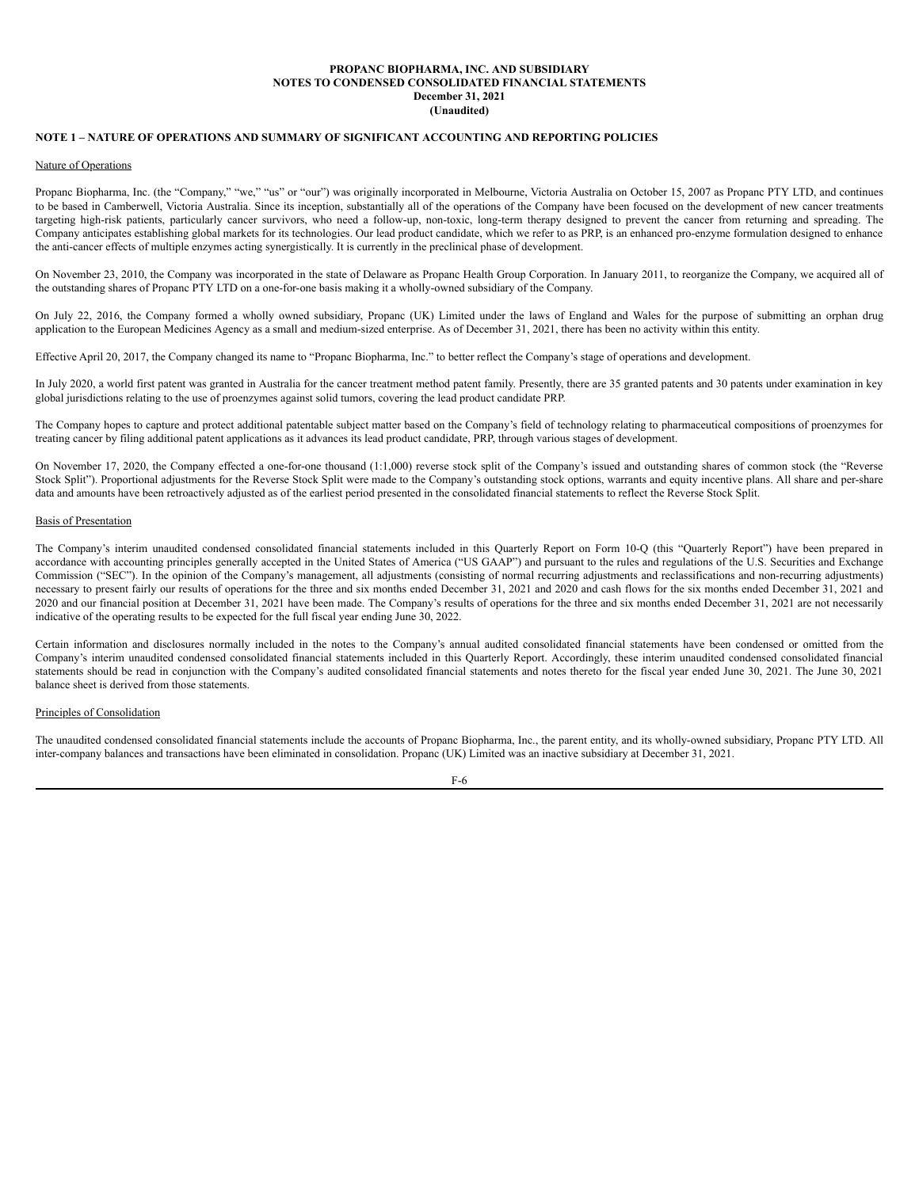**PROPANC BIOPHARMA, INC. AND SUBSIDIARY**
**NOTES TO CONDENSED CONSOLIDATED FINANCIAL STATEMENTS**
**December 31, 2021**
**(Unaudited)**

## NOTE 1 – NATURE OF OPERATIONS AND SUMMARY OF SIGNIFICANT ACCOUNTING AND REPORTING POLICIES

### Nature of Operations

Propanc Biopharma, Inc. (the "Company," "we," "us" or "our") was originally incorporated in Melbourne, Victoria Australia on October 15, 2007 as Propanc PTY LTD, and continues to be based in Camberwell, Victoria Australia. Since its inception, substantially all of the operations of the Company have been focused on the development of new cancer treatments targeting high-risk patients, particularly cancer survivors, who need a follow-up, non-toxic, long-term therapy designed to prevent the cancer from returning and spreading. The Company anticipates establishing global markets for its technologies. Our lead product candidate, which we refer to as PRP, is an enhanced pro-enzyme formulation designed to enhance the anti-cancer effects of multiple enzymes acting synergistically. It is currently in the preclinical phase of development.

On November 23, 2010, the Company was incorporated in the state of Delaware as Propanc Health Group Corporation. In January 2011, to reorganize the Company, we acquired all of the outstanding shares of Propanc PTY LTD on a one-for-one basis making it a wholly-owned subsidiary of the Company.

On July 22, 2016, the Company formed a wholly owned subsidiary, Propanc (UK) Limited under the laws of England and Wales for the purpose of submitting an orphan drug application to the European Medicines Agency as a small and medium-sized enterprise. As of December 31, 2021, there has been no activity within this entity.

Effective April 20, 2017, the Company changed its name to "Propanc Biopharma, Inc." to better reflect the Company's stage of operations and development.

In July 2020, a world first patent was granted in Australia for the cancer treatment method patent family. Presently, there are 35 granted patents and 30 patents under examination in key global jurisdictions relating to the use of proenzymes against solid tumors, covering the lead product candidate PRP.

The Company hopes to capture and protect additional patentable subject matter based on the Company's field of technology relating to pharmaceutical compositions of proenzymes for treating cancer by filing additional patent applications as it advances its lead product candidate, PRP, through various stages of development.

On November 17, 2020, the Company effected a one-for-one thousand (1:1,000) reverse stock split of the Company's issued and outstanding shares of common stock (the "Reverse Stock Split"). Proportional adjustments for the Reverse Stock Split were made to the Company's outstanding stock options, warrants and equity incentive plans. All share and per-share data and amounts have been retroactively adjusted as of the earliest period presented in the consolidated financial statements to reflect the Reverse Stock Split.

### Basis of Presentation

The Company's interim unaudited condensed consolidated financial statements included in this Quarterly Report on Form 10-Q (this "Quarterly Report") have been prepared in accordance with accounting principles generally accepted in the United States of America ("US GAAP") and pursuant to the rules and regulations of the U.S. Securities and Exchange Commission ("SEC"). In the opinion of the Company's management, all adjustments (consisting of normal recurring adjustments and reclassifications and non-recurring adjustments) necessary to present fairly our results of operations for the three and six months ended December 31, 2021 and 2020 and cash flows for the six months ended December 31, 2021 and 2020 and our financial position at December 31, 2021 have been made. The Company's results of operations for the three and six months ended December 31, 2021 are not necessarily indicative of the operating results to be expected for the full fiscal year ending June 30, 2022.

Certain information and disclosures normally included in the notes to the Company's annual audited consolidated financial statements have been condensed or omitted from the Company's interim unaudited condensed consolidated financial statements included in this Quarterly Report. Accordingly, these interim unaudited condensed consolidated financial statements should be read in conjunction with the Company's audited consolidated financial statements and notes thereto for the fiscal year ended June 30, 2021. The June 30, 2021 balance sheet is derived from those statements.

### Principles of Consolidation

The unaudited condensed consolidated financial statements include the accounts of Propanc Biopharma, Inc., the parent entity, and its wholly-owned subsidiary, Propanc PTY LTD. All inter-company balances and transactions have been eliminated in consolidation. Propanc (UK) Limited was an inactive subsidiary at December 31, 2021.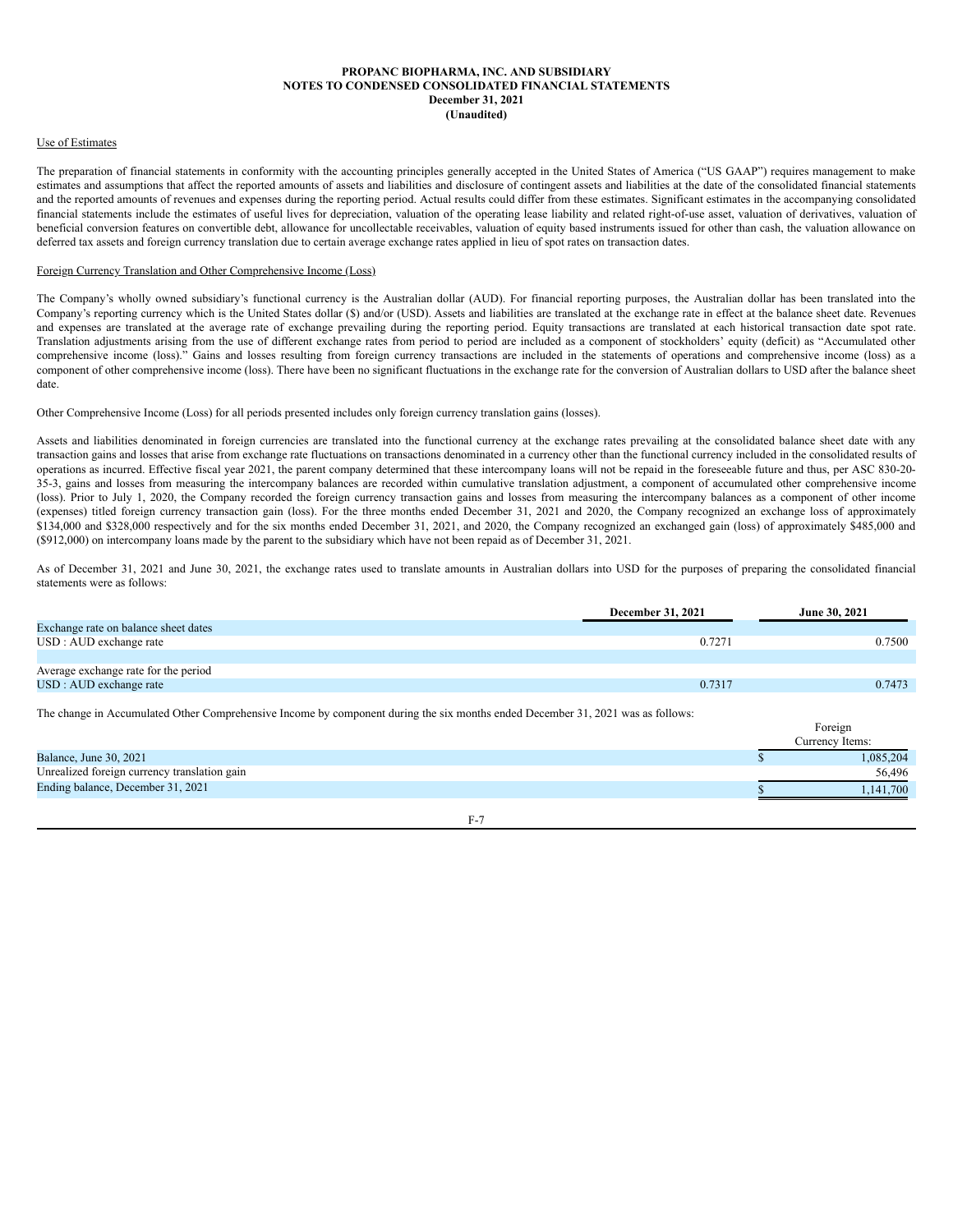Use of Estimates

The preparation of financial statements in conformity with the accounting principles generally accepted in the United States of America ("US GAAP") requires management to make estimates and assumptions that affect the reported amounts of assets and liabilities and disclosure of contingent assets and liabilities at the date of the consolidated financial statements and the reported amounts of revenues and expenses during the reporting period. Actual results could differ from these estimates. Significant estimates in the accompanying consolidated financial statements include the estimates of useful lives for depreciation, valuation of the operating lease liability and related right-of-use asset, valuation of derivatives, valuation of beneficial conversion features on convertible debt, allowance for uncollectable receivables, valuation of equity based instruments issued for other than cash, the valuation allowance on deferred tax assets and foreign currency translation due to certain average exchange rates applied in lieu of spot rates on transaction dates.

Foreign Currency Translation and Other Comprehensive Income (Loss)

The Company's wholly owned subsidiary's functional currency is the Australian dollar (AUD). For financial reporting purposes, the Australian dollar has been translated into the Company's reporting currency which is the United States dollar ($) and/or (USD). Assets and liabilities are translated at the exchange rate in effect at the balance sheet date. Revenues and expenses are translated at the average rate of exchange prevailing during the reporting period. Equity transactions are translated at each historical transaction date spot rate. Translation adjustments arising from the use of different exchange rates from period to period are included as a component of stockholders' equity (deficit) as "Accumulated other comprehensive income (loss)." Gains and losses resulting from foreign currency transactions are included in the statements of operations and comprehensive income (loss) as a component of other comprehensive income (loss). There have been no significant fluctuations in the exchange rate for the conversion of Australian dollars to USD after the balance sheet date.

Other Comprehensive Income (Loss) for all periods presented includes only foreign currency translation gains (losses).

Assets and liabilities denominated in foreign currencies are translated into the functional currency at the exchange rates prevailing at the consolidated balance sheet date with any transaction gains and losses that arise from exchange rate fluctuations on transactions denominated in a currency other than the functional currency included in the consolidated results of operations as incurred. Effective fiscal year 2021, the parent company determined that these intercompany loans will not be repaid in the foreseeable future and thus, per ASC 830-20-35-3, gains and losses from measuring the intercompany balances are recorded within cumulative translation adjustment, a component of accumulated other comprehensive income (loss). Prior to July 1, 2020, the Company recorded the foreign currency transaction gains and losses from measuring the intercompany balances as a component of other income (expenses) titled foreign currency transaction gain (loss). For the three months ended December 31, 2021 and 2020, the Company recognized an exchange loss of approximately $134,000 and $328,000 respectively and for the six months ended December 31, 2021, and 2020, the Company recognized an exchanged gain (loss) of approximately $485,000 and ($912,000) on intercompany loans made by the parent to the subsidiary which have not been repaid as of December 31, 2021.

As of December 31, 2021 and June 30, 2021, the exchange rates used to translate amounts in Australian dollars into USD for the purposes of preparing the consolidated financial statements were as follows:

| | December 31, 2021 | June 30, 2021 |
|---|---|---|
| Exchange rate on balance sheet dates | | |
| USD : AUD exchange rate | 0.7271 | 0.7500 |
| | | |
| Average exchange rate for the period | | |
| USD : AUD exchange rate | 0.7317 | 0.7473 |

The change in Accumulated Other Comprehensive Income by component during the six months ended December 31, 2021 was as follows:

| | Foreign Currency Items: |
|---|---|
| Balance, June 30, 2021 | $ 1,085,204 |
| Unrealized foreign currency translation gain | 56,496 |
| Ending balance, December 31, 2021 | $ 1,141,700 |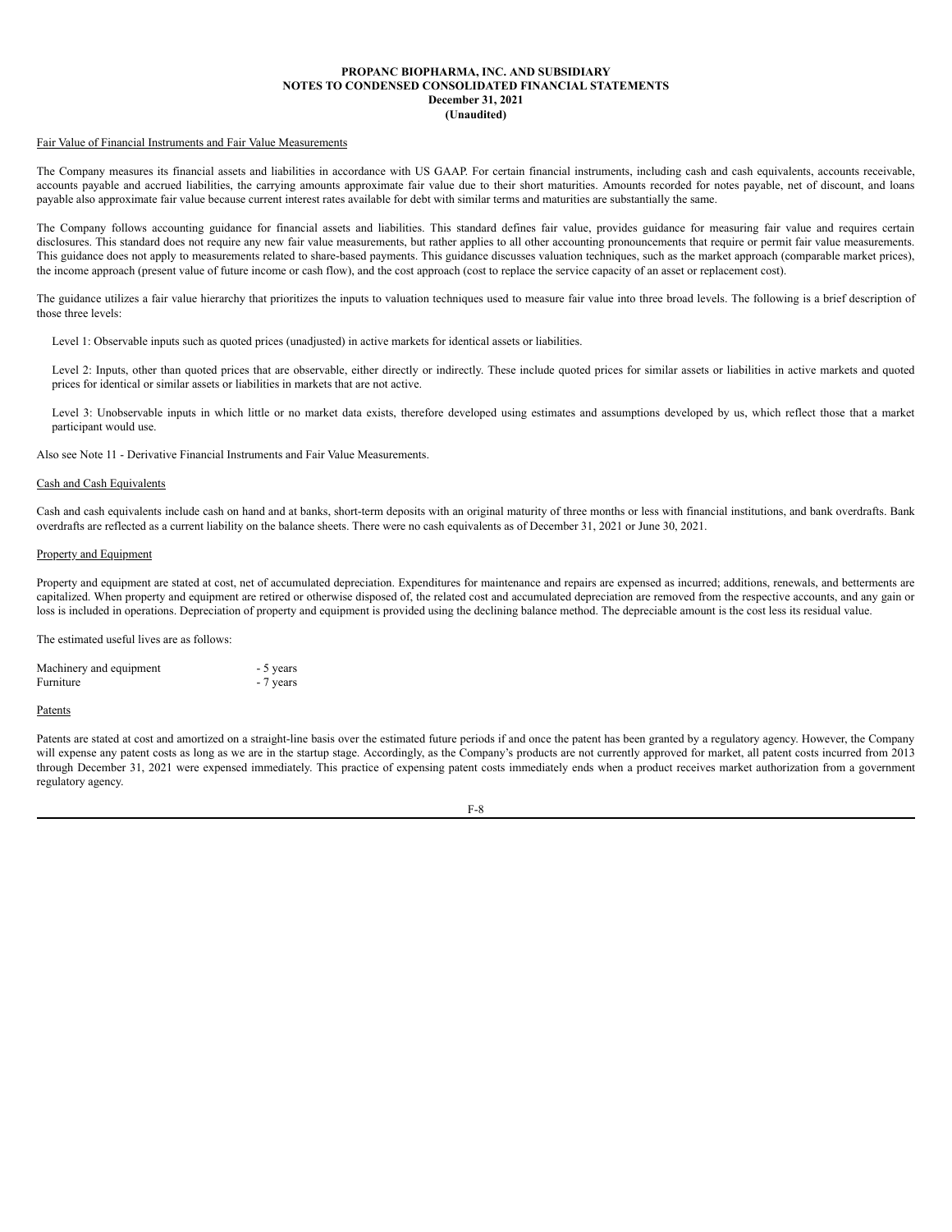Fair Value of Financial Instruments and Fair Value Measurements

The Company measures its financial assets and liabilities in accordance with US GAAP. For certain financial instruments, including cash and cash equivalents, accounts receivable, accounts payable and accrued liabilities, the carrying amounts approximate fair value due to their short maturities. Amounts recorded for notes payable, net of discount, and loans payable also approximate fair value because current interest rates available for debt with similar terms and maturities are substantially the same.

The Company follows accounting guidance for financial assets and liabilities. This standard defines fair value, provides guidance for measuring fair value and requires certain disclosures. This standard does not require any new fair value measurements, but rather applies to all other accounting pronouncements that require or permit fair value measurements. This guidance does not apply to measurements related to share-based payments. This guidance discusses valuation techniques, such as the market approach (comparable market prices), the income approach (present value of future income or cash flow), and the cost approach (cost to replace the service capacity of an asset or replacement cost).

The guidance utilizes a fair value hierarchy that prioritizes the inputs to valuation techniques used to measure fair value into three broad levels. The following is a brief description of those three levels:

Level 1: Observable inputs such as quoted prices (unadjusted) in active markets for identical assets or liabilities.

Level 2: Inputs, other than quoted prices that are observable, either directly or indirectly. These include quoted prices for similar assets or liabilities in active markets and quoted prices for identical or similar assets or liabilities in markets that are not active.

Level 3: Unobservable inputs in which little or no market data exists, therefore developed using estimates and assumptions developed by us, which reflect those that a market participant would use.

Also see Note 11 - Derivative Financial Instruments and Fair Value Measurements.

Cash and Cash Equivalents

Cash and cash equivalents include cash on hand and at banks, short-term deposits with an original maturity of three months or less with financial institutions, and bank overdrafts. Bank overdrafts are reflected as a current liability on the balance sheets. There were no cash equivalents as of December 31, 2021 or June 30, 2021.

Property and Equipment

Property and equipment are stated at cost, net of accumulated depreciation. Expenditures for maintenance and repairs are expensed as incurred; additions, renewals, and betterments are capitalized. When property and equipment are retired or otherwise disposed of, the related cost and accumulated depreciation are removed from the respective accounts, and any gain or loss is included in operations. Depreciation of property and equipment is provided using the declining balance method. The depreciable amount is the cost less its residual value.

The estimated useful lives are as follows:

| | |
|---|---|
| Machinery and equipment | - 5 years |
| Furniture | - 7 years |

Patents

Patents are stated at cost and amortized on a straight-line basis over the estimated future periods if and once the patent has been granted by a regulatory agency. However, the Company will expense any patent costs as long as we are in the startup stage. Accordingly, as the Company's products are not currently approved for market, all patent costs incurred from 2013 through December 31, 2021 were expensed immediately. This practice of expensing patent costs immediately ends when a product receives market authorization from a government regulatory agency.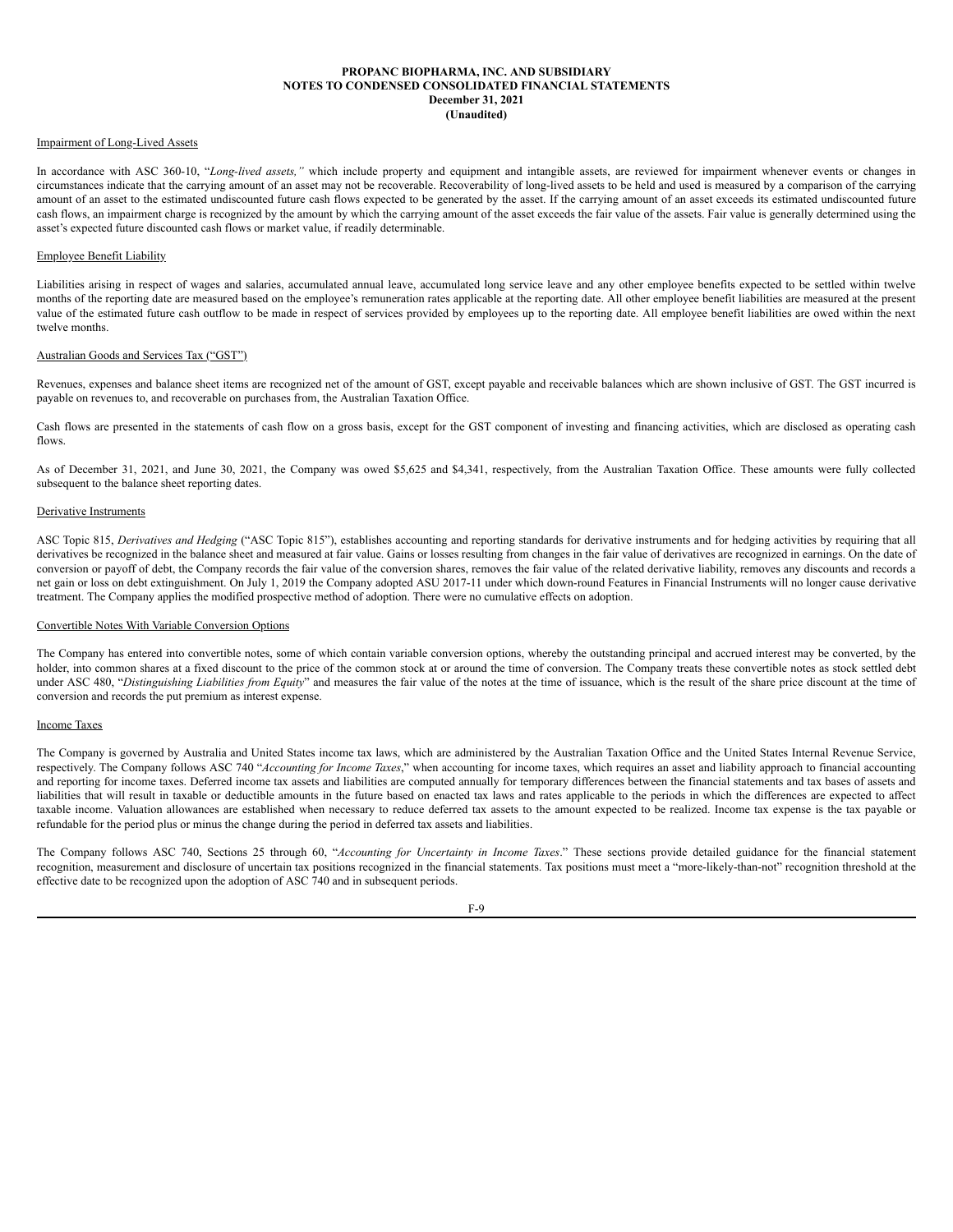Impairment of Long-Lived Assets

In accordance with ASC 360-10, "*Long-lived assets,"* which include property and equipment and intangible assets, are reviewed for impairment whenever events or changes in circumstances indicate that the carrying amount of an asset may not be recoverable. Recoverability of long-lived assets to be held and used is measured by a comparison of the carrying amount of an asset to the estimated undiscounted future cash flows expected to be generated by the asset. If the carrying amount of an asset exceeds its estimated undiscounted future cash flows, an impairment charge is recognized by the amount by which the carrying amount of the asset exceeds the fair value of the assets. Fair value is generally determined using the asset's expected future discounted cash flows or market value, if readily determinable.

Employee Benefit Liability

Liabilities arising in respect of wages and salaries, accumulated annual leave, accumulated long service leave and any other employee benefits expected to be settled within twelve months of the reporting date are measured based on the employee's remuneration rates applicable at the reporting date. All other employee benefit liabilities are measured at the present value of the estimated future cash outflow to be made in respect of services provided by employees up to the reporting date. All employee benefit liabilities are owed within the next twelve months.

Australian Goods and Services Tax ("GST")

Revenues, expenses and balance sheet items are recognized net of the amount of GST, except payable and receivable balances which are shown inclusive of GST. The GST incurred is payable on revenues to, and recoverable on purchases from, the Australian Taxation Office.

Cash flows are presented in the statements of cash flow on a gross basis, except for the GST component of investing and financing activities, which are disclosed as operating cash flows.

As of December 31, 2021, and June 30, 2021, the Company was owed $5,625 and $4,341, respectively, from the Australian Taxation Office. These amounts were fully collected subsequent to the balance sheet reporting dates.

Derivative Instruments

ASC Topic 815, *Derivatives and Hedging* ("ASC Topic 815"), establishes accounting and reporting standards for derivative instruments and for hedging activities by requiring that all derivatives be recognized in the balance sheet and measured at fair value. Gains or losses resulting from changes in the fair value of derivatives are recognized in earnings. On the date of conversion or payoff of debt, the Company records the fair value of the conversion shares, removes the fair value of the related derivative liability, removes any discounts and records a net gain or loss on debt extinguishment. On July 1, 2019 the Company adopted ASU 2017-11 under which down-round Features in Financial Instruments will no longer cause derivative treatment. The Company applies the modified prospective method of adoption. There were no cumulative effects on adoption.

Convertible Notes With Variable Conversion Options

The Company has entered into convertible notes, some of which contain variable conversion options, whereby the outstanding principal and accrued interest may be converted, by the holder, into common shares at a fixed discount to the price of the common stock at or around the time of conversion. The Company treats these convertible notes as stock settled debt under ASC 480, "*Distinguishing Liabilities from Equity*" and measures the fair value of the notes at the time of issuance, which is the result of the share price discount at the time of conversion and records the put premium as interest expense.

Income Taxes

The Company is governed by Australia and United States income tax laws, which are administered by the Australian Taxation Office and the United States Internal Revenue Service, respectively. The Company follows ASC 740 "*Accounting for Income Taxes*," when accounting for income taxes, which requires an asset and liability approach to financial accounting and reporting for income taxes. Deferred income tax assets and liabilities are computed annually for temporary differences between the financial statements and tax bases of assets and liabilities that will result in taxable or deductible amounts in the future based on enacted tax laws and rates applicable to the periods in which the differences are expected to affect taxable income. Valuation allowances are established when necessary to reduce deferred tax assets to the amount expected to be realized. Income tax expense is the tax payable or refundable for the period plus or minus the change during the period in deferred tax assets and liabilities.

The Company follows ASC 740, Sections 25 through 60, "*Accounting for Uncertainty in Income Taxes*." These sections provide detailed guidance for the financial statement recognition, measurement and disclosure of uncertain tax positions recognized in the financial statements. Tax positions must meet a "more-likely-than-not" recognition threshold at the effective date to be recognized upon the adoption of ASC 740 and in subsequent periods.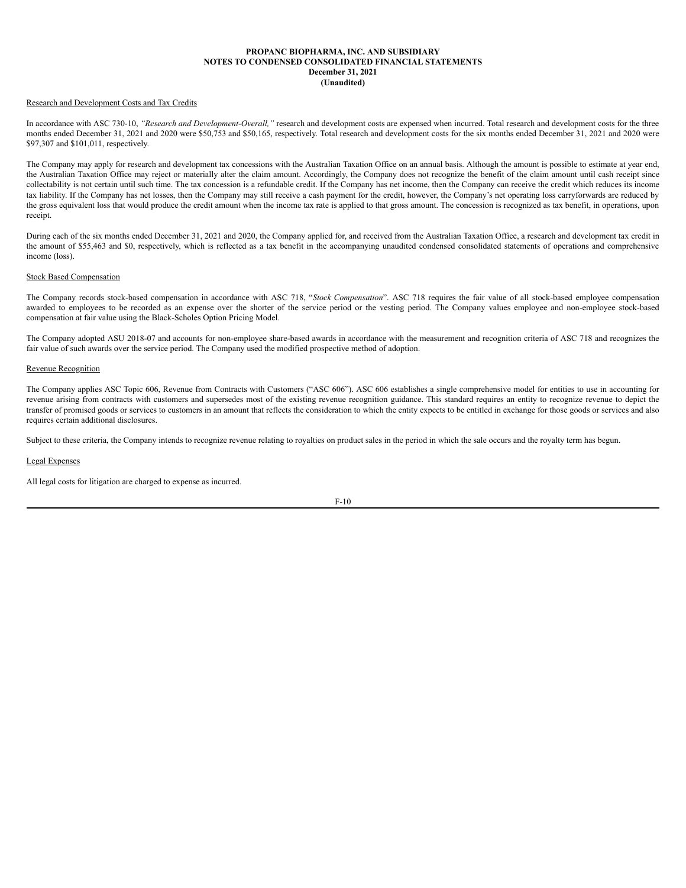**PROPANC BIOPHARMA, INC. AND SUBSIDIARY**
**NOTES TO CONDENSED CONSOLIDATED FINANCIAL STATEMENTS**
**December 31, 2021**
**(Unaudited)**

Research and Development Costs and Tax Credits

In accordance with ASC 730-10, *"Research and Development-Overall,"* research and development costs are expensed when incurred. Total research and development costs for the three months ended December 31, 2021 and 2020 were $50,753 and $50,165, respectively. Total research and development costs for the six months ended December 31, 2021 and 2020 were $97,307 and $101,011, respectively.

The Company may apply for research and development tax concessions with the Australian Taxation Office on an annual basis. Although the amount is possible to estimate at year end, the Australian Taxation Office may reject or materially alter the claim amount. Accordingly, the Company does not recognize the benefit of the claim amount until cash receipt since collectability is not certain until such time. The tax concession is a refundable credit. If the Company has net income, then the Company can receive the credit which reduces its income tax liability. If the Company has net losses, then the Company may still receive a cash payment for the credit, however, the Company's net operating loss carryforwards are reduced by the gross equivalent loss that would produce the credit amount when the income tax rate is applied to that gross amount. The concession is recognized as tax benefit, in operations, upon receipt.

During each of the six months ended December 31, 2021 and 2020, the Company applied for, and received from the Australian Taxation Office, a research and development tax credit in the amount of $55,463 and $0, respectively, which is reflected as a tax benefit in the accompanying unaudited condensed consolidated statements of operations and comprehensive income (loss).

Stock Based Compensation

The Company records stock-based compensation in accordance with ASC 718, "*Stock Compensation*". ASC 718 requires the fair value of all stock-based employee compensation awarded to employees to be recorded as an expense over the shorter of the service period or the vesting period. The Company values employee and non-employee stock-based compensation at fair value using the Black-Scholes Option Pricing Model.

The Company adopted ASU 2018-07 and accounts for non-employee share-based awards in accordance with the measurement and recognition criteria of ASC 718 and recognizes the fair value of such awards over the service period. The Company used the modified prospective method of adoption.

Revenue Recognition

The Company applies ASC Topic 606, Revenue from Contracts with Customers ("ASC 606"). ASC 606 establishes a single comprehensive model for entities to use in accounting for revenue arising from contracts with customers and supersedes most of the existing revenue recognition guidance. This standard requires an entity to recognize revenue to depict the transfer of promised goods or services to customers in an amount that reflects the consideration to which the entity expects to be entitled in exchange for those goods or services and also requires certain additional disclosures.

Subject to these criteria, the Company intends to recognize revenue relating to royalties on product sales in the period in which the sale occurs and the royalty term has begun.

Legal Expenses

All legal costs for litigation are charged to expense as incurred.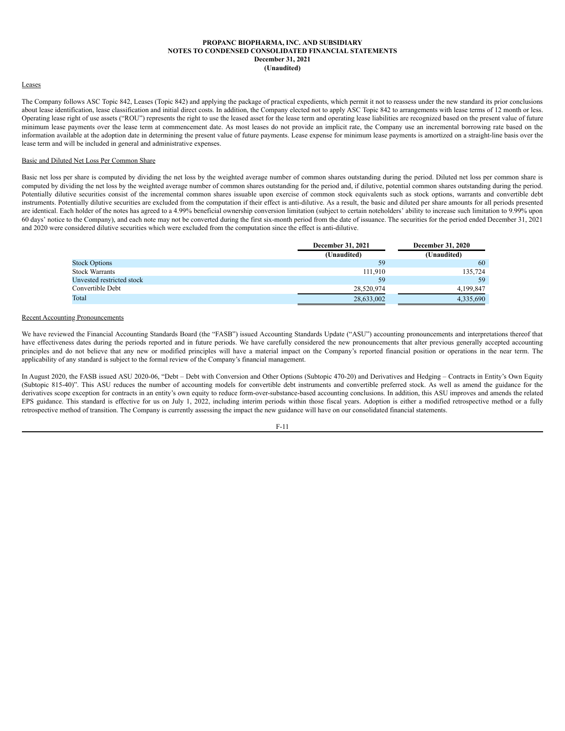#### Leases

The Company follows ASC Topic 842, Leases (Topic 842) and applying the package of practical expedients, which permit it not to reassess under the new standard its prior conclusions about lease identification, lease classification and initial direct costs. In addition, the Company elected not to apply ASC Topic 842 to arrangements with lease terms of 12 month or less. Operating lease right of use assets ("ROU") represents the right to use the leased asset for the lease term and operating lease liabilities are recognized based on the present value of future minimum lease payments over the lease term at commencement date. As most leases do not provide an implicit rate, the Company use an incremental borrowing rate based on the information available at the adoption date in determining the present value of future payments. Lease expense for minimum lease payments is amortized on a straight-line basis over the lease term and will be included in general and administrative expenses.

#### Basic and Diluted Net Loss Per Common Share

Basic net loss per share is computed by dividing the net loss by the weighted average number of common shares outstanding during the period. Diluted net loss per common share is computed by dividing the net loss by the weighted average number of common shares outstanding for the period and, if dilutive, potential common shares outstanding during the period. Potentially dilutive securities consist of the incremental common shares issuable upon exercise of common stock equivalents such as stock options, warrants and convertible debt instruments. Potentially dilutive securities are excluded from the computation if their effect is anti-dilutive. As a result, the basic and diluted per share amounts for all periods presented are identical. Each holder of the notes has agreed to a 4.99% beneficial ownership conversion limitation (subject to certain noteholders' ability to increase such limitation to 9.99% upon 60 days' notice to the Company), and each note may not be converted during the first six-month period from the date of issuance. The securities for the period ended December 31, 2021 and 2020 were considered dilutive securities which were excluded from the computation since the effect is anti-dilutive.

| | December 31, 2021 (Unaudited) | December 31, 2020 (Unaudited) |
|---|---|---|
| Stock Options | 59 | 60 |
| Stock Warrants | 111,910 | 135,724 |
| Unvested restricted stock | 59 | 59 |
| Convertible Debt | 28,520,974 | 4,199,847 |
| Total | 28,633,002 | 4,335,690 |

#### Recent Accounting Pronouncements

We have reviewed the Financial Accounting Standards Board (the "FASB") issued Accounting Standards Update ("ASU") accounting pronouncements and interpretations thereof that have effectiveness dates during the periods reported and in future periods. We have carefully considered the new pronouncements that alter previous generally accepted accounting principles and do not believe that any new or modified principles will have a material impact on the Company's reported financial position or operations in the near term. The applicability of any standard is subject to the formal review of the Company's financial management.

In August 2020, the FASB issued ASU 2020-06, "Debt – Debt with Conversion and Other Options (Subtopic 470-20) and Derivatives and Hedging – Contracts in Entity's Own Equity (Subtopic 815-40)". This ASU reduces the number of accounting models for convertible debt instruments and convertible preferred stock. As well as amend the guidance for the derivatives scope exception for contracts in an entity's own equity to reduce form-over-substance-based accounting conclusions. In addition, this ASU improves and amends the related EPS guidance. This standard is effective for us on July 1, 2022, including interim periods within those fiscal years. Adoption is either a modified retrospective method or a fully retrospective method of transition. The Company is currently assessing the impact the new guidance will have on our consolidated financial statements.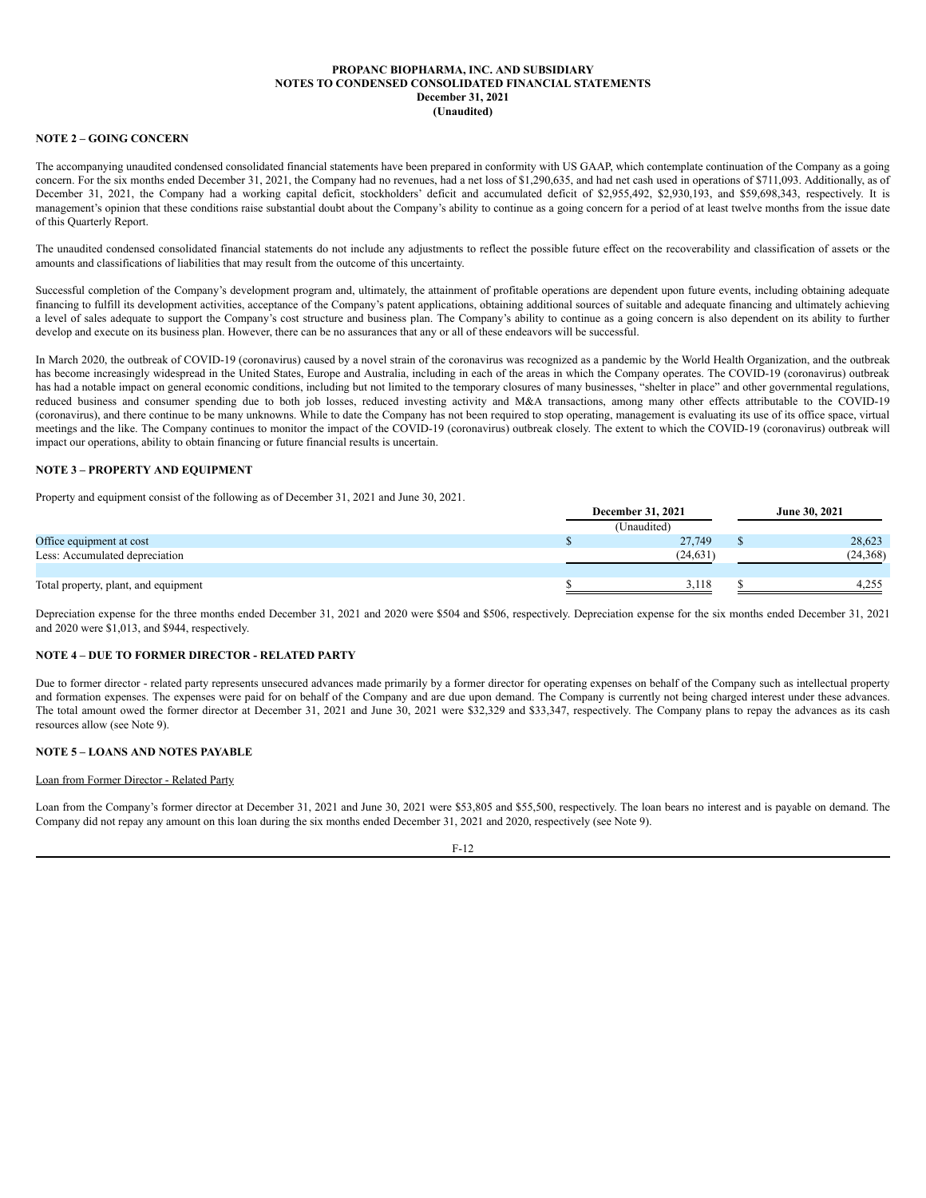**PROPANC BIOPHARMA, INC. AND SUBSIDIARY**
**NOTES TO CONDENSED CONSOLIDATED FINANCIAL STATEMENTS**
**December 31, 2021**
**(Unaudited)**

### NOTE 2 – GOING CONCERN

The accompanying unaudited condensed consolidated financial statements have been prepared in conformity with US GAAP, which contemplate continuation of the Company as a going concern. For the six months ended December 31, 2021, the Company had no revenues, had a net loss of $1,290,635, and had net cash used in operations of $711,093. Additionally, as of December 31, 2021, the Company had a working capital deficit, stockholders' deficit and accumulated deficit of $2,955,492, $2,930,193, and $59,698,343, respectively. It is management's opinion that these conditions raise substantial doubt about the Company's ability to continue as a going concern for a period of at least twelve months from the issue date of this Quarterly Report.

The unaudited condensed consolidated financial statements do not include any adjustments to reflect the possible future effect on the recoverability and classification of assets or the amounts and classifications of liabilities that may result from the outcome of this uncertainty.

Successful completion of the Company's development program and, ultimately, the attainment of profitable operations are dependent upon future events, including obtaining adequate financing to fulfill its development activities, acceptance of the Company's patent applications, obtaining additional sources of suitable and adequate financing and ultimately achieving a level of sales adequate to support the Company's cost structure and business plan. The Company's ability to continue as a going concern is also dependent on its ability to further develop and execute on its business plan. However, there can be no assurances that any or all of these endeavors will be successful.

In March 2020, the outbreak of COVID-19 (coronavirus) caused by a novel strain of the coronavirus was recognized as a pandemic by the World Health Organization, and the outbreak has become increasingly widespread in the United States, Europe and Australia, including in each of the areas in which the Company operates. The COVID-19 (coronavirus) outbreak has had a notable impact on general economic conditions, including but not limited to the temporary closures of many businesses, "shelter in place" and other governmental regulations, reduced business and consumer spending due to both job losses, reduced investing activity and M&A transactions, among many other effects attributable to the COVID-19 (coronavirus), and there continue to be many unknowns. While to date the Company has not been required to stop operating, management is evaluating its use of its office space, virtual meetings and the like. The Company continues to monitor the impact of the COVID-19 (coronavirus) outbreak closely. The extent to which the COVID-19 (coronavirus) outbreak will impact our operations, ability to obtain financing or future financial results is uncertain.

### NOTE 3 – PROPERTY AND EQUIPMENT

Property and equipment consist of the following as of December 31, 2021 and June 30, 2021.

| | December 31, 2021 | June 30, 2021 |
|---|---|---|
| | (Unaudited) | |
| Office equipment at cost | $ 27,749 | $ 28,623 |
| Less: Accumulated depreciation | (24,631) | (24,368) |
| | | |
| Total property, plant, and equipment | $ 3,118 | $ 4,255 |

Depreciation expense for the three months ended December 31, 2021 and 2020 were $504 and $506, respectively. Depreciation expense for the six months ended December 31, 2021 and 2020 were $1,013, and $944, respectively.

### NOTE 4 – DUE TO FORMER DIRECTOR - RELATED PARTY

Due to former director - related party represents unsecured advances made primarily by a former director for operating expenses on behalf of the Company such as intellectual property and formation expenses. The expenses were paid for on behalf of the Company and are due upon demand. The Company is currently not being charged interest under these advances. The total amount owed the former director at December 31, 2021 and June 30, 2021 were $32,329 and $33,347, respectively. The Company plans to repay the advances as its cash resources allow (see Note 9).

### NOTE 5 – LOANS AND NOTES PAYABLE

Loan from Former Director - Related Party

Loan from the Company's former director at December 31, 2021 and June 30, 2021 were $53,805 and $55,500, respectively. The loan bears no interest and is payable on demand. The Company did not repay any amount on this loan during the six months ended December 31, 2021 and 2020, respectively (see Note 9).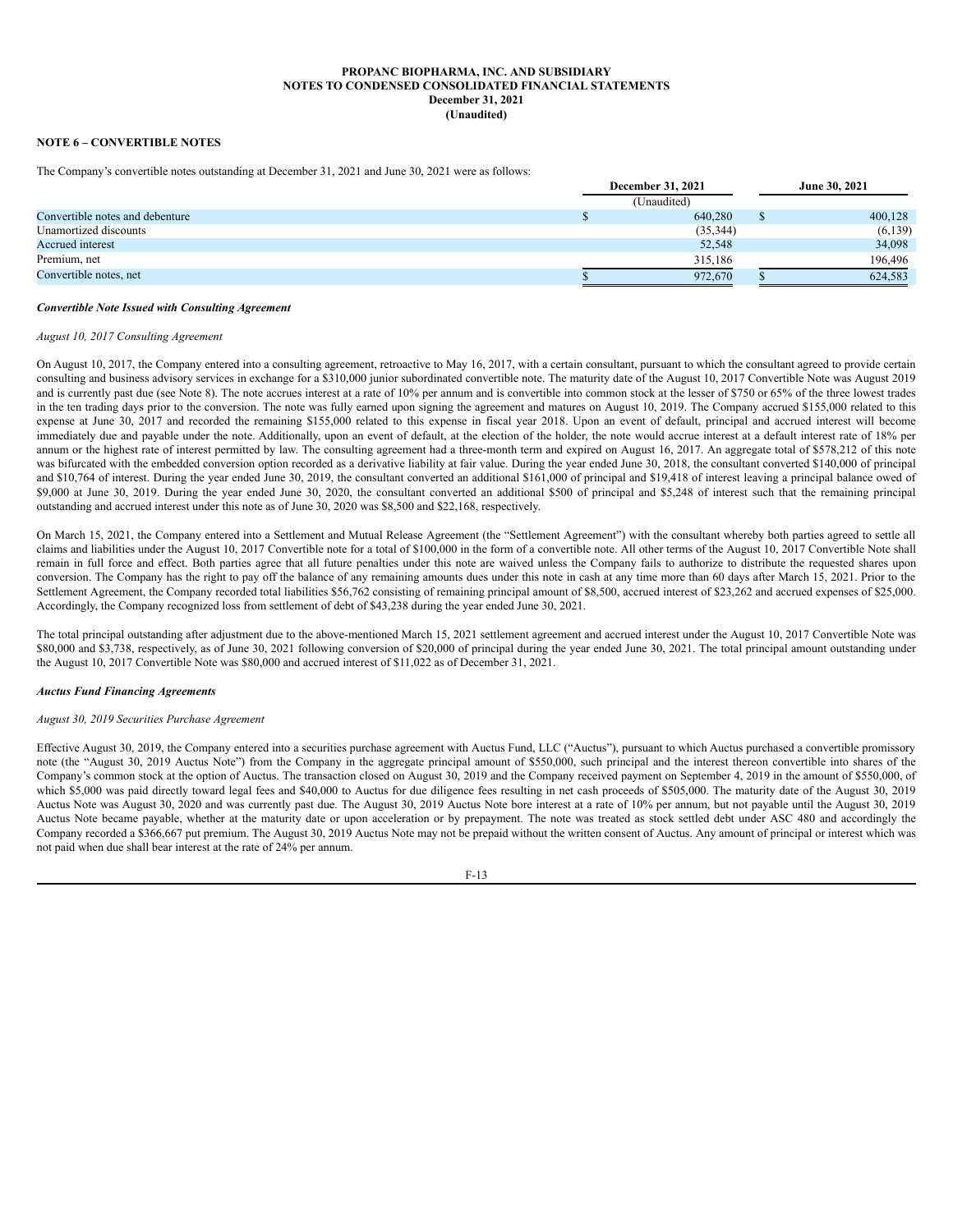**PROPANC BIOPHARMA, INC. AND SUBSIDIARY**
**NOTES TO CONDENSED CONSOLIDATED FINANCIAL STATEMENTS**
**December 31, 2021**
**(Unaudited)**

### NOTE 6 – CONVERTIBLE NOTES

The Company's convertible notes outstanding at December 31, 2021 and June 30, 2021 were as follows:

| | December 31, 2021 | June 30, 2021 |
|---|---|---|
| | (Unaudited) | |
| Convertible notes and debenture | $ 640,280 | $ 400,128 |
| Unamortized discounts | (35,344) | (6,139) |
| Accrued interest | 52,548 | 34,098 |
| Premium, net | 315,186 | 196,496 |
| Convertible notes, net | $ 972,670 | $ 624,583 |

***Convertible Note Issued with Consulting Agreement***

*August 10, 2017 Consulting Agreement*

On August 10, 2017, the Company entered into a consulting agreement, retroactive to May 16, 2017, with a certain consultant, pursuant to which the consultant agreed to provide certain consulting and business advisory services in exchange for a $310,000 junior subordinated convertible note. The maturity date of the August 10, 2017 Convertible Note was August 2019 and is currently past due (see Note 8). The note accrues interest at a rate of 10% per annum and is convertible into common stock at the lesser of $750 or 65% of the three lowest trades in the ten trading days prior to the conversion. The note was fully earned upon signing the agreement and matures on August 10, 2019. The Company accrued $155,000 related to this expense at June 30, 2017 and recorded the remaining $155,000 related to this expense in fiscal year 2018. Upon an event of default, principal and accrued interest will become immediately due and payable under the note. Additionally, upon an event of default, at the election of the holder, the note would accrue interest at a default interest rate of 18% per annum or the highest rate of interest permitted by law. The consulting agreement had a three-month term and expired on August 16, 2017. An aggregate total of $578,212 of this note was bifurcated with the embedded conversion option recorded as a derivative liability at fair value. During the year ended June 30, 2018, the consultant converted $140,000 of principal and $10,764 of interest. During the year ended June 30, 2019, the consultant converted an additional $161,000 of principal and $19,418 of interest leaving a principal balance owed of $9,000 at June 30, 2019. During the year ended June 30, 2020, the consultant converted an additional $500 of principal and $5,248 of interest such that the remaining principal outstanding and accrued interest under this note as of June 30, 2020 was $8,500 and $22,168, respectively.

On March 15, 2021, the Company entered into a Settlement and Mutual Release Agreement (the "Settlement Agreement") with the consultant whereby both parties agreed to settle all claims and liabilities under the August 10, 2017 Convertible note for a total of $100,000 in the form of a convertible note. All other terms of the August 10, 2017 Convertible Note shall remain in full force and effect. Both parties agree that all future penalties under this note are waived unless the Company fails to authorize to distribute the requested shares upon conversion. The Company has the right to pay off the balance of any remaining amounts dues under this note in cash at any time more than 60 days after March 15, 2021. Prior to the Settlement Agreement, the Company recorded total liabilities $56,762 consisting of remaining principal amount of $8,500, accrued interest of $23,262 and accrued expenses of $25,000. Accordingly, the Company recognized loss from settlement of debt of $43,238 during the year ended June 30, 2021.

The total principal outstanding after adjustment due to the above-mentioned March 15, 2021 settlement agreement and accrued interest under the August 10, 2017 Convertible Note was $80,000 and $3,738, respectively, as of June 30, 2021 following conversion of $20,000 of principal during the year ended June 30, 2021. The total principal amount outstanding under the August 10, 2017 Convertible Note was $80,000 and accrued interest of $11,022 as of December 31, 2021.

***Auctus Fund Financing Agreements***

*August 30, 2019 Securities Purchase Agreement*

Effective August 30, 2019, the Company entered into a securities purchase agreement with Auctus Fund, LLC ("Auctus"), pursuant to which Auctus purchased a convertible promissory note (the "August 30, 2019 Auctus Note") from the Company in the aggregate principal amount of $550,000, such principal and the interest thereon convertible into shares of the Company's common stock at the option of Auctus. The transaction closed on August 30, 2019 and the Company received payment on September 4, 2019 in the amount of $550,000, of which $5,000 was paid directly toward legal fees and $40,000 to Auctus for due diligence fees resulting in net cash proceeds of $505,000. The maturity date of the August 30, 2019 Auctus Note was August 30, 2020 and was currently past due. The August 30, 2019 Auctus Note bore interest at a rate of 10% per annum, but not payable until the August 30, 2019 Auctus Note became payable, whether at the maturity date or upon acceleration or by prepayment. The note was treated as stock settled debt under ASC 480 and accordingly the Company recorded a $366,667 put premium. The August 30, 2019 Auctus Note may not be prepaid without the written consent of Auctus. Any amount of principal or interest which was not paid when due shall bear interest at the rate of 24% per annum.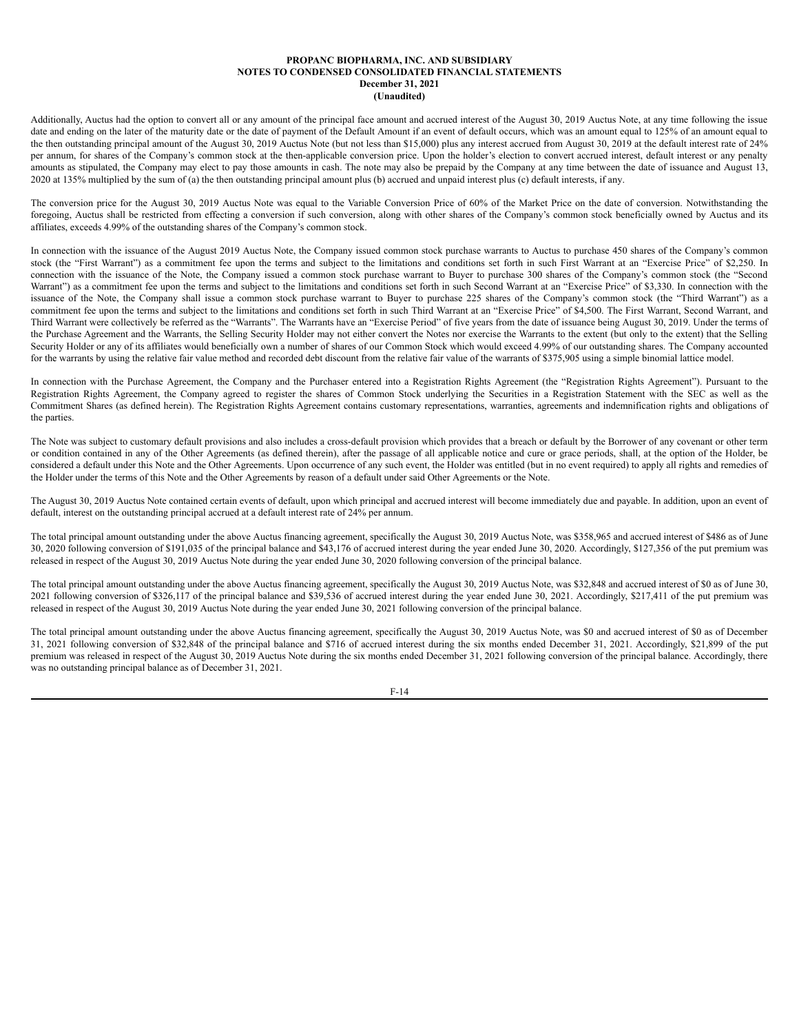Additionally, Auctus had the option to convert all or any amount of the principal face amount and accrued interest of the August 30, 2019 Auctus Note, at any time following the issue date and ending on the later of the maturity date or the date of payment of the Default Amount if an event of default occurs, which was an amount equal to 125% of an amount equal to the then outstanding principal amount of the August 30, 2019 Auctus Note (but not less than $15,000) plus any interest accrued from August 30, 2019 at the default interest rate of 24% per annum, for shares of the Company's common stock at the then-applicable conversion price. Upon the holder's election to convert accrued interest, default interest or any penalty amounts as stipulated, the Company may elect to pay those amounts in cash. The note may also be prepaid by the Company at any time between the date of issuance and August 13, 2020 at 135% multiplied by the sum of (a) the then outstanding principal amount plus (b) accrued and unpaid interest plus (c) default interests, if any.

The conversion price for the August 30, 2019 Auctus Note was equal to the Variable Conversion Price of 60% of the Market Price on the date of conversion. Notwithstanding the foregoing, Auctus shall be restricted from effecting a conversion if such conversion, along with other shares of the Company's common stock beneficially owned by Auctus and its affiliates, exceeds 4.99% of the outstanding shares of the Company's common stock.

In connection with the issuance of the August 2019 Auctus Note, the Company issued common stock purchase warrants to Auctus to purchase 450 shares of the Company's common stock (the "First Warrant") as a commitment fee upon the terms and subject to the limitations and conditions set forth in such First Warrant at an "Exercise Price" of $2,250. In connection with the issuance of the Note, the Company issued a common stock purchase warrant to Buyer to purchase 300 shares of the Company's common stock (the "Second Warrant") as a commitment fee upon the terms and subject to the limitations and conditions set forth in such Second Warrant at an "Exercise Price" of $3,330. In connection with the issuance of the Note, the Company shall issue a common stock purchase warrant to Buyer to purchase 225 shares of the Company's common stock (the "Third Warrant") as a commitment fee upon the terms and subject to the limitations and conditions set forth in such Third Warrant at an "Exercise Price" of $4,500. The First Warrant, Second Warrant, and Third Warrant were collectively be referred as the "Warrants". The Warrants have an "Exercise Period" of five years from the date of issuance being August 30, 2019. Under the terms of the Purchase Agreement and the Warrants, the Selling Security Holder may not either convert the Notes nor exercise the Warrants to the extent (but only to the extent) that the Selling Security Holder or any of its affiliates would beneficially own a number of shares of our Common Stock which would exceed 4.99% of our outstanding shares. The Company accounted for the warrants by using the relative fair value method and recorded debt discount from the relative fair value of the warrants of $375,905 using a simple binomial lattice model.

In connection with the Purchase Agreement, the Company and the Purchaser entered into a Registration Rights Agreement (the "Registration Rights Agreement"). Pursuant to the Registration Rights Agreement, the Company agreed to register the shares of Common Stock underlying the Securities in a Registration Statement with the SEC as well as the Commitment Shares (as defined herein). The Registration Rights Agreement contains customary representations, warranties, agreements and indemnification rights and obligations of the parties.

The Note was subject to customary default provisions and also includes a cross-default provision which provides that a breach or default by the Borrower of any covenant or other term or condition contained in any of the Other Agreements (as defined therein), after the passage of all applicable notice and cure or grace periods, shall, at the option of the Holder, be considered a default under this Note and the Other Agreements. Upon occurrence of any such event, the Holder was entitled (but in no event required) to apply all rights and remedies of the Holder under the terms of this Note and the Other Agreements by reason of a default under said Other Agreements or the Note.

The August 30, 2019 Auctus Note contained certain events of default, upon which principal and accrued interest will become immediately due and payable. In addition, upon an event of default, interest on the outstanding principal accrued at a default interest rate of 24% per annum.

The total principal amount outstanding under the above Auctus financing agreement, specifically the August 30, 2019 Auctus Note, was $358,965 and accrued interest of $486 as of June 30, 2020 following conversion of $191,035 of the principal balance and $43,176 of accrued interest during the year ended June 30, 2020. Accordingly, $127,356 of the put premium was released in respect of the August 30, 2019 Auctus Note during the year ended June 30, 2020 following conversion of the principal balance.

The total principal amount outstanding under the above Auctus financing agreement, specifically the August 30, 2019 Auctus Note, was $32,848 and accrued interest of $0 as of June 30, 2021 following conversion of $326,117 of the principal balance and $39,536 of accrued interest during the year ended June 30, 2021. Accordingly, $217,411 of the put premium was released in respect of the August 30, 2019 Auctus Note during the year ended June 30, 2021 following conversion of the principal balance.

The total principal amount outstanding under the above Auctus financing agreement, specifically the August 30, 2019 Auctus Note, was $0 and accrued interest of $0 as of December 31, 2021 following conversion of $32,848 of the principal balance and $716 of accrued interest during the six months ended December 31, 2021. Accordingly, $21,899 of the put premium was released in respect of the August 30, 2019 Auctus Note during the six months ended December 31, 2021 following conversion of the principal balance. Accordingly, there was no outstanding principal balance as of December 31, 2021.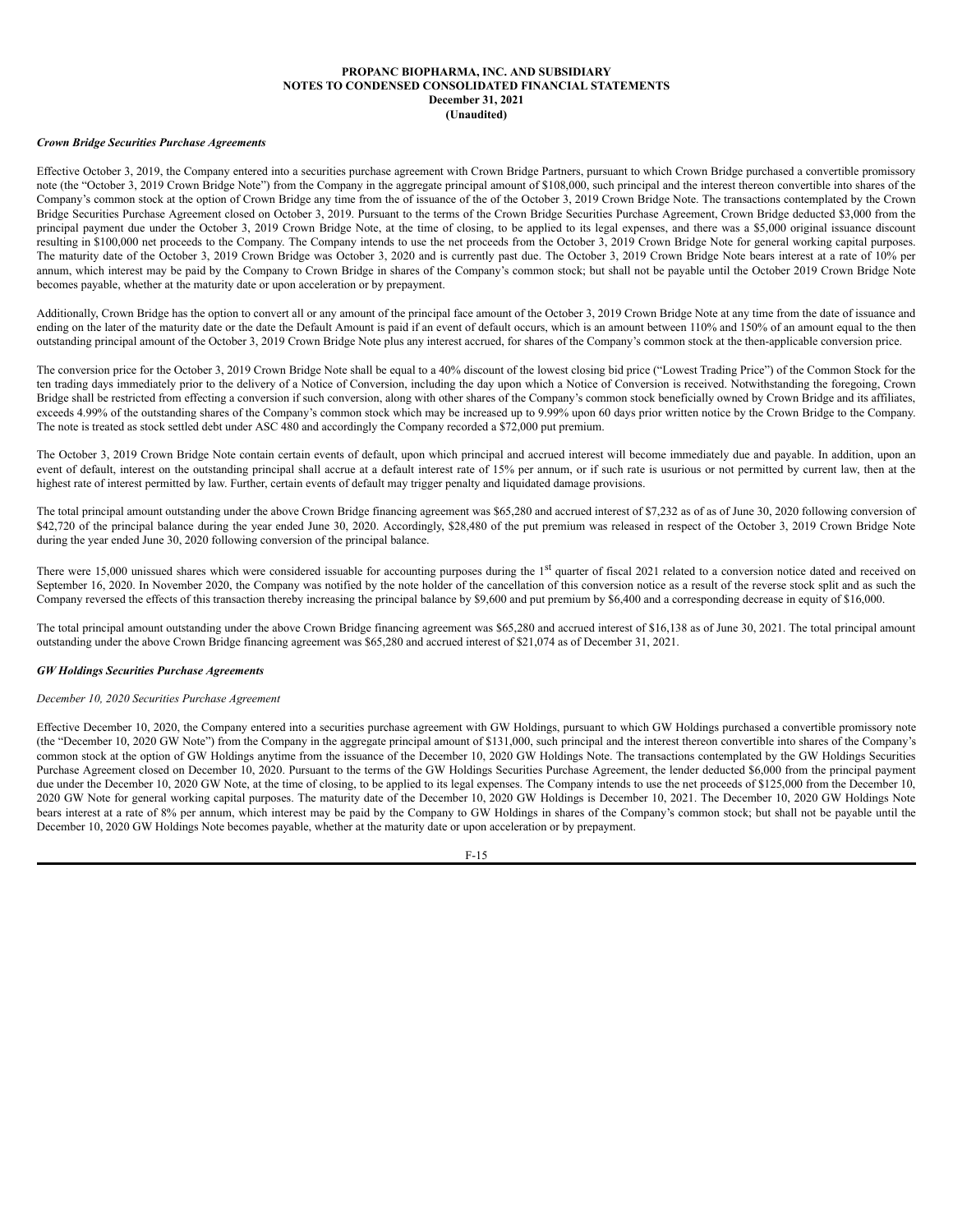***Crown Bridge Securities Purchase Agreements***

Effective October 3, 2019, the Company entered into a securities purchase agreement with Crown Bridge Partners, pursuant to which Crown Bridge purchased a convertible promissory note (the "October 3, 2019 Crown Bridge Note") from the Company in the aggregate principal amount of $108,000, such principal and the interest thereon convertible into shares of the Company's common stock at the option of Crown Bridge any time from the of issuance of the of the October 3, 2019 Crown Bridge Note. The transactions contemplated by the Crown Bridge Securities Purchase Agreement closed on October 3, 2019. Pursuant to the terms of the Crown Bridge Securities Purchase Agreement, Crown Bridge deducted $3,000 from the principal payment due under the October 3, 2019 Crown Bridge Note, at the time of closing, to be applied to its legal expenses, and there was a $5,000 original issuance discount resulting in $100,000 net proceeds to the Company. The Company intends to use the net proceeds from the October 3, 2019 Crown Bridge Note for general working capital purposes. The maturity date of the October 3, 2019 Crown Bridge was October 3, 2020 and is currently past due. The October 3, 2019 Crown Bridge Note bears interest at a rate of 10% per annum, which interest may be paid by the Company to Crown Bridge in shares of the Company's common stock; but shall not be payable until the October 2019 Crown Bridge Note becomes payable, whether at the maturity date or upon acceleration or by prepayment.

Additionally, Crown Bridge has the option to convert all or any amount of the principal face amount of the October 3, 2019 Crown Bridge Note at any time from the date of issuance and ending on the later of the maturity date or the date the Default Amount is paid if an event of default occurs, which is an amount between 110% and 150% of an amount equal to the then outstanding principal amount of the October 3, 2019 Crown Bridge Note plus any interest accrued, for shares of the Company's common stock at the then-applicable conversion price.

The conversion price for the October 3, 2019 Crown Bridge Note shall be equal to a 40% discount of the lowest closing bid price ("Lowest Trading Price") of the Common Stock for the ten trading days immediately prior to the delivery of a Notice of Conversion, including the day upon which a Notice of Conversion is received. Notwithstanding the foregoing, Crown Bridge shall be restricted from effecting a conversion if such conversion, along with other shares of the Company's common stock beneficially owned by Crown Bridge and its affiliates, exceeds 4.99% of the outstanding shares of the Company's common stock which may be increased up to 9.99% upon 60 days prior written notice by the Crown Bridge to the Company. The note is treated as stock settled debt under ASC 480 and accordingly the Company recorded a $72,000 put premium.

The October 3, 2019 Crown Bridge Note contain certain events of default, upon which principal and accrued interest will become immediately due and payable. In addition, upon an event of default, interest on the outstanding principal shall accrue at a default interest rate of 15% per annum, or if such rate is usurious or not permitted by current law, then at the highest rate of interest permitted by law. Further, certain events of default may trigger penalty and liquidated damage provisions.

The total principal amount outstanding under the above Crown Bridge financing agreement was $65,280 and accrued interest of $7,232 as of as of June 30, 2020 following conversion of $42,720 of the principal balance during the year ended June 30, 2020. Accordingly, $28,480 of the put premium was released in respect of the October 3, 2019 Crown Bridge Note during the year ended June 30, 2020 following conversion of the principal balance.

There were 15,000 unissued shares which were considered issuable for accounting purposes during the 1st quarter of fiscal 2021 related to a conversion notice dated and received on September 16, 2020. In November 2020, the Company was notified by the note holder of the cancellation of this conversion notice as a result of the reverse stock split and as such the Company reversed the effects of this transaction thereby increasing the principal balance by $9,600 and put premium by $6,400 and a corresponding decrease in equity of $16,000.

The total principal amount outstanding under the above Crown Bridge financing agreement was $65,280 and accrued interest of $16,138 as of June 30, 2021. The total principal amount outstanding under the above Crown Bridge financing agreement was $65,280 and accrued interest of $21,074 as of December 31, 2021.

***GW Holdings Securities Purchase Agreements***

*December 10, 2020 Securities Purchase Agreement*

Effective December 10, 2020, the Company entered into a securities purchase agreement with GW Holdings, pursuant to which GW Holdings purchased a convertible promissory note (the "December 10, 2020 GW Note") from the Company in the aggregate principal amount of $131,000, such principal and the interest thereon convertible into shares of the Company's common stock at the option of GW Holdings anytime from the issuance of the December 10, 2020 GW Holdings Note. The transactions contemplated by the GW Holdings Securities Purchase Agreement closed on December 10, 2020. Pursuant to the terms of the GW Holdings Securities Purchase Agreement, the lender deducted $6,000 from the principal payment due under the December 10, 2020 GW Note, at the time of closing, to be applied to its legal expenses. The Company intends to use the net proceeds of $125,000 from the December 10, 2020 GW Note for general working capital purposes. The maturity date of the December 10, 2020 GW Holdings is December 10, 2021. The December 10, 2020 GW Holdings Note bears interest at a rate of 8% per annum, which interest may be paid by the Company to GW Holdings in shares of the Company's common stock; but shall not be payable until the December 10, 2020 GW Holdings Note becomes payable, whether at the maturity date or upon acceleration or by prepayment.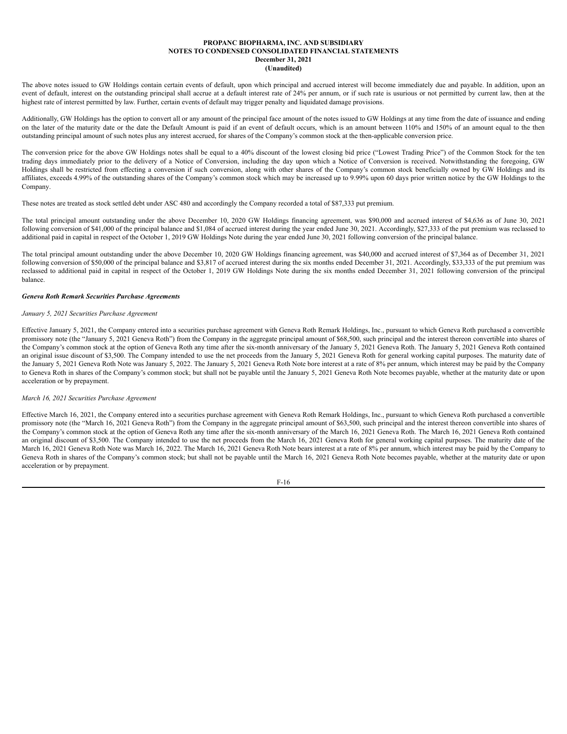The above notes issued to GW Holdings contain certain events of default, upon which principal and accrued interest will become immediately due and payable. In addition, upon an event of default, interest on the outstanding principal shall accrue at a default interest rate of 24% per annum, or if such rate is usurious or not permitted by current law, then at the highest rate of interest permitted by law. Further, certain events of default may trigger penalty and liquidated damage provisions.

Additionally, GW Holdings has the option to convert all or any amount of the principal face amount of the notes issued to GW Holdings at any time from the date of issuance and ending on the later of the maturity date or the date the Default Amount is paid if an event of default occurs, which is an amount between 110% and 150% of an amount equal to the then outstanding principal amount of such notes plus any interest accrued, for shares of the Company's common stock at the then-applicable conversion price.

The conversion price for the above GW Holdings notes shall be equal to a 40% discount of the lowest closing bid price ("Lowest Trading Price") of the Common Stock for the ten trading days immediately prior to the delivery of a Notice of Conversion, including the day upon which a Notice of Conversion is received. Notwithstanding the foregoing, GW Holdings shall be restricted from effecting a conversion if such conversion, along with other shares of the Company's common stock beneficially owned by GW Holdings and its affiliates, exceeds 4.99% of the outstanding shares of the Company's common stock which may be increased up to 9.99% upon 60 days prior written notice by the GW Holdings to the Company.

These notes are treated as stock settled debt under ASC 480 and accordingly the Company recorded a total of $87,333 put premium.

The total principal amount outstanding under the above December 10, 2020 GW Holdings financing agreement, was $90,000 and accrued interest of $4,636 as of June 30, 2021 following conversion of $41,000 of the principal balance and $1,084 of accrued interest during the year ended June 30, 2021. Accordingly, $27,333 of the put premium was reclassed to additional paid in capital in respect of the October 1, 2019 GW Holdings Note during the year ended June 30, 2021 following conversion of the principal balance.

The total principal amount outstanding under the above December 10, 2020 GW Holdings financing agreement, was $40,000 and accrued interest of $7,364 as of December 31, 2021 following conversion of $50,000 of the principal balance and $3,817 of accrued interest during the six months ended December 31, 2021. Accordingly, $33,333 of the put premium was reclassed to additional paid in capital in respect of the October 1, 2019 GW Holdings Note during the six months ended December 31, 2021 following conversion of the principal balance.

***Geneva Roth Remark Securities Purchase Agreements***

*January 5, 2021 Securities Purchase Agreement*

Effective January 5, 2021, the Company entered into a securities purchase agreement with Geneva Roth Remark Holdings, Inc., pursuant to which Geneva Roth purchased a convertible promissory note (the "January 5, 2021 Geneva Roth") from the Company in the aggregate principal amount of $68,500, such principal and the interest thereon convertible into shares of the Company's common stock at the option of Geneva Roth any time after the six-month anniversary of the January 5, 2021 Geneva Roth. The January 5, 2021 Geneva Roth contained an original issue discount of $3,500. The Company intended to use the net proceeds from the January 5, 2021 Geneva Roth for general working capital purposes. The maturity date of the January 5, 2021 Geneva Roth Note was January 5, 2022. The January 5, 2021 Geneva Roth Note bore interest at a rate of 8% per annum, which interest may be paid by the Company to Geneva Roth in shares of the Company's common stock; but shall not be payable until the January 5, 2021 Geneva Roth Note becomes payable, whether at the maturity date or upon acceleration or by prepayment.

*March 16, 2021 Securities Purchase Agreement*

Effective March 16, 2021, the Company entered into a securities purchase agreement with Geneva Roth Remark Holdings, Inc., pursuant to which Geneva Roth purchased a convertible promissory note (the "March 16, 2021 Geneva Roth") from the Company in the aggregate principal amount of $63,500, such principal and the interest thereon convertible into shares of the Company's common stock at the option of Geneva Roth any time after the six-month anniversary of the March 16, 2021 Geneva Roth. The March 16, 2021 Geneva Roth contained an original discount of $3,500. The Company intended to use the net proceeds from the March 16, 2021 Geneva Roth for general working capital purposes. The maturity date of the March 16, 2021 Geneva Roth Note was March 16, 2022. The March 16, 2021 Geneva Roth Note bears interest at a rate of 8% per annum, which interest may be paid by the Company to Geneva Roth in shares of the Company's common stock; but shall not be payable until the March 16, 2021 Geneva Roth Note becomes payable, whether at the maturity date or upon acceleration or by prepayment.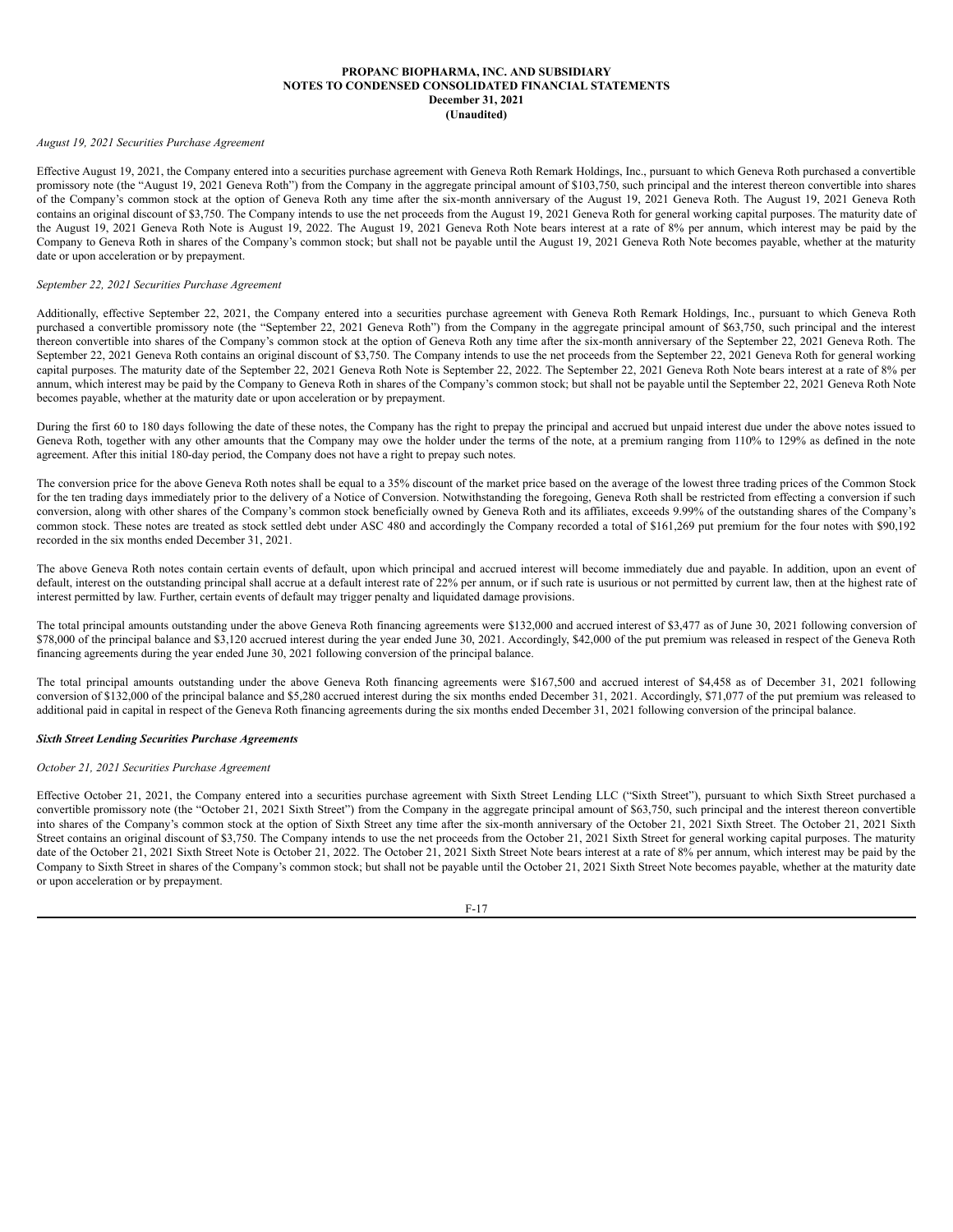*August 19, 2021 Securities Purchase Agreement*

Effective August 19, 2021, the Company entered into a securities purchase agreement with Geneva Roth Remark Holdings, Inc., pursuant to which Geneva Roth purchased a convertible promissory note (the "August 19, 2021 Geneva Roth") from the Company in the aggregate principal amount of $103,750, such principal and the interest thereon convertible into shares of the Company's common stock at the option of Geneva Roth any time after the six-month anniversary of the August 19, 2021 Geneva Roth. The August 19, 2021 Geneva Roth contains an original discount of $3,750. The Company intends to use the net proceeds from the August 19, 2021 Geneva Roth for general working capital purposes. The maturity date of the August 19, 2021 Geneva Roth Note is August 19, 2022. The August 19, 2021 Geneva Roth Note bears interest at a rate of 8% per annum, which interest may be paid by the Company to Geneva Roth in shares of the Company's common stock; but shall not be payable until the August 19, 2021 Geneva Roth Note becomes payable, whether at the maturity date or upon acceleration or by prepayment.

*September 22, 2021 Securities Purchase Agreement*

Additionally, effective September 22, 2021, the Company entered into a securities purchase agreement with Geneva Roth Remark Holdings, Inc., pursuant to which Geneva Roth purchased a convertible promissory note (the "September 22, 2021 Geneva Roth") from the Company in the aggregate principal amount of $63,750, such principal and the interest thereon convertible into shares of the Company's common stock at the option of Geneva Roth any time after the six-month anniversary of the September 22, 2021 Geneva Roth. The September 22, 2021 Geneva Roth contains an original discount of $3,750. The Company intends to use the net proceeds from the September 22, 2021 Geneva Roth for general working capital purposes. The maturity date of the September 22, 2021 Geneva Roth Note is September 22, 2022. The September 22, 2021 Geneva Roth Note bears interest at a rate of 8% per annum, which interest may be paid by the Company to Geneva Roth in shares of the Company's common stock; but shall not be payable until the September 22, 2021 Geneva Roth Note becomes payable, whether at the maturity date or upon acceleration or by prepayment.

During the first 60 to 180 days following the date of these notes, the Company has the right to prepay the principal and accrued but unpaid interest due under the above notes issued to Geneva Roth, together with any other amounts that the Company may owe the holder under the terms of the note, at a premium ranging from 110% to 129% as defined in the note agreement. After this initial 180-day period, the Company does not have a right to prepay such notes.

The conversion price for the above Geneva Roth notes shall be equal to a 35% discount of the market price based on the average of the lowest three trading prices of the Common Stock for the ten trading days immediately prior to the delivery of a Notice of Conversion. Notwithstanding the foregoing, Geneva Roth shall be restricted from effecting a conversion if such conversion, along with other shares of the Company's common stock beneficially owned by Geneva Roth and its affiliates, exceeds 9.99% of the outstanding shares of the Company's common stock. These notes are treated as stock settled debt under ASC 480 and accordingly the Company recorded a total of $161,269 put premium for the four notes with $90,192 recorded in the six months ended December 31, 2021.

The above Geneva Roth notes contain certain events of default, upon which principal and accrued interest will become immediately due and payable. In addition, upon an event of default, interest on the outstanding principal shall accrue at a default interest rate of 22% per annum, or if such rate is usurious or not permitted by current law, then at the highest rate of interest permitted by law. Further, certain events of default may trigger penalty and liquidated damage provisions.

The total principal amounts outstanding under the above Geneva Roth financing agreements were $132,000 and accrued interest of $3,477 as of June 30, 2021 following conversion of $78,000 of the principal balance and $3,120 accrued interest during the year ended June 30, 2021. Accordingly, $42,000 of the put premium was released in respect of the Geneva Roth financing agreements during the year ended June 30, 2021 following conversion of the principal balance.

The total principal amounts outstanding under the above Geneva Roth financing agreements were $167,500 and accrued interest of $4,458 as of December 31, 2021 following conversion of $132,000 of the principal balance and $5,280 accrued interest during the six months ended December 31, 2021. Accordingly, $71,077 of the put premium was released to additional paid in capital in respect of the Geneva Roth financing agreements during the six months ended December 31, 2021 following conversion of the principal balance.

***Sixth Street Lending Securities Purchase Agreements***

*October 21, 2021 Securities Purchase Agreement*

Effective October 21, 2021, the Company entered into a securities purchase agreement with Sixth Street Lending LLC ("Sixth Street"), pursuant to which Sixth Street purchased a convertible promissory note (the "October 21, 2021 Sixth Street") from the Company in the aggregate principal amount of $63,750, such principal and the interest thereon convertible into shares of the Company's common stock at the option of Sixth Street any time after the six-month anniversary of the October 21, 2021 Sixth Street. The October 21, 2021 Sixth Street contains an original discount of $3,750. The Company intends to use the net proceeds from the October 21, 2021 Sixth Street for general working capital purposes. The maturity date of the October 21, 2021 Sixth Street Note is October 21, 2022. The October 21, 2021 Sixth Street Note bears interest at a rate of 8% per annum, which interest may be paid by the Company to Sixth Street in shares of the Company's common stock; but shall not be payable until the October 21, 2021 Sixth Street Note becomes payable, whether at the maturity date or upon acceleration or by prepayment.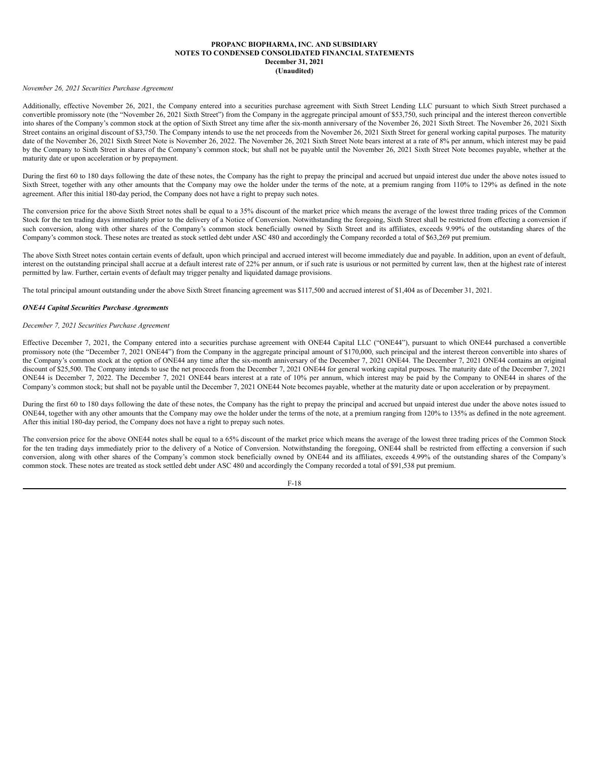*November 26, 2021 Securities Purchase Agreement*

Additionally, effective November 26, 2021, the Company entered into a securities purchase agreement with Sixth Street Lending LLC pursuant to which Sixth Street purchased a convertible promissory note (the "November 26, 2021 Sixth Street") from the Company in the aggregate principal amount of $53,750, such principal and the interest thereon convertible into shares of the Company's common stock at the option of Sixth Street any time after the six-month anniversary of the November 26, 2021 Sixth Street. The November 26, 2021 Sixth Street contains an original discount of $3,750. The Company intends to use the net proceeds from the November 26, 2021 Sixth Street for general working capital purposes. The maturity date of the November 26, 2021 Sixth Street Note is November 26, 2022. The November 26, 2021 Sixth Street Note bears interest at a rate of 8% per annum, which interest may be paid by the Company to Sixth Street in shares of the Company's common stock; but shall not be payable until the November 26, 2021 Sixth Street Note becomes payable, whether at the maturity date or upon acceleration or by prepayment.

During the first 60 to 180 days following the date of these notes, the Company has the right to prepay the principal and accrued but unpaid interest due under the above notes issued to Sixth Street, together with any other amounts that the Company may owe the holder under the terms of the note, at a premium ranging from 110% to 129% as defined in the note agreement. After this initial 180-day period, the Company does not have a right to prepay such notes.

The conversion price for the above Sixth Street notes shall be equal to a 35% discount of the market price which means the average of the lowest three trading prices of the Common Stock for the ten trading days immediately prior to the delivery of a Notice of Conversion. Notwithstanding the foregoing, Sixth Street shall be restricted from effecting a conversion if such conversion, along with other shares of the Company's common stock beneficially owned by Sixth Street and its affiliates, exceeds 9.99% of the outstanding shares of the Company's common stock. These notes are treated as stock settled debt under ASC 480 and accordingly the Company recorded a total of $63,269 put premium.

The above Sixth Street notes contain certain events of default, upon which principal and accrued interest will become immediately due and payable. In addition, upon an event of default, interest on the outstanding principal shall accrue at a default interest rate of 22% per annum, or if such rate is usurious or not permitted by current law, then at the highest rate of interest permitted by law. Further, certain events of default may trigger penalty and liquidated damage provisions.

The total principal amount outstanding under the above Sixth Street financing agreement was $117,500 and accrued interest of $1,404 as of December 31, 2021.

***ONE44 Capital Securities Purchase Agreements***

*December 7, 2021 Securities Purchase Agreement*

Effective December 7, 2021, the Company entered into a securities purchase agreement with ONE44 Capital LLC ("ONE44"), pursuant to which ONE44 purchased a convertible promissory note (the "December 7, 2021 ONE44") from the Company in the aggregate principal amount of $170,000, such principal and the interest thereon convertible into shares of the Company's common stock at the option of ONE44 any time after the six-month anniversary of the December 7, 2021 ONE44. The December 7, 2021 ONE44 contains an original discount of $25,500. The Company intends to use the net proceeds from the December 7, 2021 ONE44 for general working capital purposes. The maturity date of the December 7, 2021 ONE44 is December 7, 2022. The December 7, 2021 ONE44 bears interest at a rate of 10% per annum, which interest may be paid by the Company to ONE44 in shares of the Company's common stock; but shall not be payable until the December 7, 2021 ONE44 Note becomes payable, whether at the maturity date or upon acceleration or by prepayment.

During the first 60 to 180 days following the date of these notes, the Company has the right to prepay the principal and accrued but unpaid interest due under the above notes issued to ONE44, together with any other amounts that the Company may owe the holder under the terms of the note, at a premium ranging from 120% to 135% as defined in the note agreement. After this initial 180-day period, the Company does not have a right to prepay such notes.

The conversion price for the above ONE44 notes shall be equal to a 65% discount of the market price which means the average of the lowest three trading prices of the Common Stock for the ten trading days immediately prior to the delivery of a Notice of Conversion. Notwithstanding the foregoing, ONE44 shall be restricted from effecting a conversion if such conversion, along with other shares of the Company's common stock beneficially owned by ONE44 and its affiliates, exceeds 4.99% of the outstanding shares of the Company's common stock. These notes are treated as stock settled debt under ASC 480 and accordingly the Company recorded a total of $91,538 put premium.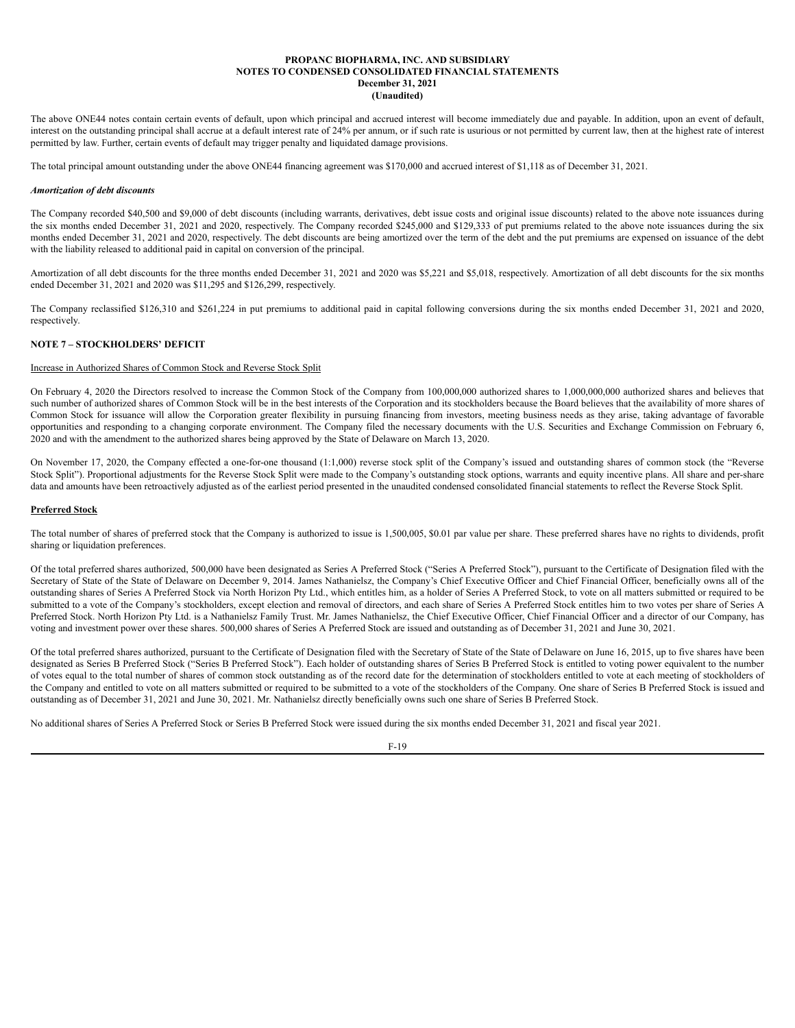The above ONE44 notes contain certain events of default, upon which principal and accrued interest will become immediately due and payable. In addition, upon an event of default, interest on the outstanding principal shall accrue at a default interest rate of 24% per annum, or if such rate is usurious or not permitted by current law, then at the highest rate of interest permitted by law. Further, certain events of default may trigger penalty and liquidated damage provisions.

The total principal amount outstanding under the above ONE44 financing agreement was $170,000 and accrued interest of $1,118 as of December 31, 2021.

***Amortization of debt discounts***

The Company recorded $40,500 and $9,000 of debt discounts (including warrants, derivatives, debt issue costs and original issue discounts) related to the above note issuances during the six months ended December 31, 2021 and 2020, respectively. The Company recorded $245,000 and $129,333 of put premiums related to the above note issuances during the six months ended December 31, 2021 and 2020, respectively. The debt discounts are being amortized over the term of the debt and the put premiums are expensed on issuance of the debt with the liability released to additional paid in capital on conversion of the principal.

Amortization of all debt discounts for the three months ended December 31, 2021 and 2020 was $5,221 and $5,018, respectively. Amortization of all debt discounts for the six months ended December 31, 2021 and 2020 was $11,295 and $126,299, respectively.

The Company reclassified $126,310 and $261,224 in put premiums to additional paid in capital following conversions during the six months ended December 31, 2021 and 2020, respectively.

## NOTE 7 – STOCKHOLDERS' DEFICIT

Increase in Authorized Shares of Common Stock and Reverse Stock Split

On February 4, 2020 the Directors resolved to increase the Common Stock of the Company from 100,000,000 authorized shares to 1,000,000,000 authorized shares and believes that such number of authorized shares of Common Stock will be in the best interests of the Corporation and its stockholders because the Board believes that the availability of more shares of Common Stock for issuance will allow the Corporation greater flexibility in pursuing financing from investors, meeting business needs as they arise, taking advantage of favorable opportunities and responding to a changing corporate environment. The Company filed the necessary documents with the U.S. Securities and Exchange Commission on February 6, 2020 and with the amendment to the authorized shares being approved by the State of Delaware on March 13, 2020.

On November 17, 2020, the Company effected a one-for-one thousand (1:1,000) reverse stock split of the Company's issued and outstanding shares of common stock (the "Reverse Stock Split"). Proportional adjustments for the Reverse Stock Split were made to the Company's outstanding stock options, warrants and equity incentive plans. All share and per-share data and amounts have been retroactively adjusted as of the earliest period presented in the unaudited condensed consolidated financial statements to reflect the Reverse Stock Split.

**Preferred Stock**

The total number of shares of preferred stock that the Company is authorized to issue is 1,500,005, $0.01 par value per share. These preferred shares have no rights to dividends, profit sharing or liquidation preferences.

Of the total preferred shares authorized, 500,000 have been designated as Series A Preferred Stock ("Series A Preferred Stock"), pursuant to the Certificate of Designation filed with the Secretary of State of the State of Delaware on December 9, 2014. James Nathanielsz, the Company's Chief Executive Officer and Chief Financial Officer, beneficially owns all of the outstanding shares of Series A Preferred Stock via North Horizon Pty Ltd., which entitles him, as a holder of Series A Preferred Stock, to vote on all matters submitted or required to be submitted to a vote of the Company's stockholders, except election and removal of directors, and each share of Series A Preferred Stock entitles him to two votes per share of Series A Preferred Stock. North Horizon Pty Ltd. is a Nathanielsz Family Trust. Mr. James Nathanielsz, the Chief Executive Officer, Chief Financial Officer and a director of our Company, has voting and investment power over these shares. 500,000 shares of Series A Preferred Stock are issued and outstanding as of December 31, 2021 and June 30, 2021.

Of the total preferred shares authorized, pursuant to the Certificate of Designation filed with the Secretary of State of the State of Delaware on June 16, 2015, up to five shares have been designated as Series B Preferred Stock ("Series B Preferred Stock"). Each holder of outstanding shares of Series B Preferred Stock is entitled to voting power equivalent to the number of votes equal to the total number of shares of common stock outstanding as of the record date for the determination of stockholders entitled to vote at each meeting of stockholders of the Company and entitled to vote on all matters submitted or required to be submitted to a vote of the stockholders of the Company. One share of Series B Preferred Stock is issued and outstanding as of December 31, 2021 and June 30, 2021. Mr. Nathanielsz directly beneficially owns such one share of Series B Preferred Stock.

No additional shares of Series A Preferred Stock or Series B Preferred Stock were issued during the six months ended December 31, 2021 and fiscal year 2021.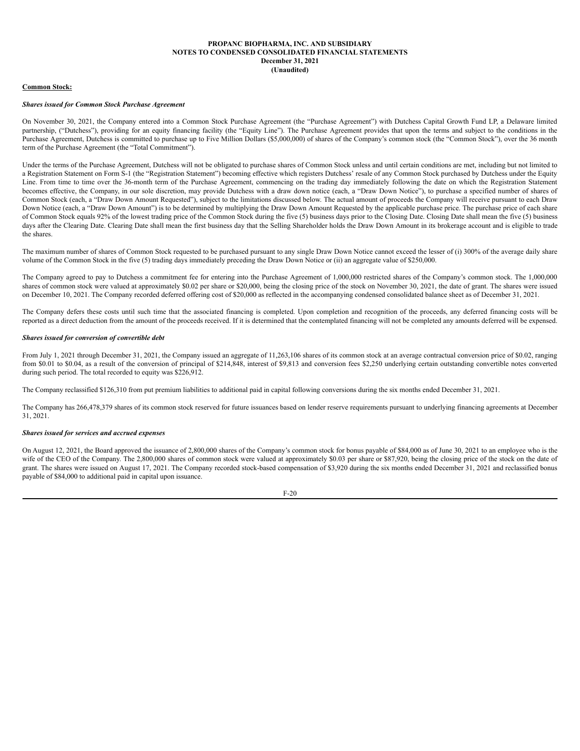**Common Stock:**

***Shares issued for Common Stock Purchase Agreement***

On November 30, 2021, the Company entered into a Common Stock Purchase Agreement (the "Purchase Agreement") with Dutchess Capital Growth Fund LP, a Delaware limited partnership, ("Dutchess"), providing for an equity financing facility (the "Equity Line"). The Purchase Agreement provides that upon the terms and subject to the conditions in the Purchase Agreement, Dutchess is committed to purchase up to Five Million Dollars ($5,000,000) of shares of the Company's common stock (the "Common Stock"), over the 36 month term of the Purchase Agreement (the "Total Commitment").

Under the terms of the Purchase Agreement, Dutchess will not be obligated to purchase shares of Common Stock unless and until certain conditions are met, including but not limited to a Registration Statement on Form S-1 (the "Registration Statement") becoming effective which registers Dutchess' resale of any Common Stock purchased by Dutchess under the Equity Line. From time to time over the 36-month term of the Purchase Agreement, commencing on the trading day immediately following the date on which the Registration Statement becomes effective, the Company, in our sole discretion, may provide Dutchess with a draw down notice (each, a "Draw Down Notice"), to purchase a specified number of shares of Common Stock (each, a "Draw Down Amount Requested"), subject to the limitations discussed below. The actual amount of proceeds the Company will receive pursuant to each Draw Down Notice (each, a "Draw Down Amount") is to be determined by multiplying the Draw Down Amount Requested by the applicable purchase price. The purchase price of each share of Common Stock equals 92% of the lowest trading price of the Common Stock during the five (5) business days prior to the Closing Date. Closing Date shall mean the five (5) business days after the Clearing Date. Clearing Date shall mean the first business day that the Selling Shareholder holds the Draw Down Amount in its brokerage account and is eligible to trade the shares.

The maximum number of shares of Common Stock requested to be purchased pursuant to any single Draw Down Notice cannot exceed the lesser of (i) 300% of the average daily share volume of the Common Stock in the five (5) trading days immediately preceding the Draw Down Notice or (ii) an aggregate value of $250,000.

The Company agreed to pay to Dutchess a commitment fee for entering into the Purchase Agreement of 1,000,000 restricted shares of the Company's common stock. The 1,000,000 shares of common stock were valued at approximately $0.02 per share or $20,000, being the closing price of the stock on November 30, 2021, the date of grant. The shares were issued on December 10, 2021. The Company recorded deferred offering cost of $20,000 as reflected in the accompanying condensed consolidated balance sheet as of December 31, 2021.

The Company defers these costs until such time that the associated financing is completed. Upon completion and recognition of the proceeds, any deferred financing costs will be reported as a direct deduction from the amount of the proceeds received. If it is determined that the contemplated financing will not be completed any amounts deferred will be expensed.

***Shares issued for conversion of convertible debt***

From July 1, 2021 through December 31, 2021, the Company issued an aggregate of 11,263,106 shares of its common stock at an average contractual conversion price of $0.02, ranging from $0.01 to $0.04, as a result of the conversion of principal of $214,848, interest of $9,813 and conversion fees $2,250 underlying certain outstanding convertible notes converted during such period. The total recorded to equity was $226,912.

The Company reclassified $126,310 from put premium liabilities to additional paid in capital following conversions during the six months ended December 31, 2021.

The Company has 266,478,379 shares of its common stock reserved for future issuances based on lender reserve requirements pursuant to underlying financing agreements at December 31, 2021.

***Shares issued for services and accrued expenses***

On August 12, 2021, the Board approved the issuance of 2,800,000 shares of the Company's common stock for bonus payable of $84,000 as of June 30, 2021 to an employee who is the wife of the CEO of the Company. The 2,800,000 shares of common stock were valued at approximately $0.03 per share or $87,920, being the closing price of the stock on the date of grant. The shares were issued on August 17, 2021. The Company recorded stock-based compensation of $3,920 during the six months ended December 31, 2021 and reclassified bonus payable of $84,000 to additional paid in capital upon issuance.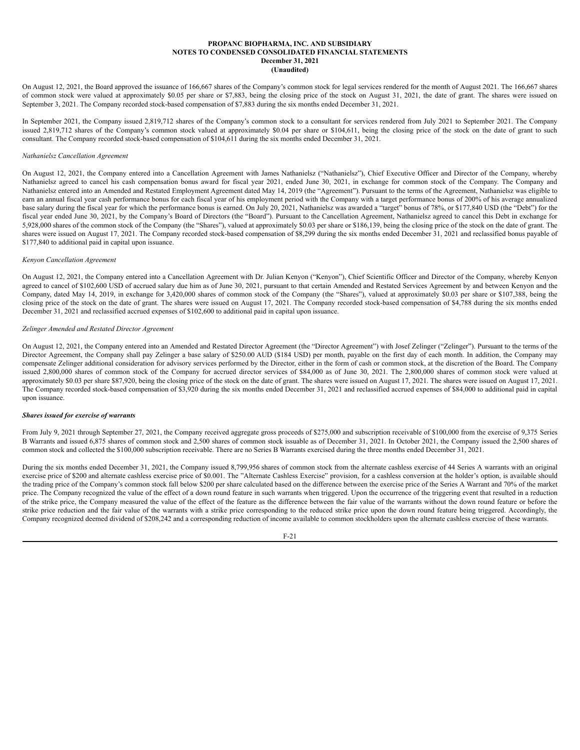On August 12, 2021, the Board approved the issuance of 166,667 shares of the Company's common stock for legal services rendered for the month of August 2021. The 166,667 shares of common stock were valued at approximately $0.05 per share or $7,883, being the closing price of the stock on August 31, 2021, the date of grant. The shares were issued on September 3, 2021. The Company recorded stock-based compensation of $7,883 during the six months ended December 31, 2021.

In September 2021, the Company issued 2,819,712 shares of the Company's common stock to a consultant for services rendered from July 2021 to September 2021. The Company issued 2,819,712 shares of the Company's common stock valued at approximately $0.04 per share or $104,611, being the closing price of the stock on the date of grant to such consultant. The Company recorded stock-based compensation of $104,611 during the six months ended December 31, 2021.

*Nathanielsz Cancellation Agreement*

On August 12, 2021, the Company entered into a Cancellation Agreement with James Nathanielsz ("Nathanielsz"), Chief Executive Officer and Director of the Company, whereby Nathanielsz agreed to cancel his cash compensation bonus award for fiscal year 2021, ended June 30, 2021, in exchange for common stock of the Company. The Company and Nathanielsz entered into an Amended and Restated Employment Agreement dated May 14, 2019 (the "Agreement"). Pursuant to the terms of the Agreement, Nathanielsz was eligible to earn an annual fiscal year cash performance bonus for each fiscal year of his employment period with the Company with a target performance bonus of 200% of his average annualized base salary during the fiscal year for which the performance bonus is earned. On July 20, 2021, Nathanielsz was awarded a "target" bonus of 78%, or $177,840 USD (the "Debt") for the fiscal year ended June 30, 2021, by the Company's Board of Directors (the "Board"). Pursuant to the Cancellation Agreement, Nathanielsz agreed to cancel this Debt in exchange for 5,928,000 shares of the common stock of the Company (the "Shares"), valued at approximately $0.03 per share or $186,139, being the closing price of the stock on the date of grant. The shares were issued on August 17, 2021. The Company recorded stock-based compensation of $8,299 during the six months ended December 31, 2021 and reclassified bonus payable of $177,840 to additional paid in capital upon issuance.

*Kenyon Cancellation Agreement*

On August 12, 2021, the Company entered into a Cancellation Agreement with Dr. Julian Kenyon ("Kenyon"), Chief Scientific Officer and Director of the Company, whereby Kenyon agreed to cancel of $102,600 USD of accrued salary due him as of June 30, 2021, pursuant to that certain Amended and Restated Services Agreement by and between Kenyon and the Company, dated May 14, 2019, in exchange for 3,420,000 shares of common stock of the Company (the "Shares"), valued at approximately $0.03 per share or $107,388, being the closing price of the stock on the date of grant. The shares were issued on August 17, 2021. The Company recorded stock-based compensation of $4,788 during the six months ended December 31, 2021 and reclassified accrued expenses of $102,600 to additional paid in capital upon issuance.

*Zelinger Amended and Restated Director Agreement*

On August 12, 2021, the Company entered into an Amended and Restated Director Agreement (the "Director Agreement") with Josef Zelinger ("Zelinger"). Pursuant to the terms of the Director Agreement, the Company shall pay Zelinger a base salary of $250.00 AUD ($184 USD) per month, payable on the first day of each month. In addition, the Company may compensate Zelinger additional consideration for advisory services performed by the Director, either in the form of cash or common stock, at the discretion of the Board. The Company issued 2,800,000 shares of common stock of the Company for accrued director services of $84,000 as of June 30, 2021. The 2,800,000 shares of common stock were valued at approximately $0.03 per share $87,920, being the closing price of the stock on the date of grant. The shares were issued on August 17, 2021. The shares were issued on August 17, 2021. The Company recorded stock-based compensation of $3,920 during the six months ended December 31, 2021 and reclassified accrued expenses of $84,000 to additional paid in capital upon issuance.

***Shares issued for exercise of warrants***

From July 9, 2021 through September 27, 2021, the Company received aggregate gross proceeds of $275,000 and subscription receivable of $100,000 from the exercise of 9,375 Series B Warrants and issued 6,875 shares of common stock and 2,500 shares of common stock issuable as of December 31, 2021. In October 2021, the Company issued the 2,500 shares of common stock and collected the $100,000 subscription receivable. There are no Series B Warrants exercised during the three months ended December 31, 2021.

During the six months ended December 31, 2021, the Company issued 8,799,956 shares of common stock from the alternate cashless exercise of 44 Series A warrants with an original exercise price of $200 and alternate cashless exercise price of $0.001. The "Alternate Cashless Exercise" provision, for a cashless conversion at the holder's option, is available should the trading price of the Company's common stock fall below $200 per share calculated based on the difference between the exercise price of the Series A Warrant and 70% of the market price. The Company recognized the value of the effect of a down round feature in such warrants when triggered. Upon the occurrence of the triggering event that resulted in a reduction of the strike price, the Company measured the value of the effect of the feature as the difference between the fair value of the warrants without the down round feature or before the strike price reduction and the fair value of the warrants with a strike price corresponding to the reduced strike price upon the down round feature being triggered. Accordingly, the Company recognized deemed dividend of $208,242 and a corresponding reduction of income available to common stockholders upon the alternate cashless exercise of these warrants.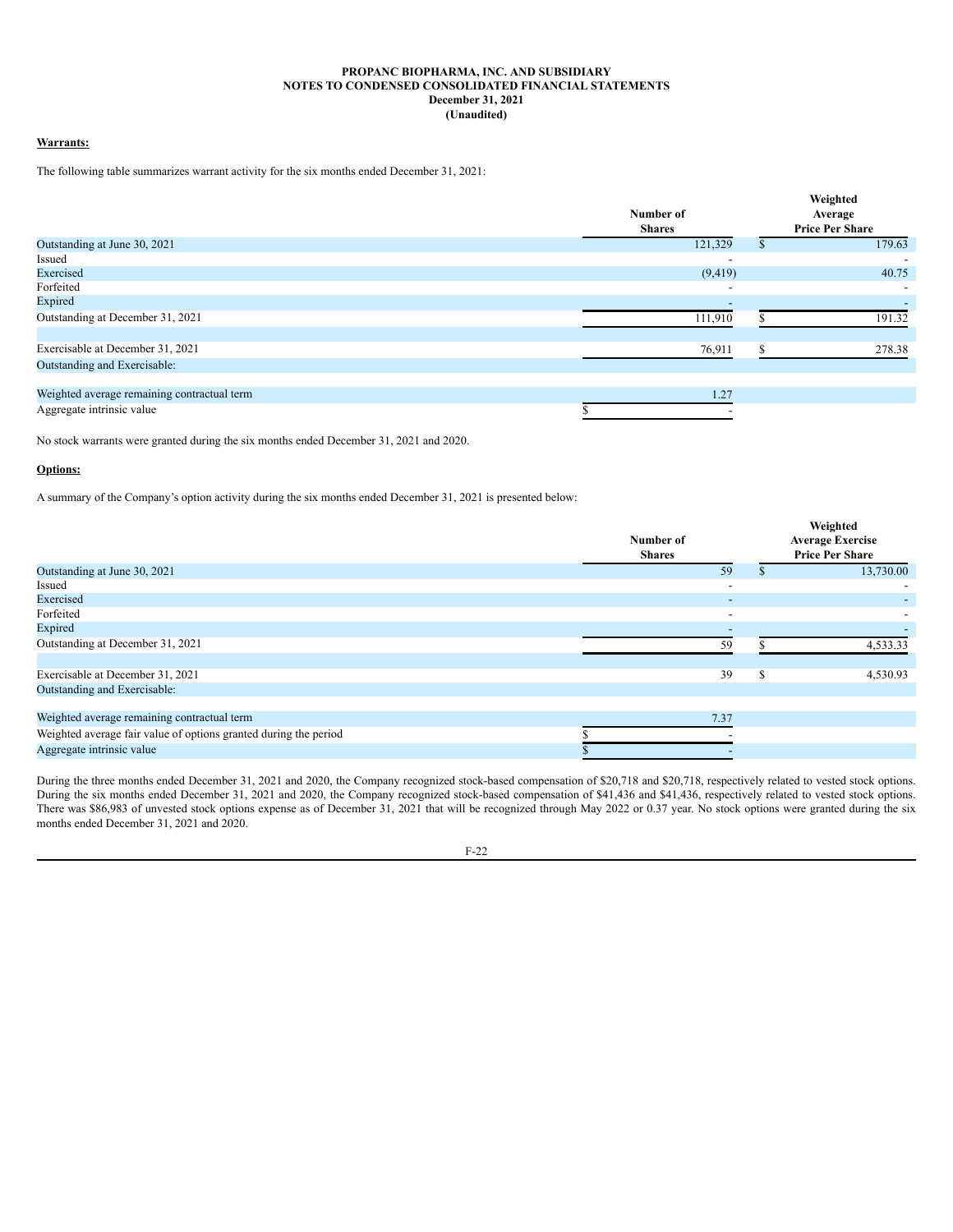**PROPANC BIOPHARMA, INC. AND SUBSIDIARY**
**NOTES TO CONDENSED CONSOLIDATED FINANCIAL STATEMENTS**
**December 31, 2021**
**(Unaudited)**

**Warrants:**

The following table summarizes warrant activity for the six months ended December 31, 2021:

| | Number of Shares | Weighted Average Price Per Share |
|---|---|---|
| Outstanding at June 30, 2021 | 121,329 | $ 179.63 |
| Issued | - | - |
| Exercised | (9,419) | 40.75 |
| Forfeited | - | - |
| Expired | - | - |
| Outstanding at December 31, 2021 | 111,910 | $ 191.32 |
| | | |
| Exercisable at December 31, 2021 | 76,911 | $ 278.38 |
| Outstanding and Exercisable: | | |
| | | |
| Weighted average remaining contractual term | 1.27 | |
| Aggregate intrinsic value | $ - | |

No stock warrants were granted during the six months ended December 31, 2021 and 2020.

**Options:**

A summary of the Company's option activity during the six months ended December 31, 2021 is presented below:

| | Number of Shares | Weighted Average Exercise Price Per Share |
|---|---|---|
| Outstanding at June 30, 2021 | 59 | $ 13,730.00 |
| Issued | - | - |
| Exercised | - | - |
| Forfeited | - | - |
| Expired | - | - |
| Outstanding at December 31, 2021 | 59 | $ 4,533.33 |
| | | |
| Exercisable at December 31, 2021 | 39 | $ 4,530.93 |
| Outstanding and Exercisable: | | |
| | | |
| Weighted average remaining contractual term | 7.37 | |
| Weighted average fair value of options granted during the period | $ - | |
| Aggregate intrinsic value | $ - | |

During the three months ended December 31, 2021 and 2020, the Company recognized stock-based compensation of $20,718 and $20,718, respectively related to vested stock options. During the six months ended December 31, 2021 and 2020, the Company recognized stock-based compensation of $41,436 and $41,436, respectively related to vested stock options. There was $86,983 of unvested stock options expense as of December 31, 2021 that will be recognized through May 2022 or 0.37 year. No stock options were granted during the six months ended December 31, 2021 and 2020.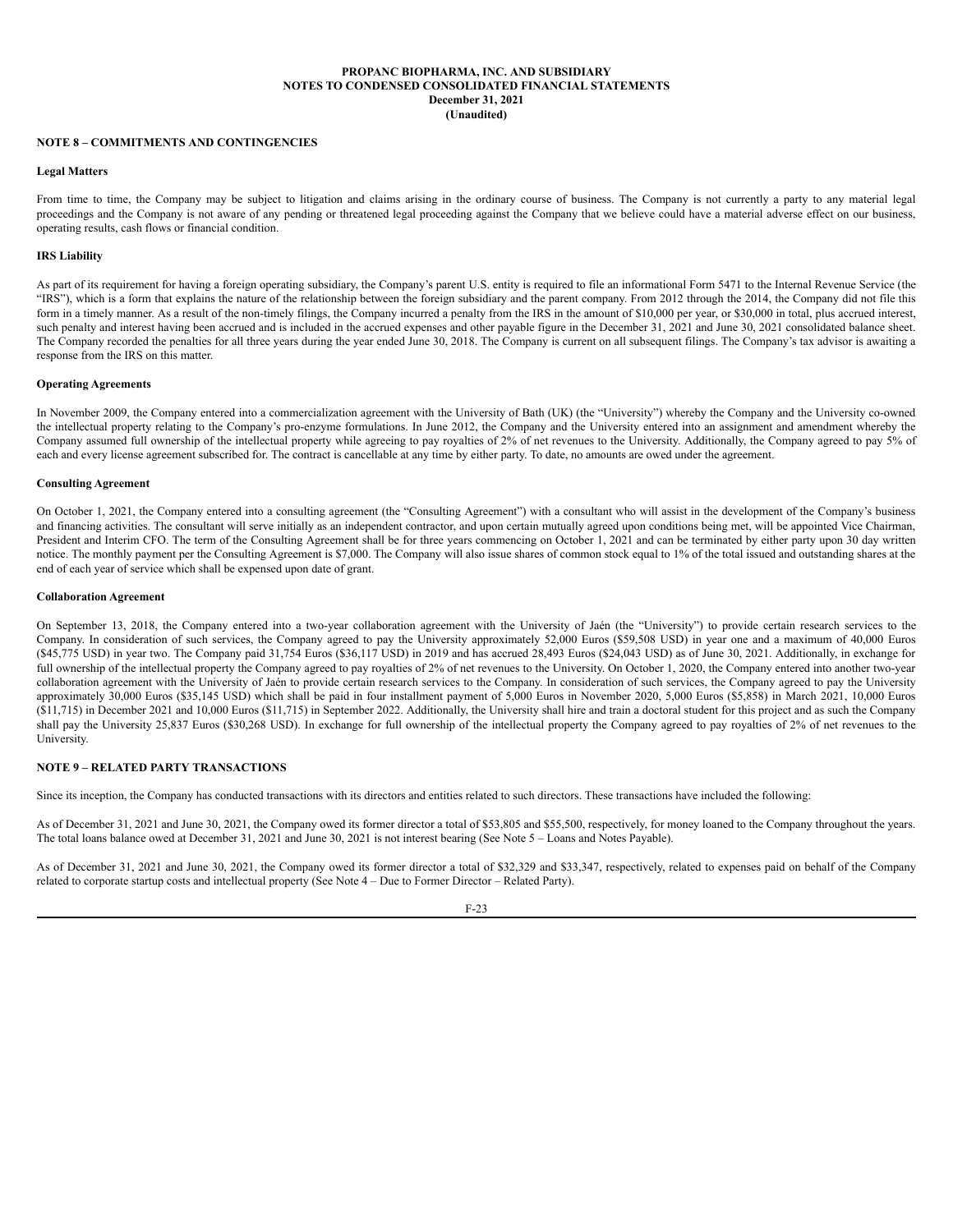**PROPANC BIOPHARMA, INC. AND SUBSIDIARY**
**NOTES TO CONDENSED CONSOLIDATED FINANCIAL STATEMENTS**
**December 31, 2021**
**(Unaudited)**

**NOTE 8 – COMMITMENTS AND CONTINGENCIES**

**Legal Matters**

From time to time, the Company may be subject to litigation and claims arising in the ordinary course of business. The Company is not currently a party to any material legal proceedings and the Company is not aware of any pending or threatened legal proceeding against the Company that we believe could have a material adverse effect on our business, operating results, cash flows or financial condition.

**IRS Liability**

As part of its requirement for having a foreign operating subsidiary, the Company's parent U.S. entity is required to file an informational Form 5471 to the Internal Revenue Service (the "IRS"), which is a form that explains the nature of the relationship between the foreign subsidiary and the parent company. From 2012 through the 2014, the Company did not file this form in a timely manner. As a result of the non-timely filings, the Company incurred a penalty from the IRS in the amount of $10,000 per year, or $30,000 in total, plus accrued interest, such penalty and interest having been accrued and is included in the accrued expenses and other payable figure in the December 31, 2021 and June 30, 2021 consolidated balance sheet. The Company recorded the penalties for all three years during the year ended June 30, 2018. The Company is current on all subsequent filings. The Company's tax advisor is awaiting a response from the IRS on this matter.

**Operating Agreements**

In November 2009, the Company entered into a commercialization agreement with the University of Bath (UK) (the "University") whereby the Company and the University co-owned the intellectual property relating to the Company's pro-enzyme formulations. In June 2012, the Company and the University entered into an assignment and amendment whereby the Company assumed full ownership of the intellectual property while agreeing to pay royalties of 2% of net revenues to the University. Additionally, the Company agreed to pay 5% of each and every license agreement subscribed for. The contract is cancellable at any time by either party. To date, no amounts are owed under the agreement.

**Consulting Agreement**

On October 1, 2021, the Company entered into a consulting agreement (the "Consulting Agreement") with a consultant who will assist in the development of the Company's business and financing activities. The consultant will serve initially as an independent contractor, and upon certain mutually agreed upon conditions being met, will be appointed Vice Chairman, President and Interim CFO. The term of the Consulting Agreement shall be for three years commencing on October 1, 2021 and can be terminated by either party upon 30 day written notice. The monthly payment per the Consulting Agreement is $7,000. The Company will also issue shares of common stock equal to 1% of the total issued and outstanding shares at the end of each year of service which shall be expensed upon date of grant.

**Collaboration Agreement**

On September 13, 2018, the Company entered into a two-year collaboration agreement with the University of Jaén (the "University") to provide certain research services to the Company. In consideration of such services, the Company agreed to pay the University approximately 52,000 Euros ($59,508 USD) in year one and a maximum of 40,000 Euros ($45,775 USD) in year two. The Company paid 31,754 Euros ($36,117 USD) in 2019 and has accrued 28,493 Euros ($24,043 USD) as of June 30, 2021. Additionally, in exchange for full ownership of the intellectual property the Company agreed to pay royalties of 2% of net revenues to the University. On October 1, 2020, the Company entered into another two-year collaboration agreement with the University of Jaén to provide certain research services to the Company. In consideration of such services, the Company agreed to pay the University approximately 30,000 Euros ($35,145 USD) which shall be paid in four installment payment of 5,000 Euros in November 2020, 5,000 Euros ($5,858) in March 2021, 10,000 Euros ($11,715) in December 2021 and 10,000 Euros ($11,715) in September 2022. Additionally, the University shall hire and train a doctoral student for this project and as such the Company shall pay the University 25,837 Euros ($30,268 USD). In exchange for full ownership of the intellectual property the Company agreed to pay royalties of 2% of net revenues to the University.

**NOTE 9 – RELATED PARTY TRANSACTIONS**

Since its inception, the Company has conducted transactions with its directors and entities related to such directors. These transactions have included the following:

As of December 31, 2021 and June 30, 2021, the Company owed its former director a total of $53,805 and $55,500, respectively, for money loaned to the Company throughout the years. The total loans balance owed at December 31, 2021 and June 30, 2021 is not interest bearing (See Note 5 – Loans and Notes Payable).

As of December 31, 2021 and June 30, 2021, the Company owed its former director a total of $32,329 and $33,347, respectively, related to expenses paid on behalf of the Company related to corporate startup costs and intellectual property (See Note 4 – Due to Former Director – Related Party).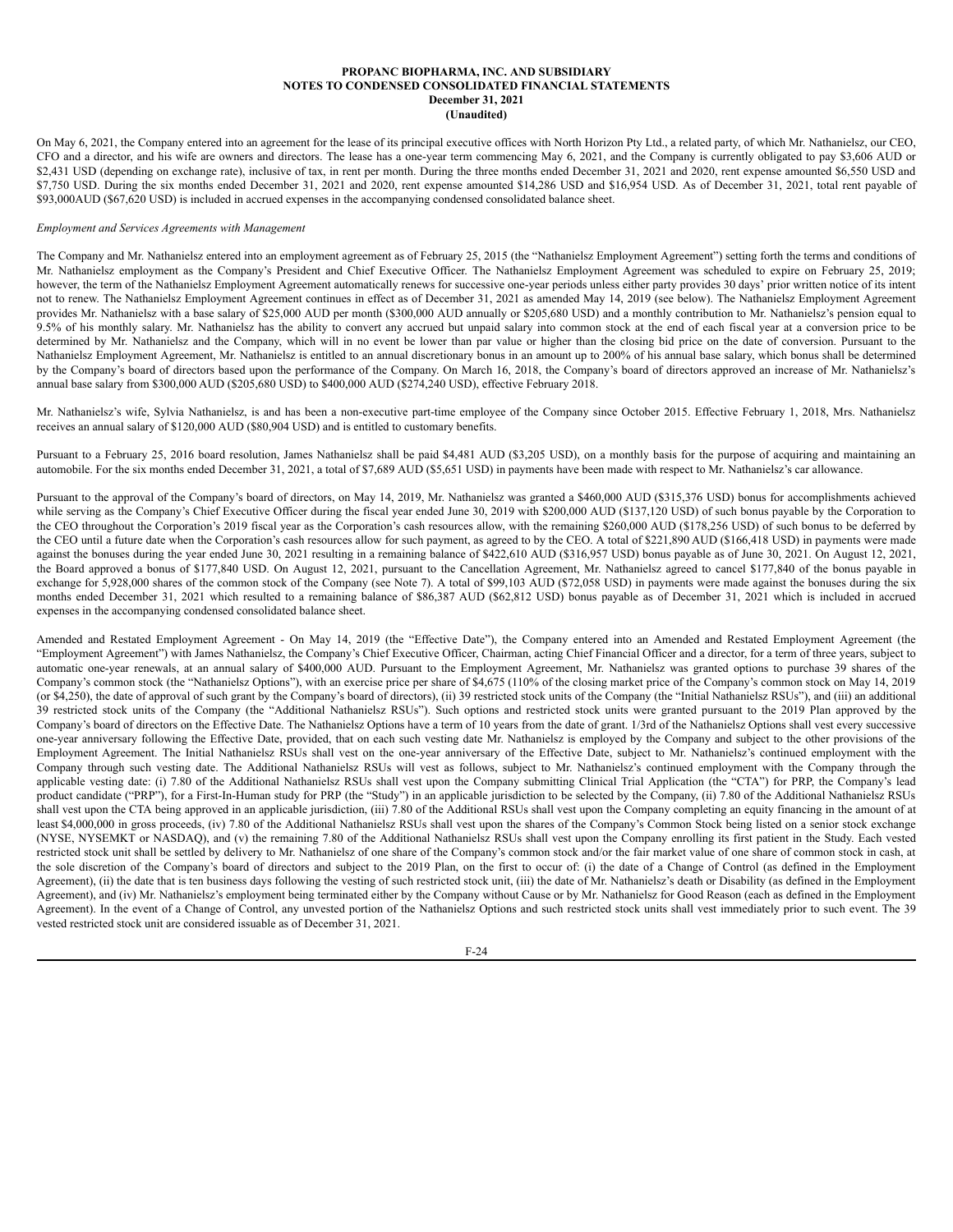On May 6, 2021, the Company entered into an agreement for the lease of its principal executive offices with North Horizon Pty Ltd., a related party, of which Mr. Nathanielsz, our CEO, CFO and a director, and his wife are owners and directors. The lease has a one-year term commencing May 6, 2021, and the Company is currently obligated to pay $3,606 AUD or $2,431 USD (depending on exchange rate), inclusive of tax, in rent per month. During the three months ended December 31, 2021 and 2020, rent expense amounted $6,550 USD and $7,750 USD. During the six months ended December 31, 2021 and 2020, rent expense amounted $14,286 USD and $16,954 USD. As of December 31, 2021, total rent payable of $93,000AUD ($67,620 USD) is included in accrued expenses in the accompanying condensed consolidated balance sheet.

*Employment and Services Agreements with Management*

The Company and Mr. Nathanielsz entered into an employment agreement as of February 25, 2015 (the "Nathanielsz Employment Agreement") setting forth the terms and conditions of Mr. Nathanielsz employment as the Company's President and Chief Executive Officer. The Nathanielsz Employment Agreement was scheduled to expire on February 25, 2019; however, the term of the Nathanielsz Employment Agreement automatically renews for successive one-year periods unless either party provides 30 days' prior written notice of its intent not to renew. The Nathanielsz Employment Agreement continues in effect as of December 31, 2021 as amended May 14, 2019 (see below). The Nathanielsz Employment Agreement provides Mr. Nathanielsz with a base salary of $25,000 AUD per month ($300,000 AUD annually or $205,680 USD) and a monthly contribution to Mr. Nathanielsz's pension equal to 9.5% of his monthly salary. Mr. Nathanielsz has the ability to convert any accrued but unpaid salary into common stock at the end of each fiscal year at a conversion price to be determined by Mr. Nathanielsz and the Company, which will in no event be lower than par value or higher than the closing bid price on the date of conversion. Pursuant to the Nathanielsz Employment Agreement, Mr. Nathanielsz is entitled to an annual discretionary bonus in an amount up to 200% of his annual base salary, which bonus shall be determined by the Company's board of directors based upon the performance of the Company. On March 16, 2018, the Company's board of directors approved an increase of Mr. Nathanielsz's annual base salary from $300,000 AUD ($205,680 USD) to $400,000 AUD ($274,240 USD), effective February 2018.

Mr. Nathanielsz's wife, Sylvia Nathanielsz, is and has been a non-executive part-time employee of the Company since October 2015. Effective February 1, 2018, Mrs. Nathanielsz receives an annual salary of $120,000 AUD ($80,904 USD) and is entitled to customary benefits.

Pursuant to a February 25, 2016 board resolution, James Nathanielsz shall be paid $4,481 AUD ($3,205 USD), on a monthly basis for the purpose of acquiring and maintaining an automobile. For the six months ended December 31, 2021, a total of $7,689 AUD ($5,651 USD) in payments have been made with respect to Mr. Nathanielsz's car allowance.

Pursuant to the approval of the Company's board of directors, on May 14, 2019, Mr. Nathanielsz was granted a $460,000 AUD ($315,376 USD) bonus for accomplishments achieved while serving as the Company's Chief Executive Officer during the fiscal year ended June 30, 2019 with $200,000 AUD ($137,120 USD) of such bonus payable by the Corporation to the CEO throughout the Corporation's 2019 fiscal year as the Corporation's cash resources allow, with the remaining $260,000 AUD ($178,256 USD) of such bonus to be deferred by the CEO until a future date when the Corporation's cash resources allow for such payment, as agreed to by the CEO. A total of $221,890 AUD ($166,418 USD) in payments were made against the bonuses during the year ended June 30, 2021 resulting in a remaining balance of $422,610 AUD ($316,957 USD) bonus payable as of June 30, 2021. On August 12, 2021, the Board approved a bonus of $177,840 USD. On August 12, 2021, pursuant to the Cancellation Agreement, Mr. Nathanielsz agreed to cancel $177,840 of the bonus payable in exchange for 5,928,000 shares of the common stock of the Company (see Note 7). A total of $99,103 AUD ($72,058 USD) in payments were made against the bonuses during the six months ended December 31, 2021 which resulted to a remaining balance of $86,387 AUD ($62,812 USD) bonus payable as of December 31, 2021 which is included in accrued expenses in the accompanying condensed consolidated balance sheet.

Amended and Restated Employment Agreement - On May 14, 2019 (the "Effective Date"), the Company entered into an Amended and Restated Employment Agreement (the "Employment Agreement") with James Nathanielsz, the Company's Chief Executive Officer, Chairman, acting Chief Financial Officer and a director, for a term of three years, subject to automatic one-year renewals, at an annual salary of $400,000 AUD. Pursuant to the Employment Agreement, Mr. Nathanielsz was granted options to purchase 39 shares of the Company's common stock (the "Nathanielsz Options"), with an exercise price per share of $4,675 (110% of the closing market price of the Company's common stock on May 14, 2019 (or $4,250), the date of approval of such grant by the Company's board of directors), (ii) 39 restricted stock units of the Company (the "Initial Nathanielsz RSUs"), and (iii) an additional 39 restricted stock units of the Company (the "Additional Nathanielsz RSUs"). Such options and restricted stock units were granted pursuant to the 2019 Plan approved by the Company's board of directors on the Effective Date. The Nathanielsz Options have a term of 10 years from the date of grant. 1/3rd of the Nathanielsz Options shall vest every successive one-year anniversary following the Effective Date, provided, that on each such vesting date Mr. Nathanielsz is employed by the Company and subject to the other provisions of the Employment Agreement. The Initial Nathanielsz RSUs shall vest on the one-year anniversary of the Effective Date, subject to Mr. Nathanielsz's continued employment with the Company through such vesting date. The Additional Nathanielsz RSUs will vest as follows, subject to Mr. Nathanielsz's continued employment with the Company through the applicable vesting date: (i) 7.80 of the Additional Nathanielsz RSUs shall vest upon the Company submitting Clinical Trial Application (the "CTA") for PRP, the Company's lead product candidate ("PRP"), for a First-In-Human study for PRP (the "Study") in an applicable jurisdiction to be selected by the Company, (ii) 7.80 of the Additional Nathanielsz RSUs shall vest upon the CTA being approved in an applicable jurisdiction, (iii) 7.80 of the Additional RSUs shall vest upon the Company completing an equity financing in the amount of at least $4,000,000 in gross proceeds, (iv) 7.80 of the Additional Nathanielsz RSUs shall vest upon the shares of the Company's Common Stock being listed on a senior stock exchange (NYSE, NYSEMKT or NASDAQ), and (v) the remaining 7.80 of the Additional Nathanielsz RSUs shall vest upon the Company enrolling its first patient in the Study. Each vested restricted stock unit shall be settled by delivery to Mr. Nathanielsz of one share of the Company's common stock and/or the fair market value of one share of common stock in cash, at the sole discretion of the Company's board of directors and subject to the 2019 Plan, on the first to occur of: (i) the date of a Change of Control (as defined in the Employment Agreement), (ii) the date that is ten business days following the vesting of such restricted stock unit, (iii) the date of Mr. Nathanielsz's death or Disability (as defined in the Employment Agreement), and (iv) Mr. Nathanielsz's employment being terminated either by the Company without Cause or by Mr. Nathanielsz for Good Reason (each as defined in the Employment Agreement). In the event of a Change of Control, any unvested portion of the Nathanielsz Options and such restricted stock units shall vest immediately prior to such event. The 39 vested restricted stock unit are considered issuable as of December 31, 2021.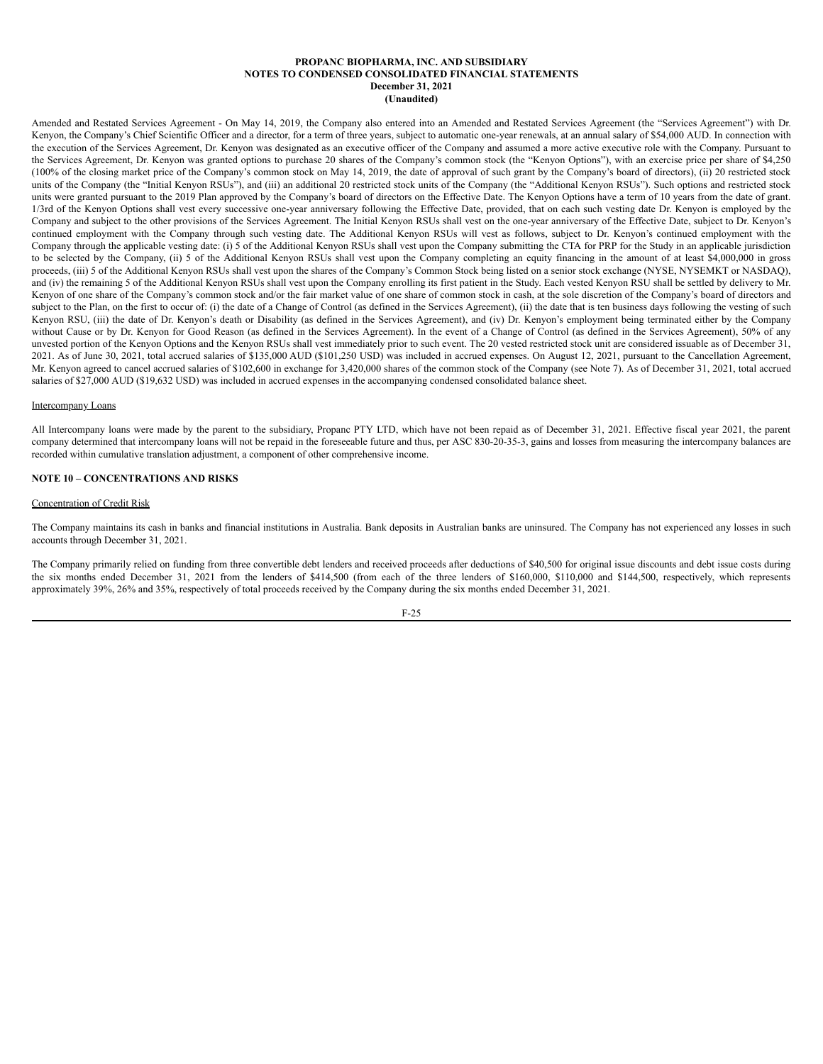Amended and Restated Services Agreement - On May 14, 2019, the Company also entered into an Amended and Restated Services Agreement (the "Services Agreement") with Dr. Kenyon, the Company's Chief Scientific Officer and a director, for a term of three years, subject to automatic one-year renewals, at an annual salary of $54,000 AUD. In connection with the execution of the Services Agreement, Dr. Kenyon was designated as an executive officer of the Company and assumed a more active executive role with the Company. Pursuant to the Services Agreement, Dr. Kenyon was granted options to purchase 20 shares of the Company's common stock (the "Kenyon Options"), with an exercise price per share of $4,250 (100% of the closing market price of the Company's common stock on May 14, 2019, the date of approval of such grant by the Company's board of directors), (ii) 20 restricted stock units of the Company (the "Initial Kenyon RSUs"), and (iii) an additional 20 restricted stock units of the Company (the "Additional Kenyon RSUs"). Such options and restricted stock units were granted pursuant to the 2019 Plan approved by the Company's board of directors on the Effective Date. The Kenyon Options have a term of 10 years from the date of grant. 1/3rd of the Kenyon Options shall vest every successive one-year anniversary following the Effective Date, provided, that on each such vesting date Dr. Kenyon is employed by the Company and subject to the other provisions of the Services Agreement. The Initial Kenyon RSUs shall vest on the one-year anniversary of the Effective Date, subject to Dr. Kenyon's continued employment with the Company through such vesting date. The Additional Kenyon RSUs will vest as follows, subject to Dr. Kenyon's continued employment with the Company through the applicable vesting date: (i) 5 of the Additional Kenyon RSUs shall vest upon the Company submitting the CTA for PRP for the Study in an applicable jurisdiction to be selected by the Company, (ii) 5 of the Additional Kenyon RSUs shall vest upon the Company completing an equity financing in the amount of at least $4,000,000 in gross proceeds, (iii) 5 of the Additional Kenyon RSUs shall vest upon the shares of the Company's Common Stock being listed on a senior stock exchange (NYSE, NYSEMKT or NASDAQ), and (iv) the remaining 5 of the Additional Kenyon RSUs shall vest upon the Company enrolling its first patient in the Study. Each vested Kenyon RSU shall be settled by delivery to Mr. Kenyon of one share of the Company's common stock and/or the fair market value of one share of common stock in cash, at the sole discretion of the Company's board of directors and subject to the Plan, on the first to occur of: (i) the date of a Change of Control (as defined in the Services Agreement), (ii) the date that is ten business days following the vesting of such Kenyon RSU, (iii) the date of Dr. Kenyon's death or Disability (as defined in the Services Agreement), and (iv) Dr. Kenyon's employment being terminated either by the Company without Cause or by Dr. Kenyon for Good Reason (as defined in the Services Agreement). In the event of a Change of Control (as defined in the Services Agreement), 50% of any unvested portion of the Kenyon Options and the Kenyon RSUs shall vest immediately prior to such event. The 20 vested restricted stock unit are considered issuable as of December 31, 2021. As of June 30, 2021, total accrued salaries of $135,000 AUD ($101,250 USD) was included in accrued expenses. On August 12, 2021, pursuant to the Cancellation Agreement, Mr. Kenyon agreed to cancel accrued salaries of $102,600 in exchange for 3,420,000 shares of the common stock of the Company (see Note 7). As of December 31, 2021, total accrued salaries of $27,000 AUD ($19,632 USD) was included in accrued expenses in the accompanying condensed consolidated balance sheet.

Intercompany Loans

All Intercompany loans were made by the parent to the subsidiary, Propanc PTY LTD, which have not been repaid as of December 31, 2021. Effective fiscal year 2021, the parent company determined that intercompany loans will not be repaid in the foreseeable future and thus, per ASC 830-20-35-3, gains and losses from measuring the intercompany balances are recorded within cumulative translation adjustment, a component of other comprehensive income.

## NOTE 10 – CONCENTRATIONS AND RISKS

Concentration of Credit Risk

The Company maintains its cash in banks and financial institutions in Australia. Bank deposits in Australian banks are uninsured. The Company has not experienced any losses in such accounts through December 31, 2021.

The Company primarily relied on funding from three convertible debt lenders and received proceeds after deductions of $40,500 for original issue discounts and debt issue costs during the six months ended December 31, 2021 from the lenders of $414,500 (from each of the three lenders of $160,000, $110,000 and $144,500, respectively, which represents approximately 39%, 26% and 35%, respectively of total proceeds received by the Company during the six months ended December 31, 2021.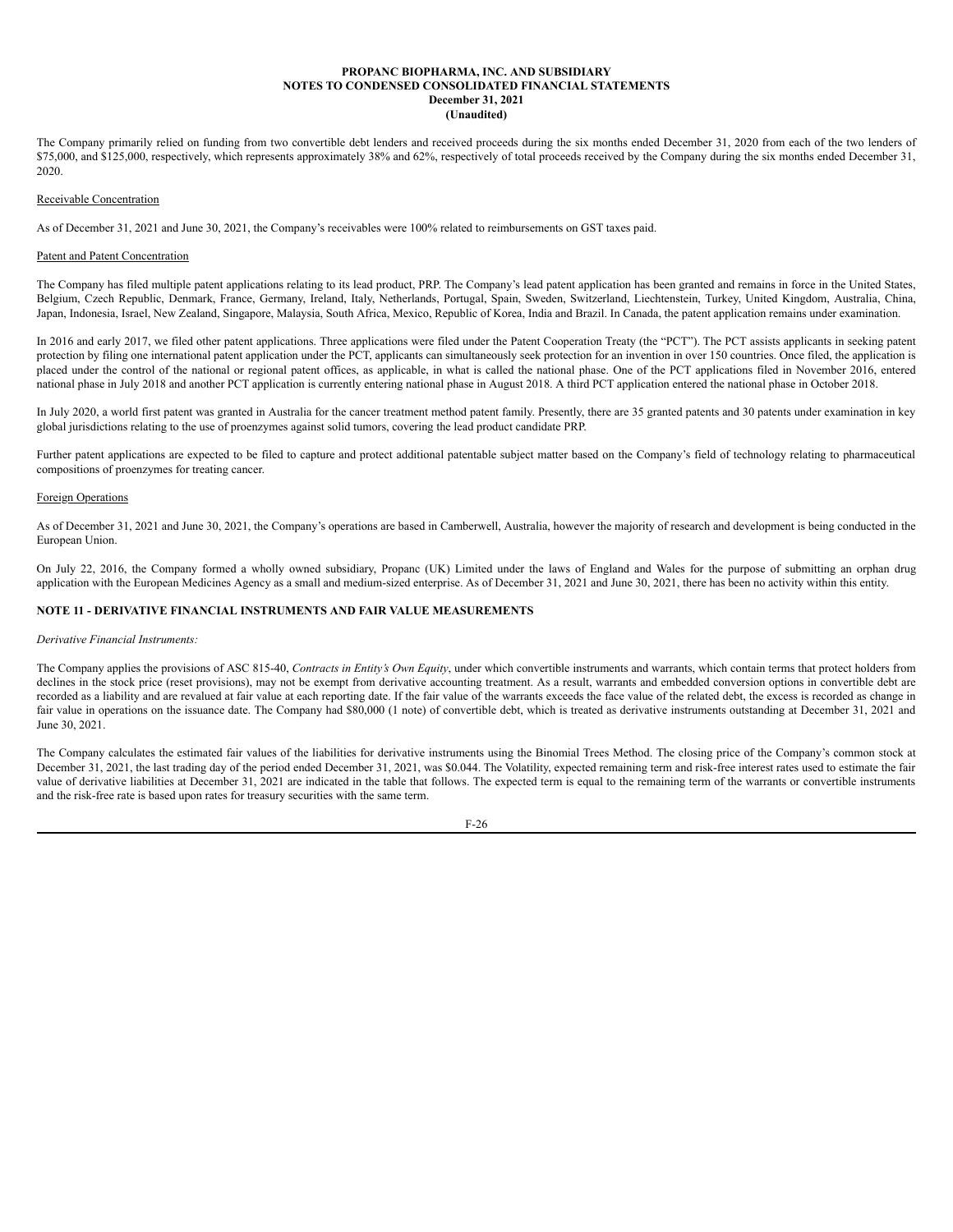The Company primarily relied on funding from two convertible debt lenders and received proceeds during the six months ended December 31, 2020 from each of the two lenders of $75,000, and $125,000, respectively, which represents approximately 38% and 62%, respectively of total proceeds received by the Company during the six months ended December 31, 2020.

Receivable Concentration

As of December 31, 2021 and June 30, 2021, the Company's receivables were 100% related to reimbursements on GST taxes paid.

Patent and Patent Concentration

The Company has filed multiple patent applications relating to its lead product, PRP. The Company's lead patent application has been granted and remains in force in the United States, Belgium, Czech Republic, Denmark, France, Germany, Ireland, Italy, Netherlands, Portugal, Spain, Sweden, Switzerland, Liechtenstein, Turkey, United Kingdom, Australia, China, Japan, Indonesia, Israel, New Zealand, Singapore, Malaysia, South Africa, Mexico, Republic of Korea, India and Brazil. In Canada, the patent application remains under examination.

In 2016 and early 2017, we filed other patent applications. Three applications were filed under the Patent Cooperation Treaty (the "PCT"). The PCT assists applicants in seeking patent protection by filing one international patent application under the PCT, applicants can simultaneously seek protection for an invention in over 150 countries. Once filed, the application is placed under the control of the national or regional patent offices, as applicable, in what is called the national phase. One of the PCT applications filed in November 2016, entered national phase in July 2018 and another PCT application is currently entering national phase in August 2018. A third PCT application entered the national phase in October 2018.

In July 2020, a world first patent was granted in Australia for the cancer treatment method patent family. Presently, there are 35 granted patents and 30 patents under examination in key global jurisdictions relating to the use of proenzymes against solid tumors, covering the lead product candidate PRP.

Further patent applications are expected to be filed to capture and protect additional patentable subject matter based on the Company's field of technology relating to pharmaceutical compositions of proenzymes for treating cancer.

Foreign Operations

As of December 31, 2021 and June 30, 2021, the Company's operations are based in Camberwell, Australia, however the majority of research and development is being conducted in the European Union.

On July 22, 2016, the Company formed a wholly owned subsidiary, Propanc (UK) Limited under the laws of England and Wales for the purpose of submitting an orphan drug application with the European Medicines Agency as a small and medium-sized enterprise. As of December 31, 2021 and June 30, 2021, there has been no activity within this entity.

## NOTE 11 - DERIVATIVE FINANCIAL INSTRUMENTS AND FAIR VALUE MEASUREMENTS

*Derivative Financial Instruments:*

The Company applies the provisions of ASC 815-40, *Contracts in Entity's Own Equity*, under which convertible instruments and warrants, which contain terms that protect holders from declines in the stock price (reset provisions), may not be exempt from derivative accounting treatment. As a result, warrants and embedded conversion options in convertible debt are recorded as a liability and are revalued at fair value at each reporting date. If the fair value of the warrants exceeds the face value of the related debt, the excess is recorded as change in fair value in operations on the issuance date. The Company had $80,000 (1 note) of convertible debt, which is treated as derivative instruments outstanding at December 31, 2021 and June 30, 2021.

The Company calculates the estimated fair values of the liabilities for derivative instruments using the Binomial Trees Method. The closing price of the Company's common stock at December 31, 2021, the last trading day of the period ended December 31, 2021, was $0.044. The Volatility, expected remaining term and risk-free interest rates used to estimate the fair value of derivative liabilities at December 31, 2021 are indicated in the table that follows. The expected term is equal to the remaining term of the warrants or convertible instruments and the risk-free rate is based upon rates for treasury securities with the same term.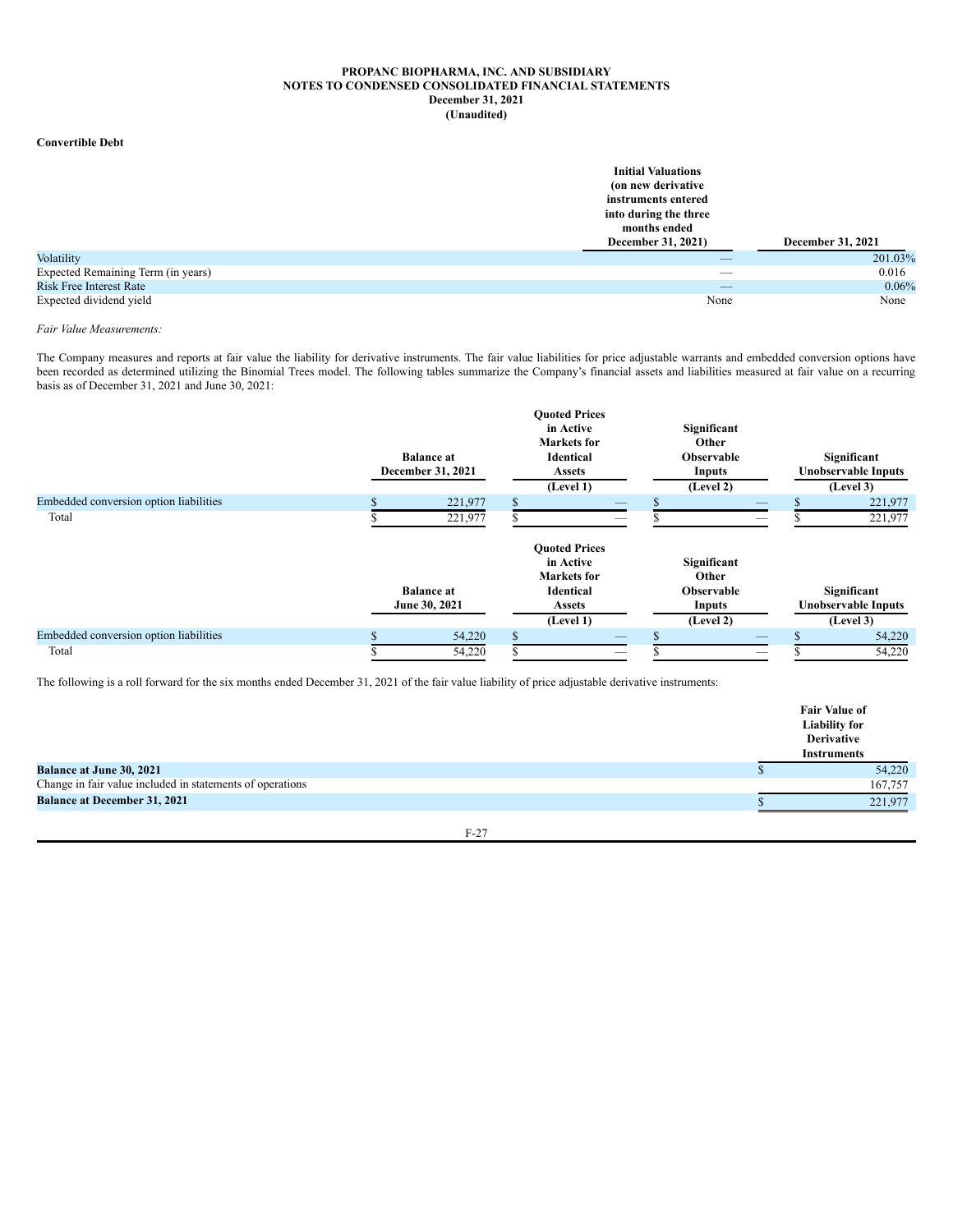**PROPANC BIOPHARMA, INC. AND SUBSIDIARY**
**NOTES TO CONDENSED CONSOLIDATED FINANCIAL STATEMENTS**
**December 31, 2021**
**(Unaudited)**

**Convertible Debt**

| | Initial Valuations (on new derivative instruments entered into during the three months ended December 31, 2021) | December 31, 2021 |
|---|---|---|
| Volatility | — | 201.03% |
| Expected Remaining Term (in years) | — | 0.016 |
| Risk Free Interest Rate | — | 0.06% |
| Expected dividend yield | None | None |

*Fair Value Measurements:*

The Company measures and reports at fair value the liability for derivative instruments. The fair value liabilities for price adjustable warrants and embedded conversion options have been recorded as determined utilizing the Binomial Trees model. The following tables summarize the Company's financial assets and liabilities measured at fair value on a recurring basis as of December 31, 2021 and June 30, 2021:

| | Balance at December 31, 2021 | Quoted Prices in Active Markets for Identical Assets (Level 1) | Significant Other Observable Inputs (Level 2) | Significant Unobservable Inputs (Level 3) |
|---|---|---|---|---|
| Embedded conversion option liabilities | $ 221,977 | $ — | $ — | $ 221,977 |
| Total | $ 221,977 | $ — | $ — | $ 221,977 |

| | Balance at June 30, 2021 | Quoted Prices in Active Markets for Identical Assets (Level 1) | Significant Other Observable Inputs (Level 2) | Significant Unobservable Inputs (Level 3) |
|---|---|---|---|---|
| Embedded conversion option liabilities | $ 54,220 | $ — | $ — | $ 54,220 |
| Total | $ 54,220 | $ — | $ — | $ 54,220 |

The following is a roll forward for the six months ended December 31, 2021 of the fair value liability of price adjustable derivative instruments:

| | Fair Value of Liability for Derivative Instruments |
|---|---|
| **Balance at June 30, 2021** | $ 54,220 |
| Change in fair value included in statements of operations | 167,757 |
| **Balance at December 31, 2021** | $ 221,977 |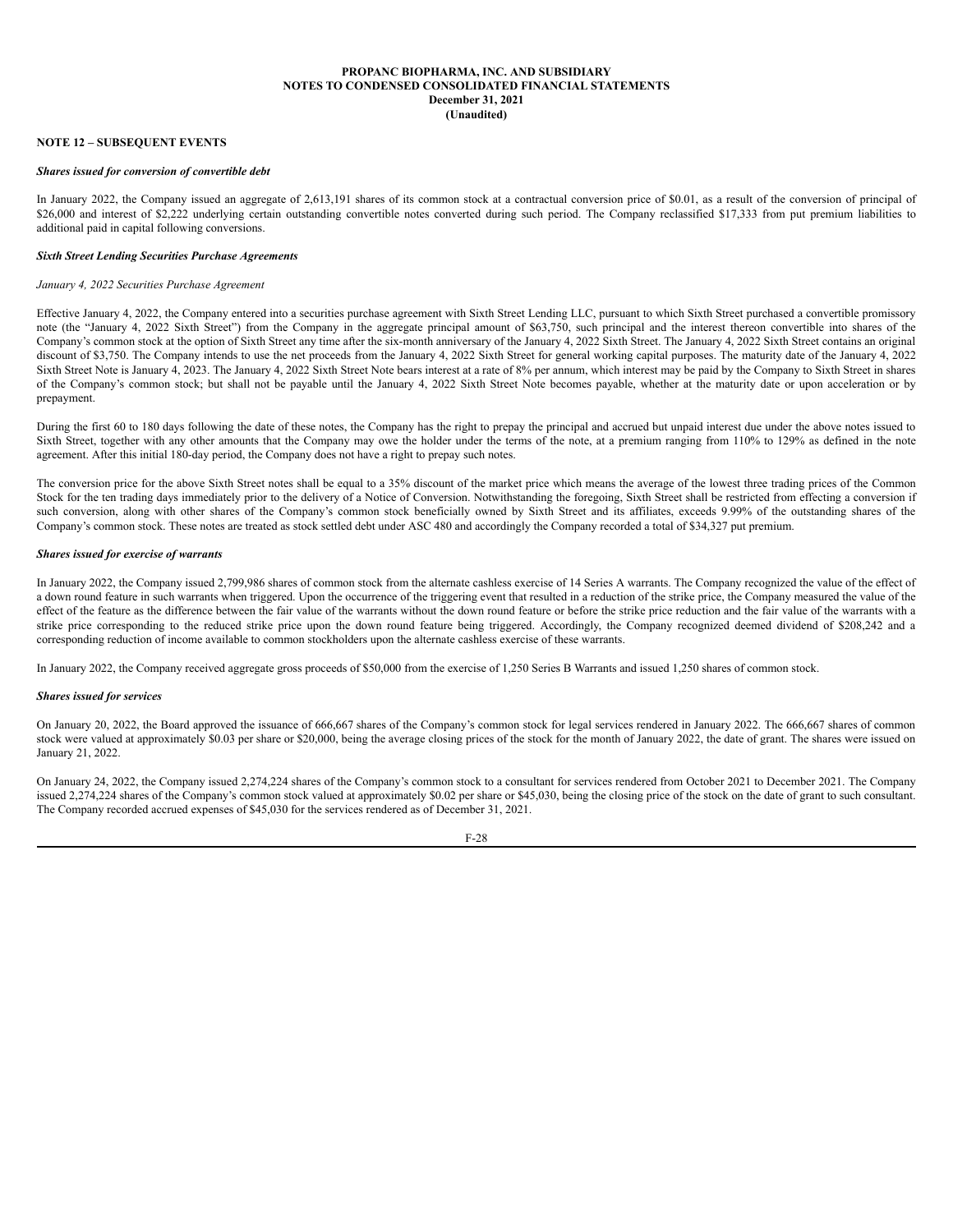**PROPANC BIOPHARMA, INC. AND SUBSIDIARY**
**NOTES TO CONDENSED CONSOLIDATED FINANCIAL STATEMENTS**
**December 31, 2021**
**(Unaudited)**

**NOTE 12 – SUBSEQUENT EVENTS**

***Shares issued for conversion of convertible debt***

In January 2022, the Company issued an aggregate of 2,613,191 shares of its common stock at a contractual conversion price of $0.01, as a result of the conversion of principal of $26,000 and interest of $2,222 underlying certain outstanding convertible notes converted during such period. The Company reclassified $17,333 from put premium liabilities to additional paid in capital following conversions.

***Sixth Street Lending Securities Purchase Agreements***

*January 4, 2022 Securities Purchase Agreement*

Effective January 4, 2022, the Company entered into a securities purchase agreement with Sixth Street Lending LLC, pursuant to which Sixth Street purchased a convertible promissory note (the "January 4, 2022 Sixth Street") from the Company in the aggregate principal amount of $63,750, such principal and the interest thereon convertible into shares of the Company's common stock at the option of Sixth Street any time after the six-month anniversary of the January 4, 2022 Sixth Street. The January 4, 2022 Sixth Street contains an original discount of $3,750. The Company intends to use the net proceeds from the January 4, 2022 Sixth Street for general working capital purposes. The maturity date of the January 4, 2022 Sixth Street Note is January 4, 2023. The January 4, 2022 Sixth Street Note bears interest at a rate of 8% per annum, which interest may be paid by the Company to Sixth Street in shares of the Company's common stock; but shall not be payable until the January 4, 2022 Sixth Street Note becomes payable, whether at the maturity date or upon acceleration or by prepayment.

During the first 60 to 180 days following the date of these notes, the Company has the right to prepay the principal and accrued but unpaid interest due under the above notes issued to Sixth Street, together with any other amounts that the Company may owe the holder under the terms of the note, at a premium ranging from 110% to 129% as defined in the note agreement. After this initial 180-day period, the Company does not have a right to prepay such notes.

The conversion price for the above Sixth Street notes shall be equal to a 35% discount of the market price which means the average of the lowest three trading prices of the Common Stock for the ten trading days immediately prior to the delivery of a Notice of Conversion. Notwithstanding the foregoing, Sixth Street shall be restricted from effecting a conversion if such conversion, along with other shares of the Company's common stock beneficially owned by Sixth Street and its affiliates, exceeds 9.99% of the outstanding shares of the Company's common stock. These notes are treated as stock settled debt under ASC 480 and accordingly the Company recorded a total of $34,327 put premium.

***Shares issued for exercise of warrants***

In January 2022, the Company issued 2,799,986 shares of common stock from the alternate cashless exercise of 14 Series A warrants. The Company recognized the value of the effect of a down round feature in such warrants when triggered. Upon the occurrence of the triggering event that resulted in a reduction of the strike price, the Company measured the value of the effect of the feature as the difference between the fair value of the warrants without the down round feature or before the strike price reduction and the fair value of the warrants with a strike price corresponding to the reduced strike price upon the down round feature being triggered. Accordingly, the Company recognized deemed dividend of $208,242 and a corresponding reduction of income available to common stockholders upon the alternate cashless exercise of these warrants.

In January 2022, the Company received aggregate gross proceeds of $50,000 from the exercise of 1,250 Series B Warrants and issued 1,250 shares of common stock.

***Shares issued for services***

On January 20, 2022, the Board approved the issuance of 666,667 shares of the Company's common stock for legal services rendered in January 2022. The 666,667 shares of common stock were valued at approximately $0.03 per share or $20,000, being the average closing prices of the stock for the month of January 2022, the date of grant. The shares were issued on January 21, 2022.

On January 24, 2022, the Company issued 2,274,224 shares of the Company's common stock to a consultant for services rendered from October 2021 to December 2021. The Company issued 2,274,224 shares of the Company's common stock valued at approximately $0.02 per share or $45,030, being the closing price of the stock on the date of grant to such consultant. The Company recorded accrued expenses of $45,030 for the services rendered as of December 31, 2021.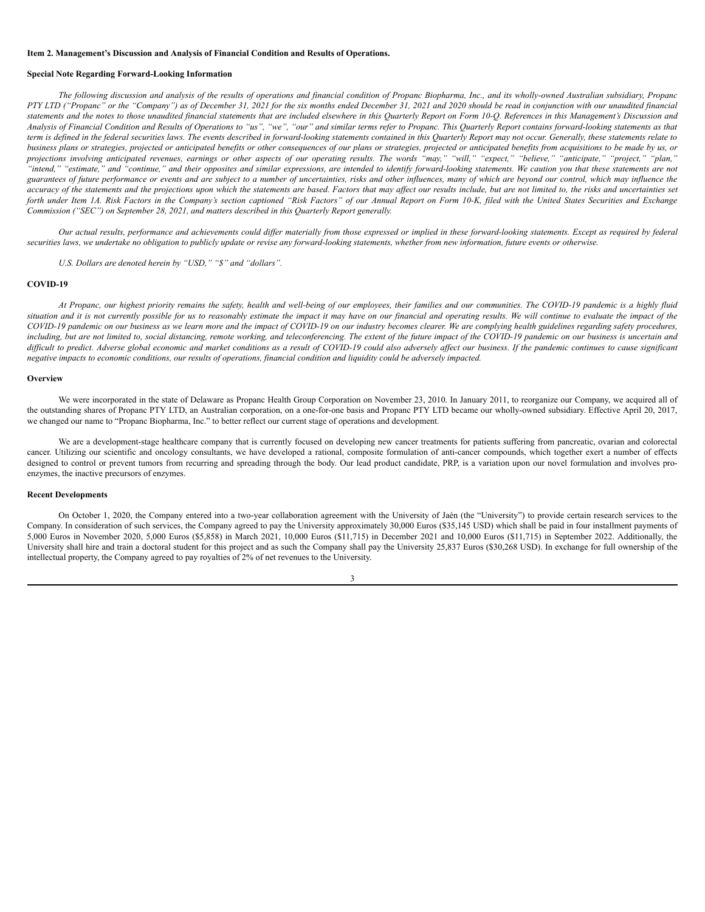**Item 2. Management's Discussion and Analysis of Financial Condition and Results of Operations.**

**Special Note Regarding Forward-Looking Information**

*The following discussion and analysis of the results of operations and financial condition of Propanc Biopharma, Inc., and its wholly-owned Australian subsidiary, Propanc PTY LTD ("Propanc" or the "Company") as of December 31, 2021 for the six months ended December 31, 2021 and 2020 should be read in conjunction with our unaudited financial statements and the notes to those unaudited financial statements that are included elsewhere in this Quarterly Report on Form 10-Q. References in this Management's Discussion and Analysis of Financial Condition and Results of Operations to "us", "we", "our" and similar terms refer to Propanc. This Quarterly Report contains forward-looking statements as that term is defined in the federal securities laws. The events described in forward-looking statements contained in this Quarterly Report may not occur. Generally, these statements relate to business plans or strategies, projected or anticipated benefits or other consequences of our plans or strategies, projected or anticipated benefits from acquisitions to be made by us, or projections involving anticipated revenues, earnings or other aspects of our operating results. The words "may," "will," "expect," "believe," "anticipate," "project," "plan," "intend," "estimate," and "continue," and their opposites and similar expressions, are intended to identify forward-looking statements. We caution you that these statements are not guarantees of future performance or events and are subject to a number of uncertainties, risks and other influences, many of which are beyond our control, which may influence the accuracy of the statements and the projections upon which the statements are based. Factors that may affect our results include, but are not limited to, the risks and uncertainties set forth under Item 1A. Risk Factors in the Company's section captioned "Risk Factors" of our Annual Report on Form 10-K, filed with the United States Securities and Exchange Commission ("SEC") on September 28, 2021, and matters described in this Quarterly Report generally.*

*Our actual results, performance and achievements could differ materially from those expressed or implied in these forward-looking statements. Except as required by federal securities laws, we undertake no obligation to publicly update or revise any forward-looking statements, whether from new information, future events or otherwise.*

*U.S. Dollars are denoted herein by "USD," "$" and "dollars".*

**COVID-19**

*At Propanc, our highest priority remains the safety, health and well-being of our employees, their families and our communities. The COVID-19 pandemic is a highly fluid situation and it is not currently possible for us to reasonably estimate the impact it may have on our financial and operating results. We will continue to evaluate the impact of the COVID-19 pandemic on our business as we learn more and the impact of COVID-19 on our industry becomes clearer. We are complying health guidelines regarding safety procedures, including, but are not limited to, social distancing, remote working, and teleconferencing. The extent of the future impact of the COVID-19 pandemic on our business is uncertain and difficult to predict. Adverse global economic and market conditions as a result of COVID-19 could also adversely affect our business. If the pandemic continues to cause significant negative impacts to economic conditions, our results of operations, financial condition and liquidity could be adversely impacted.*

**Overview**

We were incorporated in the state of Delaware as Propanc Health Group Corporation on November 23, 2010. In January 2011, to reorganize our Company, we acquired all of the outstanding shares of Propanc PTY LTD, an Australian corporation, on a one-for-one basis and Propanc PTY LTD became our wholly-owned subsidiary. Effective April 20, 2017, we changed our name to "Propanc Biopharma, Inc." to better reflect our current stage of operations and development.

We are a development-stage healthcare company that is currently focused on developing new cancer treatments for patients suffering from pancreatic, ovarian and colorectal cancer. Utilizing our scientific and oncology consultants, we have developed a rational, composite formulation of anti-cancer compounds, which together exert a number of effects designed to control or prevent tumors from recurring and spreading through the body. Our lead product candidate, PRP, is a variation upon our novel formulation and involves pro-enzymes, the inactive precursors of enzymes.

**Recent Developments**

On October 1, 2020, the Company entered into a two-year collaboration agreement with the University of Jaén (the "University") to provide certain research services to the Company. In consideration of such services, the Company agreed to pay the University approximately 30,000 Euros ($35,145 USD) which shall be paid in four installment payments of 5,000 Euros in November 2020, 5,000 Euros ($5,858) in March 2021, 10,000 Euros ($11,715) in December 2021 and 10,000 Euros ($11,715) in September 2022. Additionally, the University shall hire and train a doctoral student for this project and as such the Company shall pay the University 25,837 Euros ($30,268 USD). In exchange for full ownership of the intellectual property, the Company agreed to pay royalties of 2% of net revenues to the University.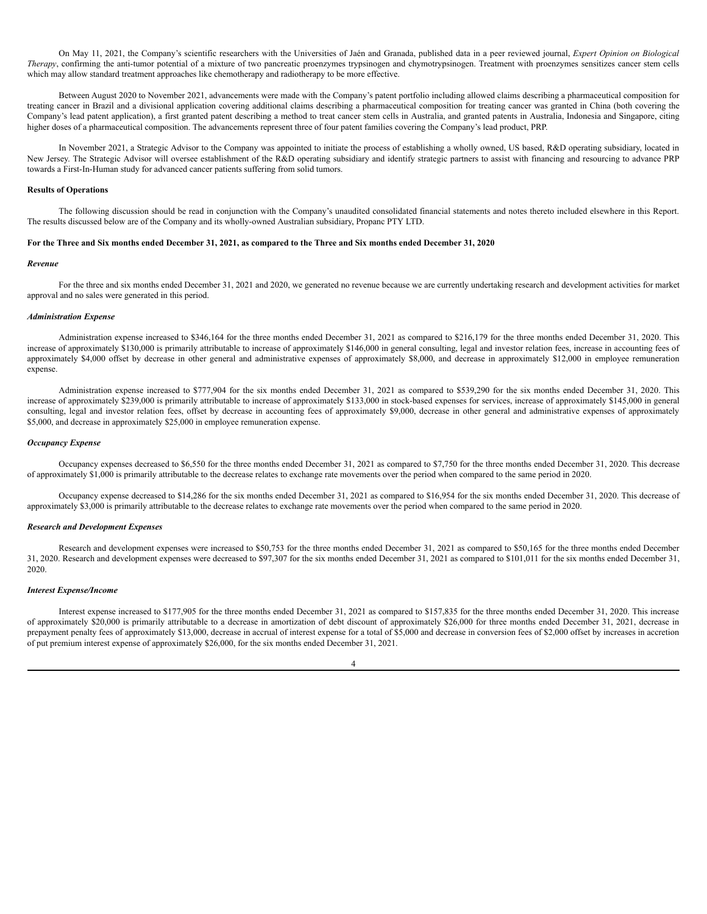On May 11, 2021, the Company's scientific researchers with the Universities of Jaén and Granada, published data in a peer reviewed journal, *Expert Opinion on Biological Therapy*, confirming the anti-tumor potential of a mixture of two pancreatic proenzymes trypsinogen and chymotrypsinogen. Treatment with proenzymes sensitizes cancer stem cells which may allow standard treatment approaches like chemotherapy and radiotherapy to be more effective.

Between August 2020 to November 2021, advancements were made with the Company's patent portfolio including allowed claims describing a pharmaceutical composition for treating cancer in Brazil and a divisional application covering additional claims describing a pharmaceutical composition for treating cancer was granted in China (both covering the Company's lead patent application), a first granted patent describing a method to treat cancer stem cells in Australia, and granted patents in Australia, Indonesia and Singapore, citing higher doses of a pharmaceutical composition. The advancements represent three of four patent families covering the Company's lead product, PRP.

In November 2021, a Strategic Advisor to the Company was appointed to initiate the process of establishing a wholly owned, US based, R&D operating subsidiary, located in New Jersey. The Strategic Advisor will oversee establishment of the R&D operating subsidiary and identify strategic partners to assist with financing and resourcing to advance PRP towards a First-In-Human study for advanced cancer patients suffering from solid tumors.

**Results of Operations**

The following discussion should be read in conjunction with the Company's unaudited consolidated financial statements and notes thereto included elsewhere in this Report. The results discussed below are of the Company and its wholly-owned Australian subsidiary, Propanc PTY LTD.

**For the Three and Six months ended December 31, 2021, as compared to the Three and Six months ended December 31, 2020**

***Revenue***

For the three and six months ended December 31, 2021 and 2020, we generated no revenue because we are currently undertaking research and development activities for market approval and no sales were generated in this period.

***Administration Expense***

Administration expense increased to $346,164 for the three months ended December 31, 2021 as compared to $216,179 for the three months ended December 31, 2020. This increase of approximately $130,000 is primarily attributable to increase of approximately $146,000 in general consulting, legal and investor relation fees, increase in accounting fees of approximately $4,000 offset by decrease in other general and administrative expenses of approximately $8,000, and decrease in approximately $12,000 in employee remuneration expense.

Administration expense increased to $777,904 for the six months ended December 31, 2021 as compared to $539,290 for the six months ended December 31, 2020. This increase of approximately $239,000 is primarily attributable to increase of approximately $133,000 in stock-based expenses for services, increase of approximately $145,000 in general consulting, legal and investor relation fees, offset by decrease in accounting fees of approximately $9,000, decrease in other general and administrative expenses of approximately $5,000, and decrease in approximately $25,000 in employee remuneration expense.

***Occupancy Expense***

Occupancy expenses decreased to $6,550 for the three months ended December 31, 2021 as compared to $7,750 for the three months ended December 31, 2020. This decrease of approximately $1,000 is primarily attributable to the decrease relates to exchange rate movements over the period when compared to the same period in 2020.

Occupancy expense decreased to $14,286 for the six months ended December 31, 2021 as compared to $16,954 for the six months ended December 31, 2020. This decrease of approximately $3,000 is primarily attributable to the decrease relates to exchange rate movements over the period when compared to the same period in 2020.

***Research and Development Expenses***

Research and development expenses were increased to $50,753 for the three months ended December 31, 2021 as compared to $50,165 for the three months ended December 31, 2020. Research and development expenses were decreased to $97,307 for the six months ended December 31, 2021 as compared to $101,011 for the six months ended December 31, 2020.

***Interest Expense/Income***

Interest expense increased to $177,905 for the three months ended December 31, 2021 as compared to $157,835 for the three months ended December 31, 2020. This increase of approximately $20,000 is primarily attributable to a decrease in amortization of debt discount of approximately $26,000 for three months ended December 31, 2021, decrease in prepayment penalty fees of approximately $13,000, decrease in accrual of interest expense for a total of $5,000 and decrease in conversion fees of $2,000 offset by increases in accretion of put premium interest expense of approximately $26,000, for the six months ended December 31, 2021.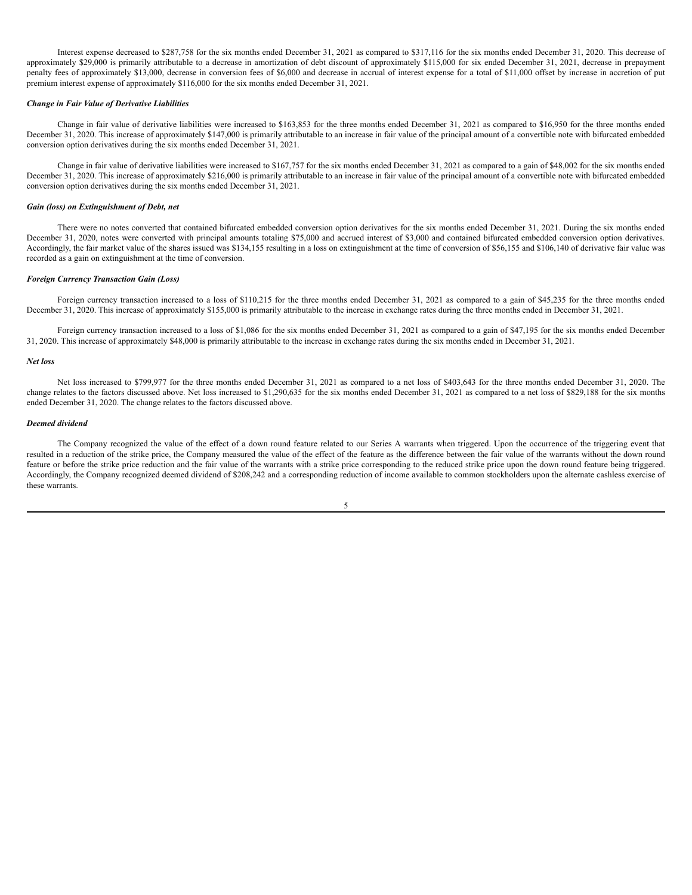Interest expense decreased to $287,758 for the six months ended December 31, 2021 as compared to $317,116 for the six months ended December 31, 2020. This decrease of approximately $29,000 is primarily attributable to a decrease in amortization of debt discount of approximately $115,000 for six ended December 31, 2021, decrease in prepayment penalty fees of approximately $13,000, decrease in conversion fees of $6,000 and decrease in accrual of interest expense for a total of $11,000 offset by increase in accretion of put premium interest expense of approximately $116,000 for the six months ended December 31, 2021.

***Change in Fair Value of Derivative Liabilities***

Change in fair value of derivative liabilities were increased to $163,853 for the three months ended December 31, 2021 as compared to $16,950 for the three months ended December 31, 2020. This increase of approximately $147,000 is primarily attributable to an increase in fair value of the principal amount of a convertible note with bifurcated embedded conversion option derivatives during the six months ended December 31, 2021.

Change in fair value of derivative liabilities were increased to $167,757 for the six months ended December 31, 2021 as compared to a gain of $48,002 for the six months ended December 31, 2020. This increase of approximately $216,000 is primarily attributable to an increase in fair value of the principal amount of a convertible note with bifurcated embedded conversion option derivatives during the six months ended December 31, 2021.

***Gain (loss) on Extinguishment of Debt, net***

There were no notes converted that contained bifurcated embedded conversion option derivatives for the six months ended December 31, 2021. During the six months ended December 31, 2020, notes were converted with principal amounts totaling $75,000 and accrued interest of $3,000 and contained bifurcated embedded conversion option derivatives. Accordingly, the fair market value of the shares issued was $134,155 resulting in a loss on extinguishment at the time of conversion of $56,155 and $106,140 of derivative fair value was recorded as a gain on extinguishment at the time of conversion.

***Foreign Currency Transaction Gain (Loss)***

Foreign currency transaction increased to a loss of $110,215 for the three months ended December 31, 2021 as compared to a gain of $45,235 for the three months ended December 31, 2020. This increase of approximately $155,000 is primarily attributable to the increase in exchange rates during the three months ended in December 31, 2021.

Foreign currency transaction increased to a loss of $1,086 for the six months ended December 31, 2021 as compared to a gain of $47,195 for the six months ended December 31, 2020. This increase of approximately $48,000 is primarily attributable to the increase in exchange rates during the six months ended in December 31, 2021.

***Net loss***

Net loss increased to $799,977 for the three months ended December 31, 2021 as compared to a net loss of $403,643 for the three months ended December 31, 2020. The change relates to the factors discussed above. Net loss increased to $1,290,635 for the six months ended December 31, 2021 as compared to a net loss of $829,188 for the six months ended December 31, 2020. The change relates to the factors discussed above.

***Deemed dividend***

The Company recognized the value of the effect of a down round feature related to our Series A warrants when triggered. Upon the occurrence of the triggering event that resulted in a reduction of the strike price, the Company measured the value of the effect of the feature as the difference between the fair value of the warrants without the down round feature or before the strike price reduction and the fair value of the warrants with a strike price corresponding to the reduced strike price upon the down round feature being triggered. Accordingly, the Company recognized deemed dividend of $208,242 and a corresponding reduction of income available to common stockholders upon the alternate cashless exercise of these warrants.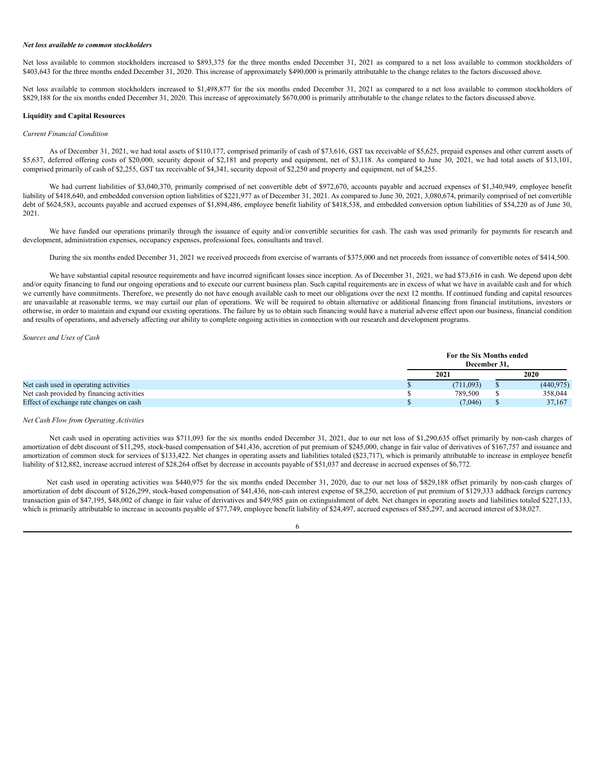***Net loss available to common stockholders***

Net loss available to common stockholders increased to $893,375 for the three months ended December 31, 2021 as compared to a net loss available to common stockholders of $403,643 for the three months ended December 31, 2020. This increase of approximately $490,000 is primarily attributable to the change relates to the factors discussed above.

Net loss available to common stockholders increased to $1,498,877 for the six months ended December 31, 2021 as compared to a net loss available to common stockholders of $829,188 for the six months ended December 31, 2020. This increase of approximately $670,000 is primarily attributable to the change relates to the factors discussed above.

**Liquidity and Capital Resources**

*Current Financial Condition*

As of December 31, 2021, we had total assets of $110,177, comprised primarily of cash of $73,616, GST tax receivable of $5,625, prepaid expenses and other current assets of $5,637, deferred offering costs of $20,000, security deposit of $2,181 and property and equipment, net of $3,118. As compared to June 30, 2021, we had total assets of $13,101, comprised primarily of cash of $2,255, GST tax receivable of $4,341, security deposit of $2,250 and property and equipment, net of $4,255.

We had current liabilities of $3,040,370, primarily comprised of net convertible debt of $972,670, accounts payable and accrued expenses of $1,340,949, employee benefit liability of $418,640, and embedded conversion option liabilities of $221,977 as of December 31, 2021. As compared to June 30, 2021, 3,080,674, primarily comprised of net convertible debt of $624,583, accounts payable and accrued expenses of $1,894,486, employee benefit liability of $418,538, and embedded conversion option liabilities of $54,220 as of June 30, 2021.

We have funded our operations primarily through the issuance of equity and/or convertible securities for cash. The cash was used primarily for payments for research and development, administration expenses, occupancy expenses, professional fees, consultants and travel.

During the six months ended December 31, 2021 we received proceeds from exercise of warrants of $375,000 and net proceeds from issuance of convertible notes of $414,500.

We have substantial capital resource requirements and have incurred significant losses since inception. As of December 31, 2021, we had $73,616 in cash. We depend upon debt and/or equity financing to fund our ongoing operations and to execute our current business plan. Such capital requirements are in excess of what we have in available cash and for which we currently have commitments. Therefore, we presently do not have enough available cash to meet our obligations over the next 12 months. If continued funding and capital resources are unavailable at reasonable terms, we may curtail our plan of operations. We will be required to obtain alternative or additional financing from financial institutions, investors or otherwise, in order to maintain and expand our existing operations. The failure by us to obtain such financing would have a material adverse effect upon our business, financial condition and results of operations, and adversely affecting our ability to complete ongoing activities in connection with our research and development programs.

*Sources and Uses of Cash*

| | For the Six Months ended December 31, | |
|---|---|---|
| | 2021 | 2020 |
| Net cash used in operating activities | $ (711,093) | $ (440,975) |
| Net cash provided by financing activities | $ 789,500 | $ 358,044 |
| Effect of exchange rate changes on cash | $ (7,046) | $ 37,167 |

*Net Cash Flow from Operating Activities*

Net cash used in operating activities was $711,093 for the six months ended December 31, 2021, due to our net loss of $1,290,635 offset primarily by non-cash charges of amortization of debt discount of $11,295, stock-based compensation of $41,436, accretion of put premium of $245,000, change in fair value of derivatives of $167,757 and issuance and amortization of common stock for services of $133,422. Net changes in operating assets and liabilities totaled ($23,717), which is primarily attributable to increase in employee benefit liability of $12,882, increase accrued interest of $28,264 offset by decrease in accounts payable of $51,037 and decrease in accrued expenses of $6,772.

Net cash used in operating activities was $440,975 for the six months ended December 31, 2020, due to our net loss of $829,188 offset primarily by non-cash charges of amortization of debt discount of $126,299, stock-based compensation of $41,436, non-cash interest expense of $8,250, accretion of put premium of $129,333 addback foreign currency transaction gain of $47,195, $48,002 of change in fair value of derivatives and $49,985 gain on extinguishment of debt. Net changes in operating assets and liabilities totaled $227,133, which is primarily attributable to increase in accounts payable of $77,749, employee benefit liability of $24,497, accrued expenses of $85,297, and accrued interest of $38,027.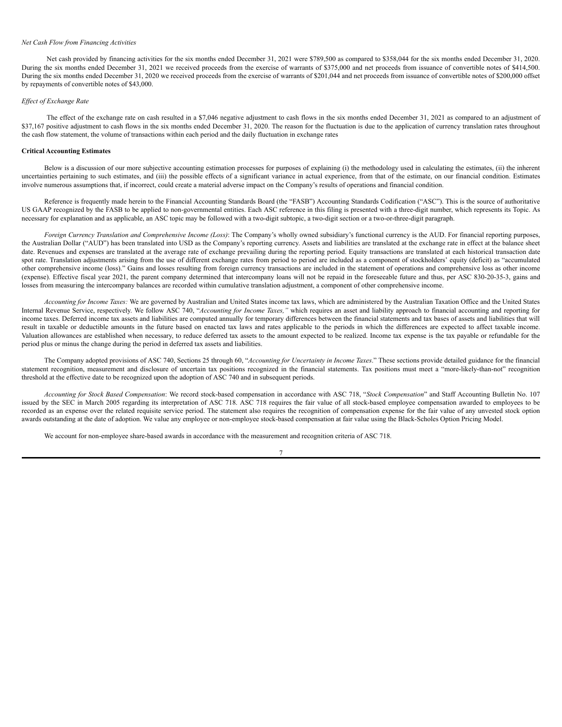*Net Cash Flow from Financing Activities*

Net cash provided by financing activities for the six months ended December 31, 2021 were $789,500 as compared to $358,044 for the six months ended December 31, 2020. During the six months ended December 31, 2021 we received proceeds from the exercise of warrants of $375,000 and net proceeds from issuance of convertible notes of $414,500. During the six months ended December 31, 2020 we received proceeds from the exercise of warrants of $201,044 and net proceeds from issuance of convertible notes of $200,000 offset by repayments of convertible notes of $43,000.

*Effect of Exchange Rate*

The effect of the exchange rate on cash resulted in a $7,046 negative adjustment to cash flows in the six months ended December 31, 2021 as compared to an adjustment of $37,167 positive adjustment to cash flows in the six months ended December 31, 2020. The reason for the fluctuation is due to the application of currency translation rates throughout the cash flow statement, the volume of transactions within each period and the daily fluctuation in exchange rates

**Critical Accounting Estimates**

Below is a discussion of our more subjective accounting estimation processes for purposes of explaining (i) the methodology used in calculating the estimates, (ii) the inherent uncertainties pertaining to such estimates, and (iii) the possible effects of a significant variance in actual experience, from that of the estimate, on our financial condition. Estimates involve numerous assumptions that, if incorrect, could create a material adverse impact on the Company's results of operations and financial condition.

Reference is frequently made herein to the Financial Accounting Standards Board (the "FASB") Accounting Standards Codification ("ASC"). This is the source of authoritative US GAAP recognized by the FASB to be applied to non-governmental entities. Each ASC reference in this filing is presented with a three-digit number, which represents its Topic. As necessary for explanation and as applicable, an ASC topic may be followed with a two-digit subtopic, a two-digit section or a two-or-three-digit paragraph.

*Foreign Currency Translation and Comprehensive Income (Loss)*: The Company's wholly owned subsidiary's functional currency is the AUD. For financial reporting purposes, the Australian Dollar ("AUD") has been translated into USD as the Company's reporting currency. Assets and liabilities are translated at the exchange rate in effect at the balance sheet date. Revenues and expenses are translated at the average rate of exchange prevailing during the reporting period. Equity transactions are translated at each historical transaction date spot rate. Translation adjustments arising from the use of different exchange rates from period to period are included as a component of stockholders' equity (deficit) as "accumulated other comprehensive income (loss)." Gains and losses resulting from foreign currency transactions are included in the statement of operations and comprehensive loss as other income (expense). Effective fiscal year 2021, the parent company determined that intercompany loans will not be repaid in the foreseeable future and thus, per ASC 830-20-35-3, gains and losses from measuring the intercompany balances are recorded within cumulative translation adjustment, a component of other comprehensive income.

*Accounting for Income Taxes:* We are governed by Australian and United States income tax laws, which are administered by the Australian Taxation Office and the United States Internal Revenue Service, respectively. We follow ASC 740, "*Accounting for Income Taxes,"* which requires an asset and liability approach to financial accounting and reporting for income taxes. Deferred income tax assets and liabilities are computed annually for temporary differences between the financial statements and tax bases of assets and liabilities that will result in taxable or deductible amounts in the future based on enacted tax laws and rates applicable to the periods in which the differences are expected to affect taxable income. Valuation allowances are established when necessary, to reduce deferred tax assets to the amount expected to be realized. Income tax expense is the tax payable or refundable for the period plus or minus the change during the period in deferred tax assets and liabilities.

The Company adopted provisions of ASC 740, Sections 25 through 60, "*Accounting for Uncertainty in Income Taxes*." These sections provide detailed guidance for the financial statement recognition, measurement and disclosure of uncertain tax positions recognized in the financial statements. Tax positions must meet a "more-likely-than-not" recognition threshold at the effective date to be recognized upon the adoption of ASC 740 and in subsequent periods.

*Accounting for Stock Based Compensation*: We record stock-based compensation in accordance with ASC 718, "*Stock Compensation*" and Staff Accounting Bulletin No. 107 issued by the SEC in March 2005 regarding its interpretation of ASC 718. ASC 718 requires the fair value of all stock-based employee compensation awarded to employees to be recorded as an expense over the related requisite service period. The statement also requires the recognition of compensation expense for the fair value of any unvested stock option awards outstanding at the date of adoption. We value any employee or non-employee stock-based compensation at fair value using the Black-Scholes Option Pricing Model.

We account for non-employee share-based awards in accordance with the measurement and recognition criteria of ASC 718.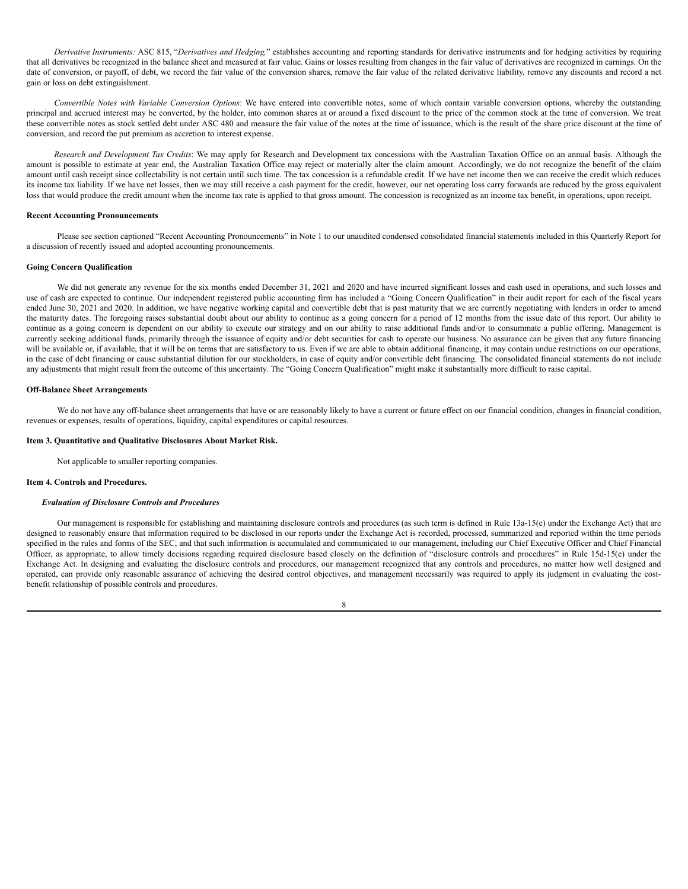*Derivative Instruments:* ASC 815, "*Derivatives and Hedging,*" establishes accounting and reporting standards for derivative instruments and for hedging activities by requiring that all derivatives be recognized in the balance sheet and measured at fair value. Gains or losses resulting from changes in the fair value of derivatives are recognized in earnings. On the date of conversion, or payoff, of debt, we record the fair value of the conversion shares, remove the fair value of the related derivative liability, remove any discounts and record a net gain or loss on debt extinguishment.

*Convertible Notes with Variable Conversion Options*: We have entered into convertible notes, some of which contain variable conversion options, whereby the outstanding principal and accrued interest may be converted, by the holder, into common shares at or around a fixed discount to the price of the common stock at the time of conversion. We treat these convertible notes as stock settled debt under ASC 480 and measure the fair value of the notes at the time of issuance, which is the result of the share price discount at the time of conversion, and record the put premium as accretion to interest expense.

*Research and Development Tax Credits*: We may apply for Research and Development tax concessions with the Australian Taxation Office on an annual basis. Although the amount is possible to estimate at year end, the Australian Taxation Office may reject or materially alter the claim amount. Accordingly, we do not recognize the benefit of the claim amount until cash receipt since collectability is not certain until such time. The tax concession is a refundable credit. If we have net income then we can receive the credit which reduces its income tax liability. If we have net losses, then we may still receive a cash payment for the credit, however, our net operating loss carry forwards are reduced by the gross equivalent loss that would produce the credit amount when the income tax rate is applied to that gross amount. The concession is recognized as an income tax benefit, in operations, upon receipt.

**Recent Accounting Pronouncements**

Please see section captioned "Recent Accounting Pronouncements" in Note 1 to our unaudited condensed consolidated financial statements included in this Quarterly Report for a discussion of recently issued and adopted accounting pronouncements.

**Going Concern Qualification**

We did not generate any revenue for the six months ended December 31, 2021 and 2020 and have incurred significant losses and cash used in operations, and such losses and use of cash are expected to continue. Our independent registered public accounting firm has included a "Going Concern Qualification" in their audit report for each of the fiscal years ended June 30, 2021 and 2020. In addition, we have negative working capital and convertible debt that is past maturity that we are currently negotiating with lenders in order to amend the maturity dates. The foregoing raises substantial doubt about our ability to continue as a going concern for a period of 12 months from the issue date of this report. Our ability to continue as a going concern is dependent on our ability to execute our strategy and on our ability to raise additional funds and/or to consummate a public offering. Management is currently seeking additional funds, primarily through the issuance of equity and/or debt securities for cash to operate our business. No assurance can be given that any future financing will be available or, if available, that it will be on terms that are satisfactory to us. Even if we are able to obtain additional financing, it may contain undue restrictions on our operations, in the case of debt financing or cause substantial dilution for our stockholders, in case of equity and/or convertible debt financing. The consolidated financial statements do not include any adjustments that might result from the outcome of this uncertainty. The "Going Concern Qualification" might make it substantially more difficult to raise capital.

**Off-Balance Sheet Arrangements**

We do not have any off-balance sheet arrangements that have or are reasonably likely to have a current or future effect on our financial condition, changes in financial condition, revenues or expenses, results of operations, liquidity, capital expenditures or capital resources.

**Item 3. Quantitative and Qualitative Disclosures About Market Risk.**

Not applicable to smaller reporting companies.

**Item 4. Controls and Procedures.**

***Evaluation of Disclosure Controls and Procedures***

Our management is responsible for establishing and maintaining disclosure controls and procedures (as such term is defined in Rule 13a-15(e) under the Exchange Act) that are designed to reasonably ensure that information required to be disclosed in our reports under the Exchange Act is recorded, processed, summarized and reported within the time periods specified in the rules and forms of the SEC, and that such information is accumulated and communicated to our management, including our Chief Executive Officer and Chief Financial Officer, as appropriate, to allow timely decisions regarding required disclosure based closely on the definition of "disclosure controls and procedures" in Rule 15d-15(e) under the Exchange Act. In designing and evaluating the disclosure controls and procedures, our management recognized that any controls and procedures, no matter how well designed and operated, can provide only reasonable assurance of achieving the desired control objectives, and management necessarily was required to apply its judgment in evaluating the cost-benefit relationship of possible controls and procedures.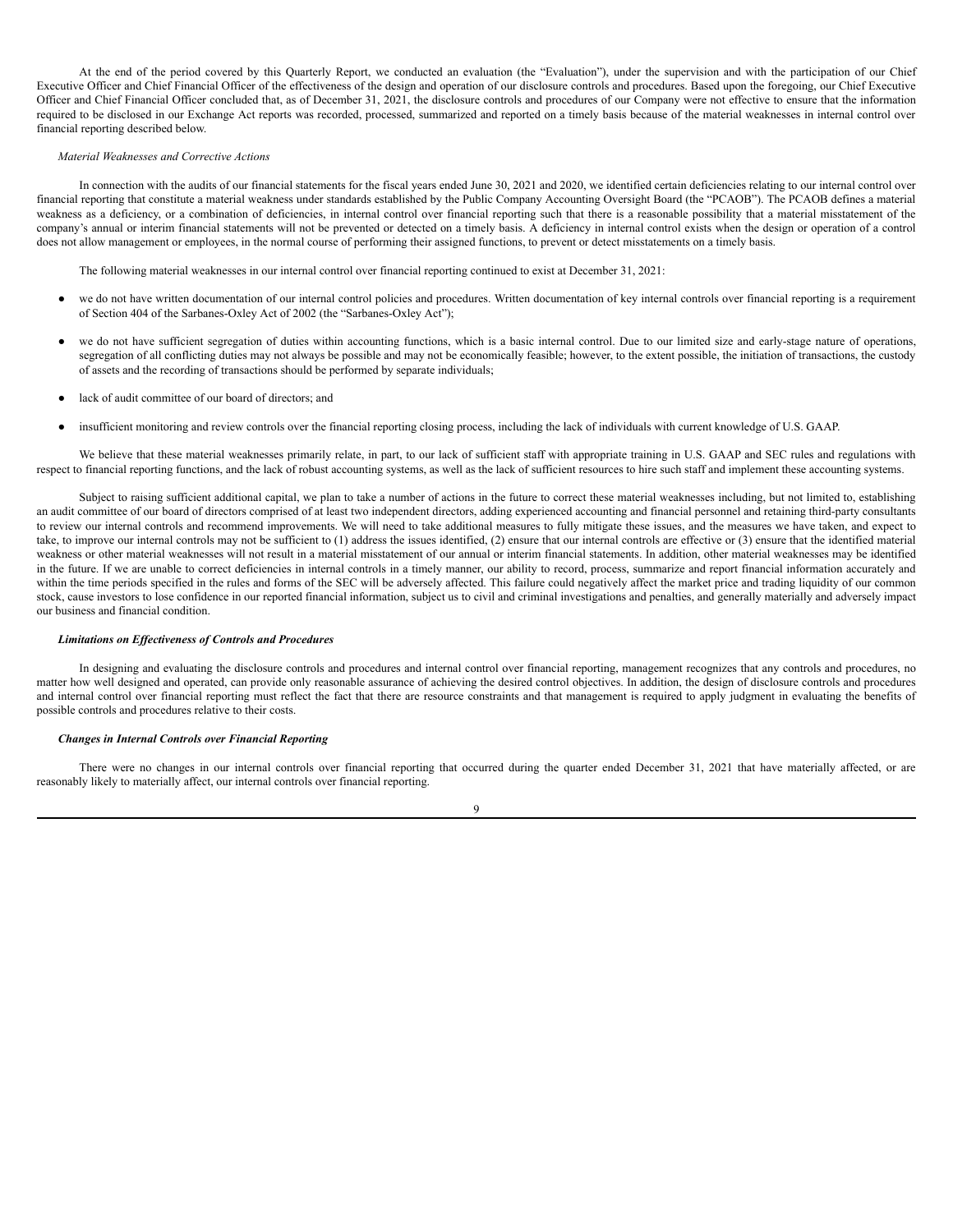At the end of the period covered by this Quarterly Report, we conducted an evaluation (the "Evaluation"), under the supervision and with the participation of our Chief Executive Officer and Chief Financial Officer of the effectiveness of the design and operation of our disclosure controls and procedures. Based upon the foregoing, our Chief Executive Officer and Chief Financial Officer concluded that, as of December 31, 2021, the disclosure controls and procedures of our Company were not effective to ensure that the information required to be disclosed in our Exchange Act reports was recorded, processed, summarized and reported on a timely basis because of the material weaknesses in internal control over financial reporting described below.

*Material Weaknesses and Corrective Actions*

In connection with the audits of our financial statements for the fiscal years ended June 30, 2021 and 2020, we identified certain deficiencies relating to our internal control over financial reporting that constitute a material weakness under standards established by the Public Company Accounting Oversight Board (the "PCAOB"). The PCAOB defines a material weakness as a deficiency, or a combination of deficiencies, in internal control over financial reporting such that there is a reasonable possibility that a material misstatement of the company's annual or interim financial statements will not be prevented or detected on a timely basis. A deficiency in internal control exists when the design or operation of a control does not allow management or employees, in the normal course of performing their assigned functions, to prevent or detect misstatements on a timely basis.

The following material weaknesses in our internal control over financial reporting continued to exist at December 31, 2021:

- we do not have written documentation of our internal control policies and procedures. Written documentation of key internal controls over financial reporting is a requirement of Section 404 of the Sarbanes-Oxley Act of 2002 (the "Sarbanes-Oxley Act");
- we do not have sufficient segregation of duties within accounting functions, which is a basic internal control. Due to our limited size and early-stage nature of operations, segregation of all conflicting duties may not always be possible and may not be economically feasible; however, to the extent possible, the initiation of transactions, the custody of assets and the recording of transactions should be performed by separate individuals;
- lack of audit committee of our board of directors; and
- insufficient monitoring and review controls over the financial reporting closing process, including the lack of individuals with current knowledge of U.S. GAAP.

We believe that these material weaknesses primarily relate, in part, to our lack of sufficient staff with appropriate training in U.S. GAAP and SEC rules and regulations with respect to financial reporting functions, and the lack of robust accounting systems, as well as the lack of sufficient resources to hire such staff and implement these accounting systems.

Subject to raising sufficient additional capital, we plan to take a number of actions in the future to correct these material weaknesses including, but not limited to, establishing an audit committee of our board of directors comprised of at least two independent directors, adding experienced accounting and financial personnel and retaining third-party consultants to review our internal controls and recommend improvements. We will need to take additional measures to fully mitigate these issues, and the measures we have taken, and expect to take, to improve our internal controls may not be sufficient to (1) address the issues identified, (2) ensure that our internal controls are effective or (3) ensure that the identified material weakness or other material weaknesses will not result in a material misstatement of our annual or interim financial statements. In addition, other material weaknesses may be identified in the future. If we are unable to correct deficiencies in internal controls in a timely manner, our ability to record, process, summarize and report financial information accurately and within the time periods specified in the rules and forms of the SEC will be adversely affected. This failure could negatively affect the market price and trading liquidity of our common stock, cause investors to lose confidence in our reported financial information, subject us to civil and criminal investigations and penalties, and generally materially and adversely impact our business and financial condition.

***Limitations on Effectiveness of Controls and Procedures***

In designing and evaluating the disclosure controls and procedures and internal control over financial reporting, management recognizes that any controls and procedures, no matter how well designed and operated, can provide only reasonable assurance of achieving the desired control objectives. In addition, the design of disclosure controls and procedures and internal control over financial reporting must reflect the fact that there are resource constraints and that management is required to apply judgment in evaluating the benefits of possible controls and procedures relative to their costs.

***Changes in Internal Controls over Financial Reporting***

There were no changes in our internal controls over financial reporting that occurred during the quarter ended December 31, 2021 that have materially affected, or are reasonably likely to materially affect, our internal controls over financial reporting.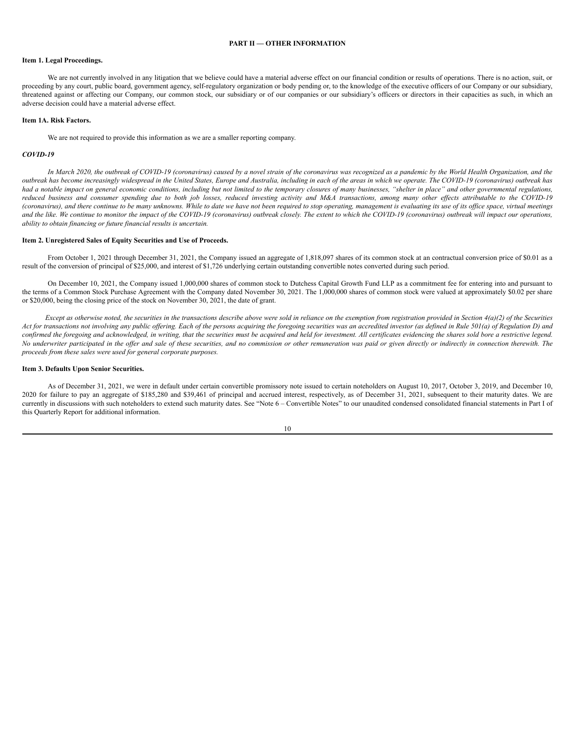# PART II — OTHER INFORMATION

## Item 1. Legal Proceedings.

We are not currently involved in any litigation that we believe could have a material adverse effect on our financial condition or results of operations. There is no action, suit, or proceeding by any court, public board, government agency, self-regulatory organization or body pending or, to the knowledge of the executive officers of our Company or our subsidiary, threatened against or affecting our Company, our common stock, our subsidiary or of our companies or our subsidiary's officers or directors in their capacities as such, in which an adverse decision could have a material adverse effect.

## Item 1A. Risk Factors.

We are not required to provide this information as we are a smaller reporting company.

### *COVID-19*

*In March 2020, the outbreak of COVID-19 (coronavirus) caused by a novel strain of the coronavirus was recognized as a pandemic by the World Health Organization, and the outbreak has become increasingly widespread in the United States, Europe and Australia, including in each of the areas in which we operate. The COVID-19 (coronavirus) outbreak has had a notable impact on general economic conditions, including but not limited to the temporary closures of many businesses, "shelter in place" and other governmental regulations, reduced business and consumer spending due to both job losses, reduced investing activity and M&A transactions, among many other effects attributable to the COVID-19 (coronavirus), and there continue to be many unknowns. While to date we have not been required to stop operating, management is evaluating its use of its office space, virtual meetings and the like. We continue to monitor the impact of the COVID-19 (coronavirus) outbreak closely. The extent to which the COVID-19 (coronavirus) outbreak will impact our operations, ability to obtain financing or future financial results is uncertain.*

## Item 2. Unregistered Sales of Equity Securities and Use of Proceeds.

From October 1, 2021 through December 31, 2021, the Company issued an aggregate of 1,818,097 shares of its common stock at an contractual conversion price of $0.01 as a result of the conversion of principal of $25,000, and interest of $1,726 underlying certain outstanding convertible notes converted during such period.

On December 10, 2021, the Company issued 1,000,000 shares of common stock to Dutchess Capital Growth Fund LLP as a commitment fee for entering into and pursuant to the terms of a Common Stock Purchase Agreement with the Company dated November 30, 2021. The 1,000,000 shares of common stock were valued at approximately $0.02 per share or $20,000, being the closing price of the stock on November 30, 2021, the date of grant.

*Except as otherwise noted, the securities in the transactions describe above were sold in reliance on the exemption from registration provided in Section 4(a)(2) of the Securities Act for transactions not involving any public offering. Each of the persons acquiring the foregoing securities was an accredited investor (as defined in Rule 501(a) of Regulation D) and confirmed the foregoing and acknowledged, in writing, that the securities must be acquired and held for investment. All certificates evidencing the shares sold bore a restrictive legend. No underwriter participated in the offer and sale of these securities, and no commission or other remuneration was paid or given directly or indirectly in connection therewith. The proceeds from these sales were used for general corporate purposes.*

## Item 3. Defaults Upon Senior Securities.

As of December 31, 2021, we were in default under certain convertible promissory note issued to certain noteholders on August 10, 2017, October 3, 2019, and December 10, 2020 for failure to pay an aggregate of $185,280 and $39,461 of principal and accrued interest, respectively, as of December 31, 2021, subsequent to their maturity dates. We are currently in discussions with such noteholders to extend such maturity dates. See "Note 6 – Convertible Notes" to our unaudited condensed consolidated financial statements in Part I of this Quarterly Report for additional information.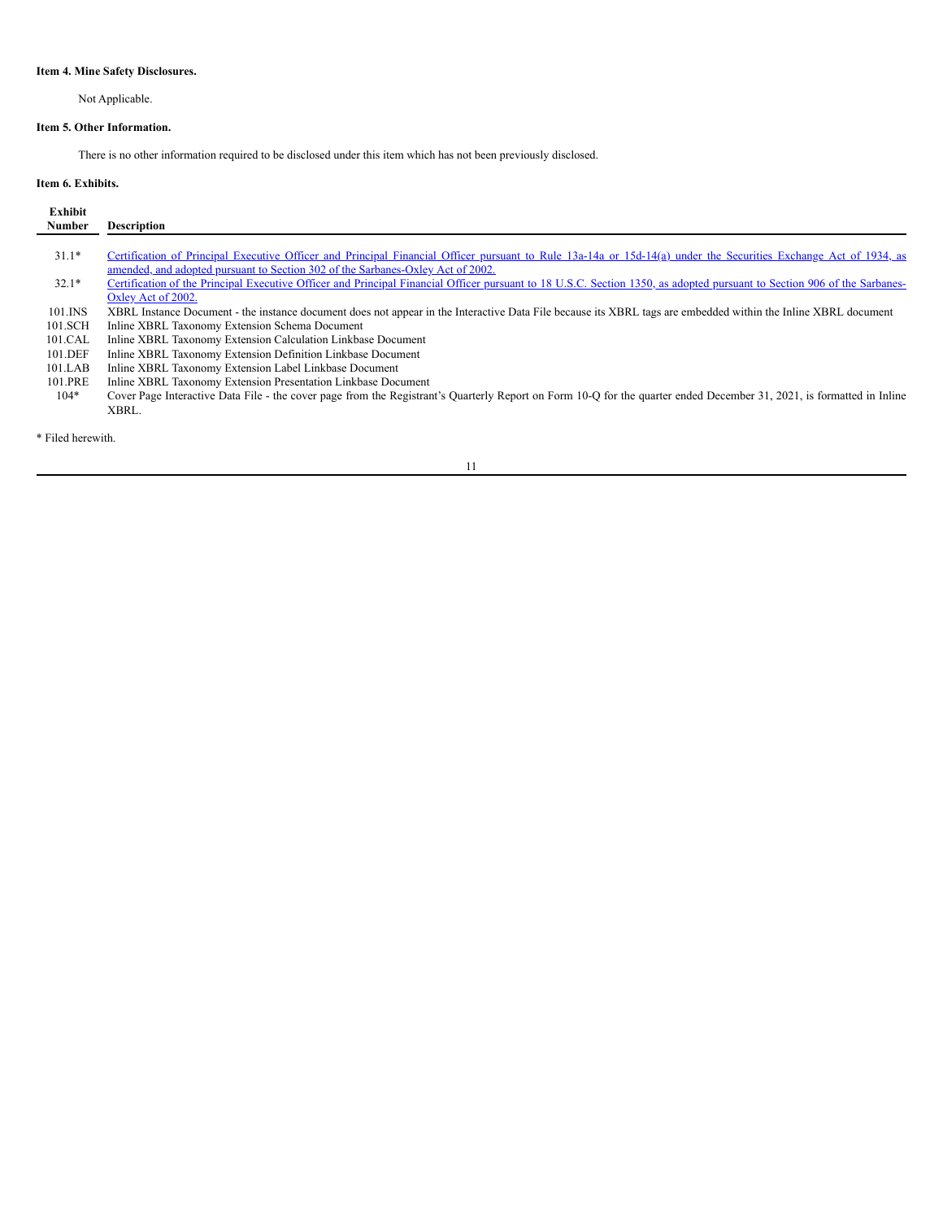**Item 4. Mine Safety Disclosures.**

Not Applicable.

**Item 5. Other Information.**

There is no other information required to be disclosed under this item which has not been previously disclosed.

**Item 6. Exhibits.**

| Exhibit Number | Description |
|---|---|
| 31.1* | Certification of Principal Executive Officer and Principal Financial Officer pursuant to Rule 13a-14a or 15d-14(a) under the Securities Exchange Act of 1934, as amended, and adopted pursuant to Section 302 of the Sarbanes-Oxley Act of 2002. |
| 32.1* | Certification of the Principal Executive Officer and Principal Financial Officer pursuant to 18 U.S.C. Section 1350, as adopted pursuant to Section 906 of the Sarbanes-Oxley Act of 2002. |
| 101.INS | XBRL Instance Document - the instance document does not appear in the Interactive Data File because its XBRL tags are embedded within the Inline XBRL document |
| 101.SCH | Inline XBRL Taxonomy Extension Schema Document |
| 101.CAL | Inline XBRL Taxonomy Extension Calculation Linkbase Document |
| 101.DEF | Inline XBRL Taxonomy Extension Definition Linkbase Document |
| 101.LAB | Inline XBRL Taxonomy Extension Label Linkbase Document |
| 101.PRE | Inline XBRL Taxonomy Extension Presentation Linkbase Document |
| 104* | Cover Page Interactive Data File - the cover page from the Registrant's Quarterly Report on Form 10-Q for the quarter ended December 31, 2021, is formatted in Inline XBRL. |

* Filed herewith.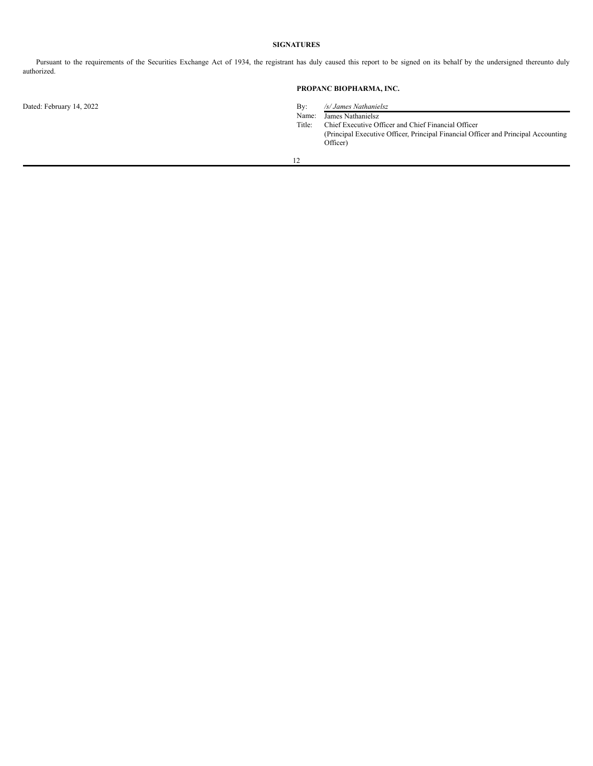## SIGNATURES

Pursuant to the requirements of the Securities Exchange Act of 1934, the registrant has duly caused this report to be signed on its behalf by the undersigned thereunto duly authorized.

**PROPANC BIOPHARMA, INC.**

Dated: February 14, 2022

By: */s/ James Nathanielsz*
Name: James Nathanielsz
Title: Chief Executive Officer and Chief Financial Officer
(Principal Executive Officer, Principal Financial Officer and Principal Accounting Officer)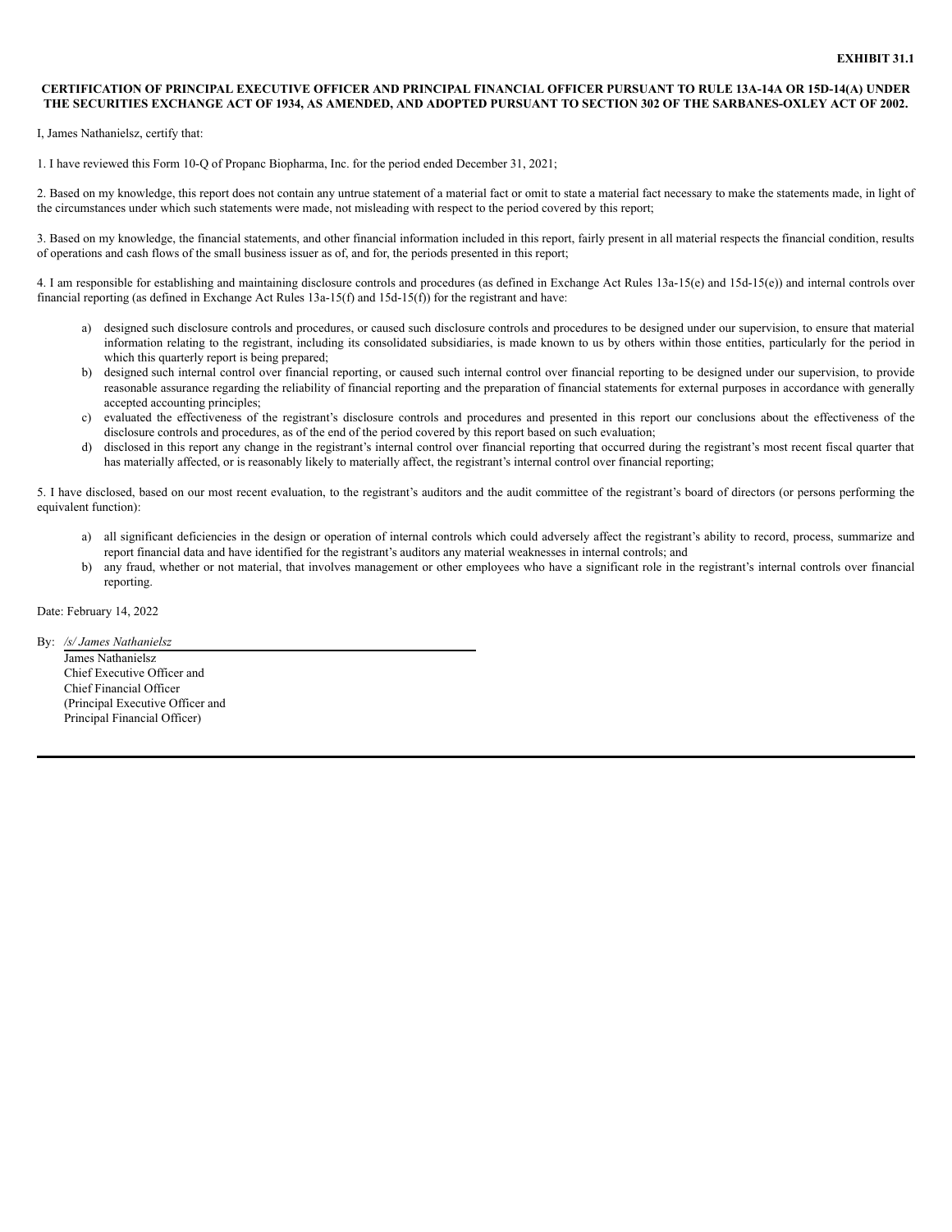**EXHIBIT 31.1**

**CERTIFICATION OF PRINCIPAL EXECUTIVE OFFICER AND PRINCIPAL FINANCIAL OFFICER PURSUANT TO RULE 13A-14A OR 15D-14(A) UNDER THE SECURITIES EXCHANGE ACT OF 1934, AS AMENDED, AND ADOPTED PURSUANT TO SECTION 302 OF THE SARBANES-OXLEY ACT OF 2002.**

I, James Nathanielsz, certify that:

1. I have reviewed this Form 10-Q of Propanc Biopharma, Inc. for the period ended December 31, 2021;

2. Based on my knowledge, this report does not contain any untrue statement of a material fact or omit to state a material fact necessary to make the statements made, in light of the circumstances under which such statements were made, not misleading with respect to the period covered by this report;

3. Based on my knowledge, the financial statements, and other financial information included in this report, fairly present in all material respects the financial condition, results of operations and cash flows of the small business issuer as of, and for, the periods presented in this report;

4. I am responsible for establishing and maintaining disclosure controls and procedures (as defined in Exchange Act Rules 13a-15(e) and 15d-15(e)) and internal controls over financial reporting (as defined in Exchange Act Rules 13a-15(f) and 15d-15(f)) for the registrant and have:

a) designed such disclosure controls and procedures, or caused such disclosure controls and procedures to be designed under our supervision, to ensure that material information relating to the registrant, including its consolidated subsidiaries, is made known to us by others within those entities, particularly for the period in which this quarterly report is being prepared;

b) designed such internal control over financial reporting, or caused such internal control over financial reporting to be designed under our supervision, to provide reasonable assurance regarding the reliability of financial reporting and the preparation of financial statements for external purposes in accordance with generally accepted accounting principles;

c) evaluated the effectiveness of the registrant's disclosure controls and procedures and presented in this report our conclusions about the effectiveness of the disclosure controls and procedures, as of the end of the period covered by this report based on such evaluation;

d) disclosed in this report any change in the registrant's internal control over financial reporting that occurred during the registrant's most recent fiscal quarter that has materially affected, or is reasonably likely to materially affect, the registrant's internal control over financial reporting;

5. I have disclosed, based on our most recent evaluation, to the registrant's auditors and the audit committee of the registrant's board of directors (or persons performing the equivalent function):

a) all significant deficiencies in the design or operation of internal controls which could adversely affect the registrant's ability to record, process, summarize and report financial data and have identified for the registrant's auditors any material weaknesses in internal controls; and

b) any fraud, whether or not material, that involves management or other employees who have a significant role in the registrant's internal controls over financial reporting.

Date: February 14, 2022

By: */s/ James Nathanielsz*

James Nathanielsz
Chief Executive Officer and
Chief Financial Officer
(Principal Executive Officer and
Principal Financial Officer)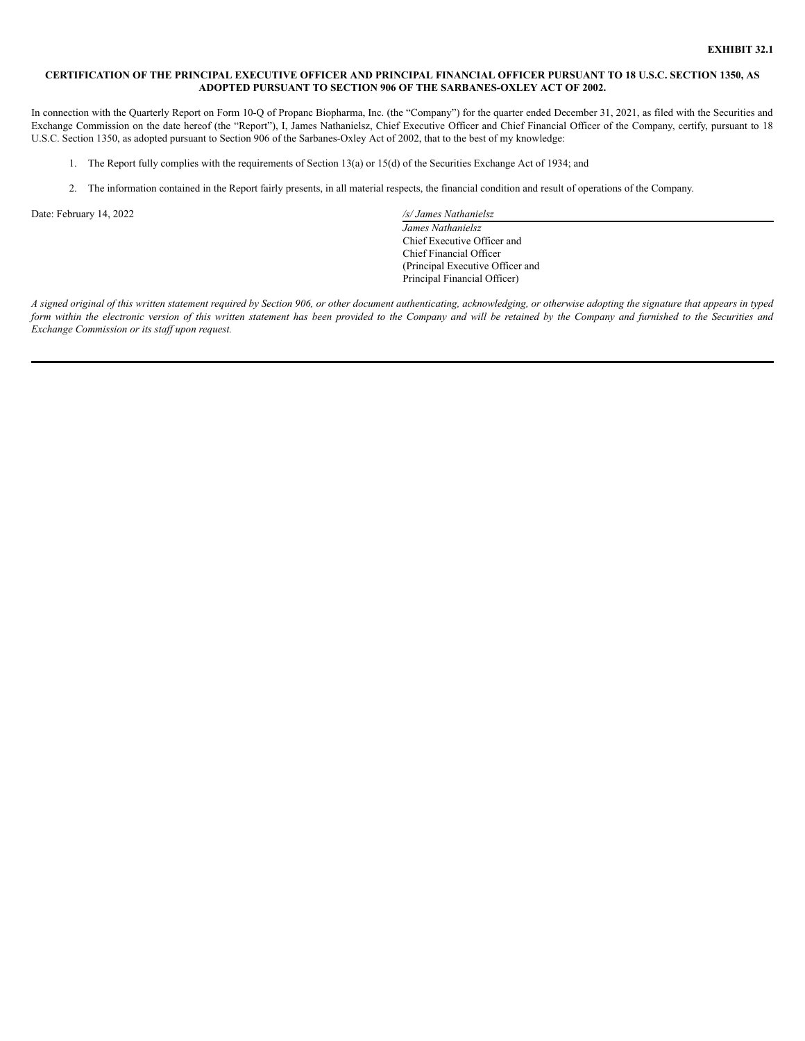**EXHIBIT 32.1**

**CERTIFICATION OF THE PRINCIPAL EXECUTIVE OFFICER AND PRINCIPAL FINANCIAL OFFICER PURSUANT TO 18 U.S.C. SECTION 1350, AS ADOPTED PURSUANT TO SECTION 906 OF THE SARBANES-OXLEY ACT OF 2002.**

In connection with the Quarterly Report on Form 10-Q of Propanc Biopharma, Inc. (the "Company") for the quarter ended December 31, 2021, as filed with the Securities and Exchange Commission on the date hereof (the "Report"), I, James Nathanielsz, Chief Executive Officer and Chief Financial Officer of the Company, certify, pursuant to 18 U.S.C. Section 1350, as adopted pursuant to Section 906 of the Sarbanes-Oxley Act of 2002, that to the best of my knowledge:

1. The Report fully complies with the requirements of Section 13(a) or 15(d) of the Securities Exchange Act of 1934; and
2. The information contained in the Report fairly presents, in all material respects, the financial condition and result of operations of the Company.

Date: February 14, 2022

*/s/ James Nathanielsz*
*James Nathanielsz*
Chief Executive Officer and
Chief Financial Officer
(Principal Executive Officer and
Principal Financial Officer)

*A signed original of this written statement required by Section 906, or other document authenticating, acknowledging, or otherwise adopting the signature that appears in typed form within the electronic version of this written statement has been provided to the Company and will be retained by the Company and furnished to the Securities and Exchange Commission or its staff upon request.*